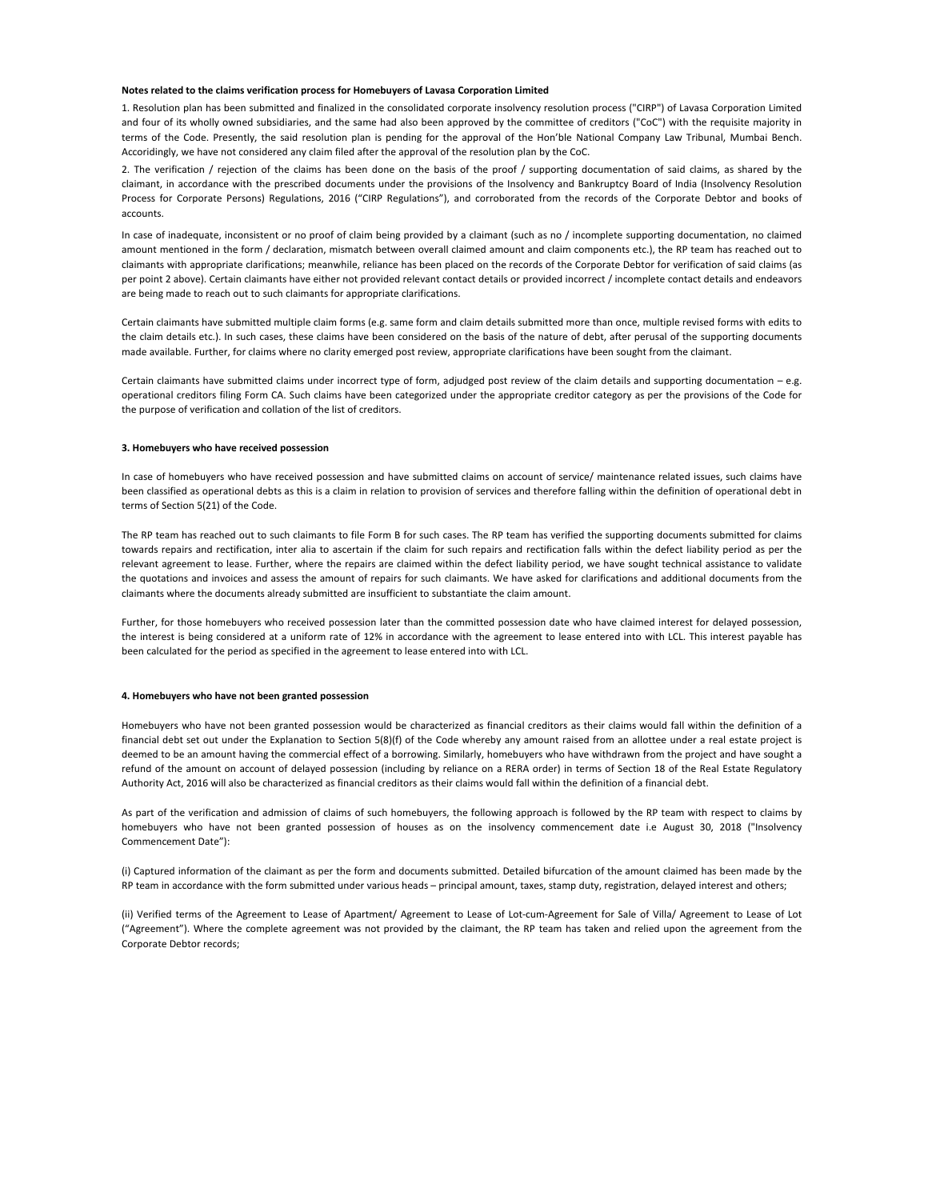**Notes related to the claims verification process for Homebuyers of Lavasa Corporation Limited**

1. Resolution plan has been submitted and finalized in the consolidated corporate insolvency resolution process ("CIRP") of Lavasa Corporation Limited and four of its wholly owned subsidiaries, and the same had also been approved by the committee of creditors ("CoC") with the requisite majority in terms of the Code. Presently, the said resolution plan is pending for the approval of the Hon'ble National Company Law Tribunal, Mumbai Bench. Accoridingly, we have not considered any claim filed after the approval of the resolution plan by the CoC.

2. The verification / rejection of the claims has been done on the basis of the proof / supporting documentation of said claims, as shared by the claimant, in accordance with the prescribed documents under the provisions of the Insolvency and Bankruptcy Board of India (Insolvency Resolution Process for Corporate Persons) Regulations, 2016 ("CIRP Regulations"), and corroborated from the records of the Corporate Debtor and books of accounts.

In case of inadequate, inconsistent or no proof of claim being provided by a claimant (such as no / incomplete supporting documentation, no claimed amount mentioned in the form / declaration, mismatch between overall claimed amount and claim components etc.), the RP team has reached out to claimants with appropriate clarifications; meanwhile, reliance has been placed on the records of the Corporate Debtor for verification of said claims (as per point 2 above). Certain claimants have either not provided relevant contact details or provided incorrect / incomplete contact details and endeavors are being made to reach out to such claimants for appropriate clarifications.

Certain claimants have submitted multiple claim forms (e.g. same form and claim details submitted more than once, multiple revised forms with edits to the claim details etc.). In such cases, these claims have been considered on the basis of the nature of debt, after perusal of the supporting documents made available. Further, for claims where no clarity emerged post review, appropriate clarifications have been sought from the claimant.

Certain claimants have submitted claims under incorrect type of form, adjudged post review of the claim details and supporting documentation – e.g. operational creditors filing Form CA. Such claims have been categorized under the appropriate creditor category as per the provisions of the Code for the purpose of verification and collation of the list of creditors.

**3. Homebuyers who have received possession**

In case of homebuyers who have received possession and have submitted claims on account of service/ maintenance related issues, such claims have been classified as operational debts as this is a claim in relation to provision of services and therefore falling within the definition of operational debt in terms of Section 5(21) of the Code.

The RP team has reached out to such claimants to file Form B for such cases. The RP team has verified the supporting documents submitted for claims towards repairs and rectification, inter alia to ascertain if the claim for such repairs and rectification falls within the defect liability period as per the relevant agreement to lease. Further, where the repairs are claimed within the defect liability period, we have sought technical assistance to validate the quotations and invoices and assess the amount of repairs for such claimants. We have asked for clarifications and additional documents from the claimants where the documents already submitted are insufficient to substantiate the claim amount.

Further, for those homebuyers who received possession later than the committed possession date who have claimed interest for delayed possession, the interest is being considered at a uniform rate of 12% in accordance with the agreement to lease entered into with LCL. This interest payable has been calculated for the period as specified in the agreement to lease entered into with LCL.

**4. Homebuyers who have not been granted possession**

Homebuyers who have not been granted possession would be characterized as financial creditors as their claims would fall within the definition of a financial debt set out under the Explanation to Section 5(8)(f) of the Code whereby any amount raised from an allottee under a real estate project is deemed to be an amount having the commercial effect of a borrowing. Similarly, homebuyers who have withdrawn from the project and have sought a refund of the amount on account of delayed possession (including by reliance on a RERA order) in terms of Section 18 of the Real Estate Regulatory Authority Act, 2016 will also be characterized as financial creditors as their claims would fall within the definition of a financial debt.

As part of the verification and admission of claims of such homebuyers, the following approach is followed by the RP team with respect to claims by homebuyers who have not been granted possession of houses as on the insolvency commencement date i.e August 30, 2018 ("Insolvency Commencement Date"):

(i) Captured information of the claimant as per the form and documents submitted. Detailed bifurcation of the amount claimed has been made by the RP team in accordance with the form submitted under various heads – principal amount, taxes, stamp duty, registration, delayed interest and others;

(ii) Verified terms of the Agreement to Lease of Apartment/ Agreement to Lease of Lot-cum-Agreement for Sale of Villa/ Agreement to Lease of Lot ("Agreement"). Where the complete agreement was not provided by the claimant, the RP team has taken and relied upon the agreement from the Corporate Debtor records;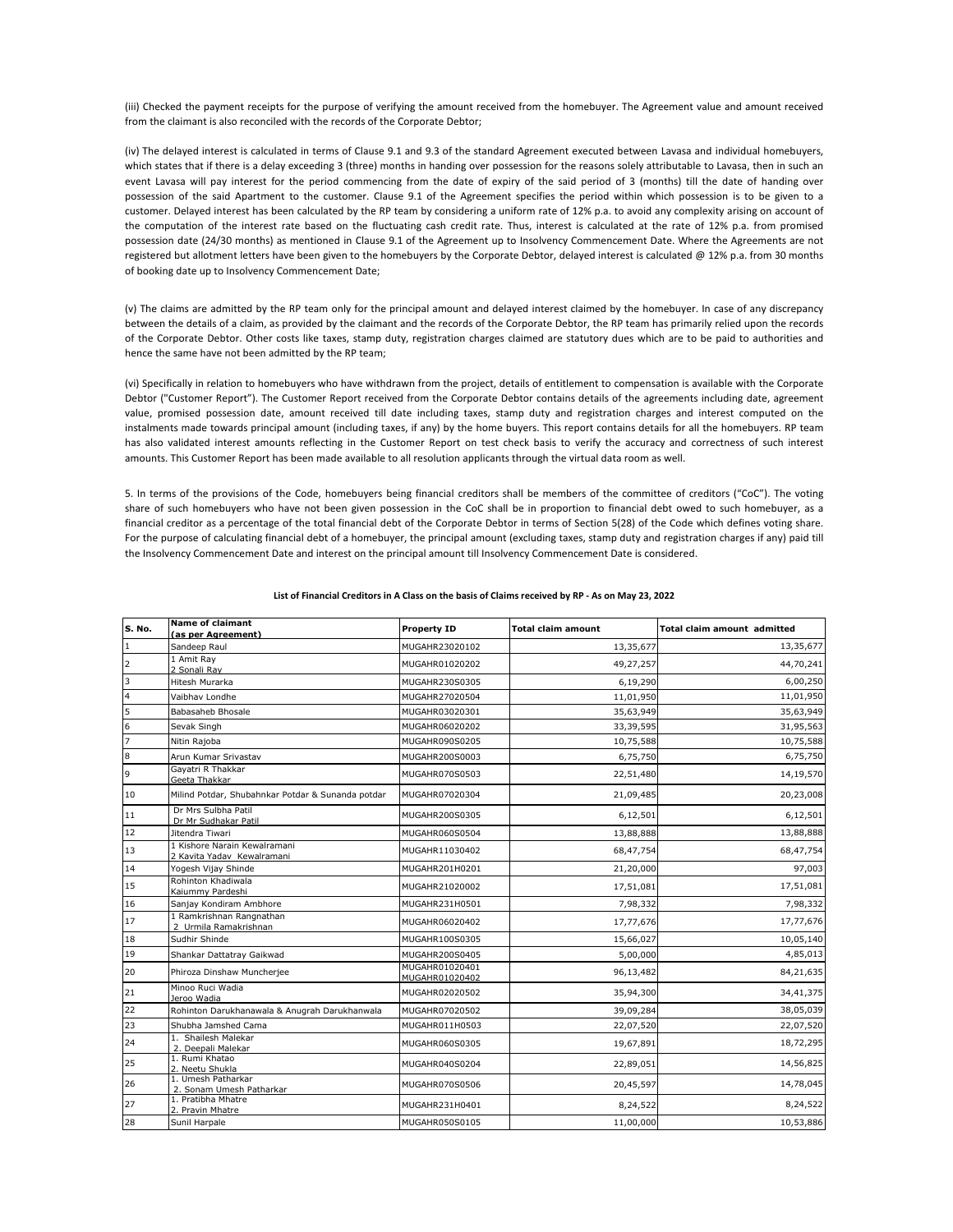(iii) Checked the payment receipts for the purpose of verifying the amount received from the homebuyer. The Agreement value and amount received from the claimant is also reconciled with the records of the Corporate Debtor;

(iv) The delayed interest is calculated in terms of Clause 9.1 and 9.3 of the standard Agreement executed between Lavasa and individual homebuyers, which states that if there is a delay exceeding 3 (three) months in handing over possession for the reasons solely attributable to Lavasa, then in such an event Lavasa will pay interest for the period commencing from the date of expiry of the said period of 3 (months) till the date of handing over possession of the said Apartment to the customer. Clause 9.1 of the Agreement specifies the period within which possession is to be given to a customer. Delayed interest has been calculated by the RP team by considering a uniform rate of 12% p.a. to avoid any complexity arising on account of the computation of the interest rate based on the fluctuating cash credit rate. Thus, interest is calculated at the rate of 12% p.a. from promised possession date (24/30 months) as mentioned in Clause 9.1 of the Agreement up to Insolvency Commencement Date. Where the Agreements are not registered but allotment letters have been given to the homebuyers by the Corporate Debtor, delayed interest is calculated @ 12% p.a. from 30 months of booking date up to Insolvency Commencement Date;

(v) The claims are admitted by the RP team only for the principal amount and delayed interest claimed by the homebuyer. In case of any discrepancy between the details of a claim, as provided by the claimant and the records of the Corporate Debtor, the RP team has primarily relied upon the records of the Corporate Debtor. Other costs like taxes, stamp duty, registration charges claimed are statutory dues which are to be paid to authorities and hence the same have not been admitted by the RP team;

(vi) Specifically in relation to homebuyers who have withdrawn from the project, details of entitlement to compensation is available with the Corporate Debtor ("Customer Report"). The Customer Report received from the Corporate Debtor contains details of the agreements including date, agreement value, promised possession date, amount received till date including taxes, stamp duty and registration charges and interest computed on the instalments made towards principal amount (including taxes, if any) by the home buyers. This report contains details for all the homebuyers. RP team has also validated interest amounts reflecting in the Customer Report on test check basis to verify the accuracy and correctness of such interest amounts. This Customer Report has been made available to all resolution applicants through the virtual data room as well.

5. In terms of the provisions of the Code, homebuyers being financial creditors shall be members of the committee of creditors ("CoC"). The voting share of such homebuyers who have not been given possession in the CoC shall be in proportion to financial debt owed to such homebuyer, as a financial creditor as a percentage of the total financial debt of the Corporate Debtor in terms of Section 5(28) of the Code which defines voting share. For the purpose of calculating financial debt of a homebuyer, the principal amount (excluding taxes, stamp duty and registration charges if any) paid till the Insolvency Commencement Date and interest on the principal amount till Insolvency Commencement Date is considered.

**List of Financial Creditors in A Class on the basis of Claims received by RP - As on May 23, 2022**

| S. No. | Name of claimant (as per Agreement) | Property ID | Total claim amount | Total claim amount admitted |
|---|---|---|---|---|
| 1 | Sandeep Raul | MUGAHR23020102 | 13,35,677 | 13,35,677 |
| 2 | 1 Amit Ray<br>2 Sonali Ray | MUGAHR01020202 | 49,27,257 | 44,70,241 |
| 3 | Hitesh Murarka | MUGAHR230S0305 | 6,19,290 | 6,00,250 |
| 4 | Vaibhav Londhe | MUGAHR27020504 | 11,01,950 | 11,01,950 |
| 5 | Babasaheb Bhosale | MUGAHR03020301 | 35,63,949 | 35,63,949 |
| 6 | Sevak Singh | MUGAHR06020202 | 33,39,595 | 31,95,563 |
| 7 | Nitin Rajoba | MUGAHR090S0205 | 10,75,588 | 10,75,588 |
| 8 | Arun Kumar Srivastav | MUGAHR200S0003 | 6,75,750 | 6,75,750 |
| 9 | Gayatri R Thakkar<br>Geeta Thakkar | MUGAHR070S0503 | 22,51,480 | 14,19,570 |
| 10 | Milind Potdar, Shubahnkar Potdar & Sunanda potdar | MUGAHR07020304 | 21,09,485 | 20,23,008 |
| 11 | Dr Mrs Sulbha Patil<br>Dr Mr Sudhakar Patil | MUGAHR200S0305 | 6,12,501 | 6,12,501 |
| 12 | Jitendra Tiwari | MUGAHR060S0504 | 13,88,888 | 13,88,888 |
| 13 | 1 Kishore Narain Kewalramani<br>2 Kavita Yadav Kewalramani | MUGAHR11030402 | 68,47,754 | 68,47,754 |
| 14 | Yogesh Vijay Shinde | MUGAHR201H0201 | 21,20,000 | 97,003 |
| 15 | Rohinton Khadiwala<br>Kaiummy Pardeshi | MUGAHR21020002 | 17,51,081 | 17,51,081 |
| 16 | Sanjay Kondiram Ambhore | MUGAHR231H0501 | 7,98,332 | 7,98,332 |
| 17 | 1 Ramkrishnan Rangnathan<br>2 Urmila Ramakrishnan | MUGAHR06020402 | 17,77,676 | 17,77,676 |
| 18 | Sudhir Shinde | MUGAHR100S0305 | 15,66,027 | 10,05,140 |
| 19 | Shankar Dattatray Gaikwad | MUGAHR200S0405 | 5,00,000 | 4,85,013 |
| 20 | Phiroza Dinshaw Muncherjee | MUGAHR01020401<br>MUGAHR01020402 | 96,13,482 | 84,21,635 |
| 21 | Minoo Ruci Wadia<br>Jeroo Wadia | MUGAHR02020502 | 35,94,300 | 34,41,375 |
| 22 | Rohinton Darukhanawala & Anugrah Darukhanwala | MUGAHR07020502 | 39,09,284 | 38,05,039 |
| 23 | Shubha Jamshed Cama | MUGAHR011H0503 | 22,07,520 | 22,07,520 |
| 24 | 1. Shailesh Malekar<br>2. Deepali Malekar | MUGAHR060S0305 | 19,67,891 | 18,72,295 |
| 25 | 1. Rumi Khatao<br>2. Neetu Shukla | MUGAHR040S0204 | 22,89,051 | 14,56,825 |
| 26 | 1. Umesh Patharkar<br>2. Sonam Umesh Patharkar | MUGAHR070S0506 | 20,45,597 | 14,78,045 |
| 27 | 1. Pratibha Mhatre<br>2. Pravin Mhatre | MUGAHR231H0401 | 8,24,522 | 8,24,522 |
| 28 | Sunil Harpale | MUGAHR050S0105 | 11,00,000 | 10,53,886 |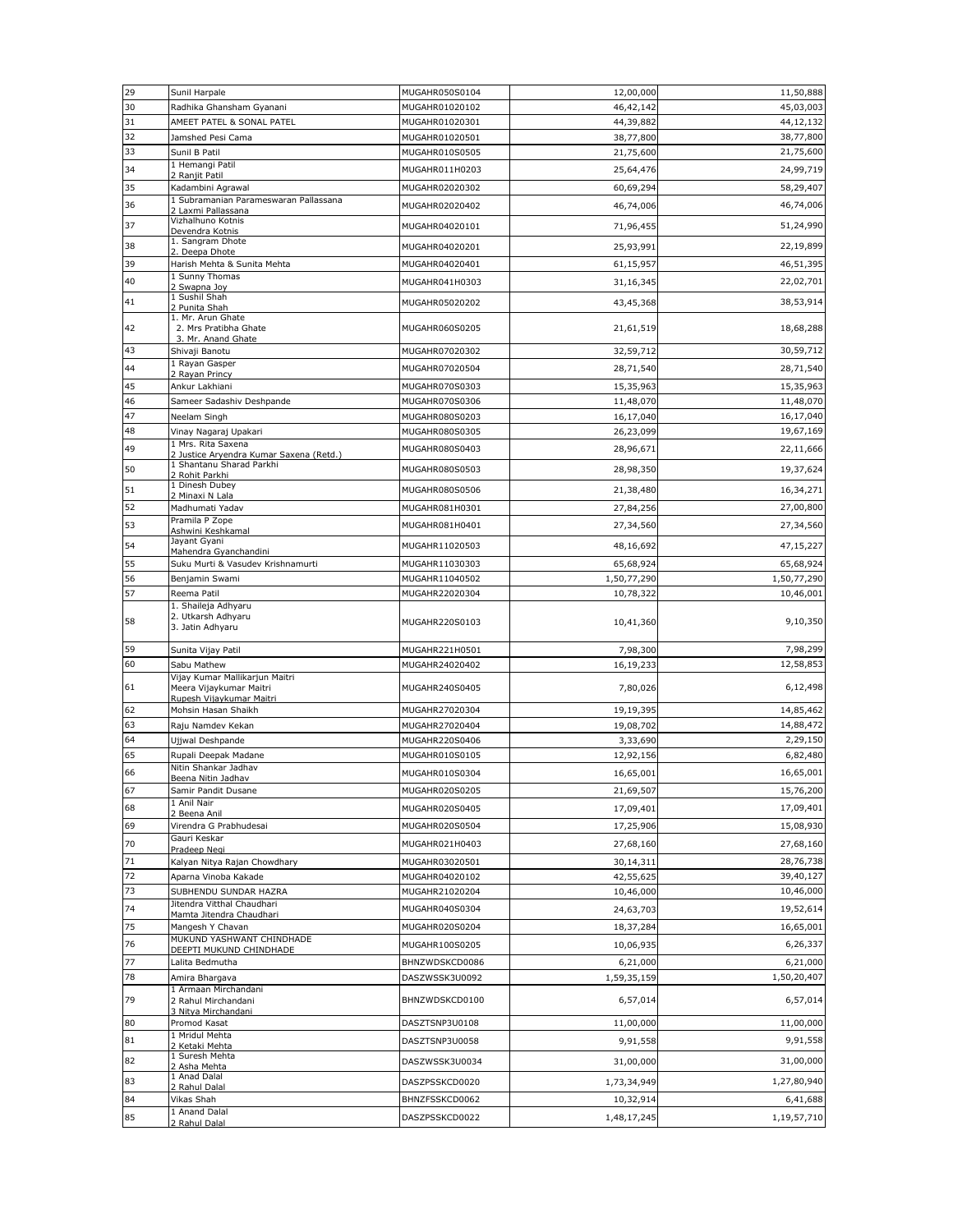| 29 | Sunil Harpale | MUGAHR050S0104 | 12,00,000 | 11,50,888 |
|---|---|---|---|---|
| 30 | Radhika Ghansham Gyanani | MUGAHR01020102 | 46,42,142 | 45,03,003 |
| 31 | AMEET PATEL & SONAL PATEL | MUGAHR01020301 | 44,39,882 | 44,12,132 |
| 32 | Jamshed Pesi Cama | MUGAHR01020501 | 38,77,800 | 38,77,800 |
| 33 | Sunil B Patil | MUGAHR010S0505 | 21,75,600 | 21,75,600 |
| 34 | 1 Hemangi Patil<br>2 Ranjit Patil | MUGAHR011H0203 | 25,64,476 | 24,99,719 |
| 35 | Kadambini Agrawal | MUGAHR02020302 | 60,69,294 | 58,29,407 |
| 36 | 1 Subramanian Parameswaran Pallassana<br>2 Laxmi Pallassana | MUGAHR02020402 | 46,74,006 | 46,74,006 |
| 37 | Vizhalhuno Kotnis<br>Devendra Kotnis | MUGAHR04020101 | 71,96,455 | 51,24,990 |
| 38 | 1. Sangram Dhote<br>2. Deepa Dhote | MUGAHR04020201 | 25,93,991 | 22,19,899 |
| 39 | Harish Mehta & Sunita Mehta | MUGAHR04020401 | 61,15,957 | 46,51,395 |
| 40 | 1 Sunny Thomas<br>2 Swapna Joy | MUGAHR041H0303 | 31,16,345 | 22,02,701 |
| 41 | 1 Sushil Shah<br>2 Punita Shah | MUGAHR05020202 | 43,45,368 | 38,53,914 |
| 42 | 1. Mr. Arun Ghate<br>2. Mrs Pratibha Ghate<br>3. Mr. Anand Ghate | MUGAHR060S0205 | 21,61,519 | 18,68,288 |
| 43 | Shivaji Banotu | MUGAHR07020302 | 32,59,712 | 30,59,712 |
| 44 | 1 Rayan Gasper<br>2 Rayan Princy | MUGAHR07020504 | 28,71,540 | 28,71,540 |
| 45 | Ankur Lakhiani | MUGAHR070S0303 | 15,35,963 | 15,35,963 |
| 46 | Sameer Sadashiv Deshpande | MUGAHR070S0306 | 11,48,070 | 11,48,070 |
| 47 | Neelam Singh | MUGAHR080S0203 | 16,17,040 | 16,17,040 |
| 48 | Vinay Nagaraj Upakari | MUGAHR080S0305 | 26,23,099 | 19,67,169 |
| 49 | 1 Mrs. Rita Saxena<br>2 Justice Aryendra Kumar Saxena (Retd.) | MUGAHR080S0403 | 28,96,671 | 22,11,666 |
| 50 | 1 Shantanu Sharad Parkhi<br>2 Rohit Parkhi | MUGAHR080S0503 | 28,98,350 | 19,37,624 |
| 51 | 1 Dinesh Dubey<br>2 Minaxi N Lala | MUGAHR080S0506 | 21,38,480 | 16,34,271 |
| 52 | Madhumati Yadav | MUGAHR081H0301 | 27,84,256 | 27,00,800 |
| 53 | Pramila P Zope<br>Ashwini Keshkamal | MUGAHR081H0401 | 27,34,560 | 27,34,560 |
| 54 | Jayant Gyani<br>Mahendra Gyanchandini | MUGAHR11020503 | 48,16,692 | 47,15,227 |
| 55 | Suku Murti & Vasudev Krishnamurti | MUGAHR11030303 | 65,68,924 | 65,68,924 |
| 56 | Benjamin Swami | MUGAHR11040502 | 1,50,77,290 | 1,50,77,290 |
| 57 | Reema Patil | MUGAHR22020304 | 10,78,322 | 10,46,001 |
| 58 | 1. Shaileja Adhyaru<br>2. Utkarsh Adhyaru<br>3. Jatin Adhyaru | MUGAHR220S0103 | 10,41,360 | 9,10,350 |
| 59 | Sunita Vijay Patil | MUGAHR221H0501 | 7,98,300 | 7,98,299 |
| 60 | Sabu Mathew | MUGAHR24020402 | 16,19,233 | 12,58,853 |
| 61 | Vijay Kumar Mallikarjun Maitri<br>Meera Vijaykumar Maitri<br>Rupesh Vijaykumar Maitri | MUGAHR240S0405 | 7,80,026 | 6,12,498 |
| 62 | Mohsin Hasan Shaikh | MUGAHR27020304 | 19,19,395 | 14,85,462 |
| 63 | Raju Namdev Kekan | MUGAHR27020404 | 19,08,702 | 14,88,472 |
| 64 | Ujjwal Deshpande | MUGAHR220S0406 | 3,33,690 | 2,29,150 |
| 65 | Rupali Deepak Madane | MUGAHR010S0105 | 12,92,156 | 6,82,480 |
| 66 | Nitin Shankar Jadhav<br>Beena Nitin Jadhav | MUGAHR010S0304 | 16,65,001 | 16,65,001 |
| 67 | Samir Pandit Dusane | MUGAHR020S0205 | 21,69,507 | 15,76,200 |
| 68 | 1 Anil Nair<br>2 Beena Anil | MUGAHR020S0405 | 17,09,401 | 17,09,401 |
| 69 | Virendra G Prabhudesai | MUGAHR020S0504 | 17,25,906 | 15,08,930 |
| 70 | Gauri Keskar<br>Pradeep Negi | MUGAHR021H0403 | 27,68,160 | 27,68,160 |
| 71 | Kalyan Nitya Rajan Chowdhary | MUGAHR03020501 | 30,14,311 | 28,76,738 |
| 72 | Aparna Vinoba Kakade | MUGAHR04020102 | 42,55,625 | 39,40,127 |
| 73 | SUBHENDU SUNDAR HAZRA | MUGAHR21020204 | 10,46,000 | 10,46,000 |
| 74 | Jitendra Vitthal Chaudhari<br>Mamta Jitendra Chaudhari | MUGAHR040S0304 | 24,63,703 | 19,52,614 |
| 75 | Mangesh Y Chavan | MUGAHR020S0204 | 18,37,284 | 16,65,001 |
| 76 | MUKUND YASHWANT CHINDHADE<br>DEEPTI MUKUND CHINDHADE | MUGAHR100S0205 | 10,06,935 | 6,26,337 |
| 77 | Lalita Bedmutha | BHNZWDSKCD0086 | 6,21,000 | 6,21,000 |
| 78 | Amira Bhargava | DASZWSSK3U0092 | 1,59,35,159 | 1,50,20,407 |
| 79 | 1 Armaan Mirchandani<br>2 Rahul Mirchandani<br>3 Nitya Mirchandani | BHNZWDSKCD0100 | 6,57,014 | 6,57,014 |
| 80 | Promod Kasat | DASZTSNP3U0108 | 11,00,000 | 11,00,000 |
| 81 | 1 Mridul Mehta<br>2 Ketaki Mehta | DASZTSNP3U0058 | 9,91,558 | 9,91,558 |
| 82 | 1 Suresh Mehta<br>2 Asha Mehta | DASZWSSK3U0034 | 31,00,000 | 31,00,000 |
| 83 | 1 Anad Dalal<br>2 Rahul Dalal | DASZPSSKCD0020 | 1,73,34,949 | 1,27,80,940 |
| 84 | Vikas Shah | BHNZFSSKCD0062 | 10,32,914 | 6,41,688 |
| 85 | 1 Anand Dalal<br>2 Rahul Dalal | DASZPSSKCD0022 | 1,48,17,245 | 1,19,57,710 |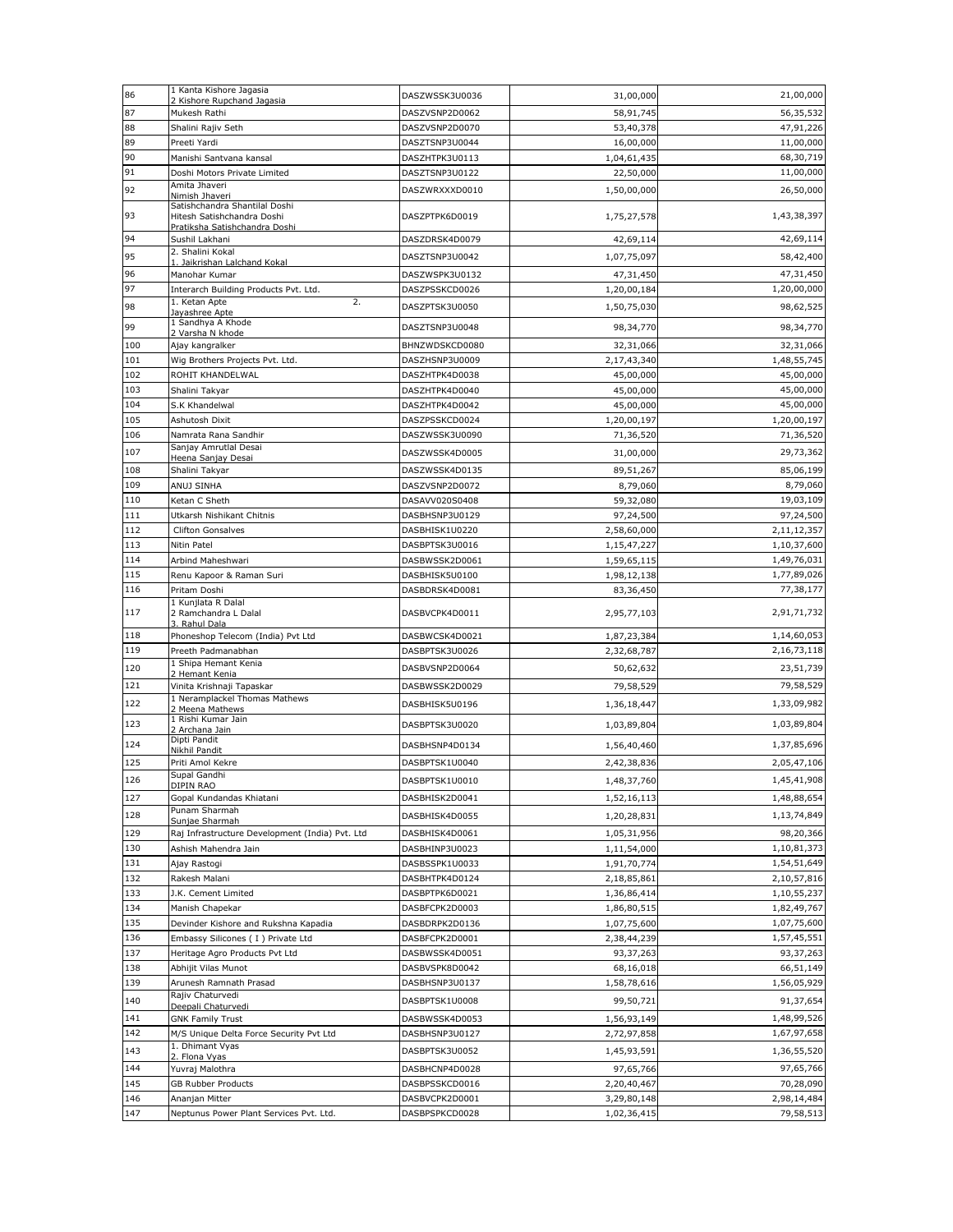| | | | | |
|---|---|---|---|---|
| 86 | 1 Kanta Kishore Jagasia<br>2 Kishore Rupchand Jagasia | DASZWSSK3U0036 | 31,00,000 | 21,00,000 |
| 87 | Mukesh Rathi | DASZVSNP2D0062 | 58,91,745 | 56,35,532 |
| 88 | Shalini Rajiv Seth | DASZVSNP2D0070 | 53,40,378 | 47,91,226 |
| 89 | Preeti Yardi | DASZTSNP3U0044 | 16,00,000 | 11,00,000 |
| 90 | Manishi Santvana kansal | DASZHTPK3U0113 | 1,04,61,435 | 68,30,719 |
| 91 | Doshi Motors Private Limited | DASZTSNP3U0122 | 22,50,000 | 11,00,000 |
| 92 | Amita Jhaveri<br>Nimish Jhaveri | DASZWRXXXD0010 | 1,50,00,000 | 26,50,000 |
| 93 | Satishchandra Shantilal Doshi<br>Hitesh Satishchandra Doshi<br>Pratiksha Satishchandra Doshi | DASZPTPK6D0019 | 1,75,27,578 | 1,43,38,397 |
| 94 | Sushil Lakhani | DASZDRSK4D0079 | 42,69,114 | 42,69,114 |
| 95 | 2. Shalini Kokal<br>1. Jaikrishan Lalchand Kokal | DASZTSNP3U0042 | 1,07,75,097 | 58,42,400 |
| 96 | Manohar Kumar | DASZWSPK3U0132 | 47,31,450 | 47,31,450 |
| 97 | Interarch Building Products Pvt. Ltd. | DASZPSSKCD0026 | 1,20,00,184 | 1,20,00,000 |
| 98 | 1. Ketan Apte 2.<br>Jayashree Apte | DASZPTSK3U0050 | 1,50,75,030 | 98,62,525 |
| 99 | 1 Sandhya A Khode<br>2 Varsha N khode | DASZTSNP3U0048 | 98,34,770 | 98,34,770 |
| 100 | Ajay kangralker | BHNZWDSKCD0080 | 32,31,066 | 32,31,066 |
| 101 | Wig Brothers Projects Pvt. Ltd. | DASZHSNP3U0009 | 2,17,43,340 | 1,48,55,745 |
| 102 | ROHIT KHANDELWAL | DASZHTPK4D0038 | 45,00,000 | 45,00,000 |
| 103 | Shalini Takyar | DASZHTPK4D0040 | 45,00,000 | 45,00,000 |
| 104 | S.K Khandelwal | DASZHTPK4D0042 | 45,00,000 | 45,00,000 |
| 105 | Ashutosh Dixit | DASZPSSKCD0024 | 1,20,00,197 | 1,20,00,197 |
| 106 | Namrata Rana Sandhir | DASZWSSK3U0090 | 71,36,520 | 71,36,520 |
| 107 | Sanjay Amrutlal Desai<br>Heena Sanjay Desai | DASZWSSK4D0005 | 31,00,000 | 29,73,362 |
| 108 | Shalini Takyar | DASZWSSK4D0135 | 89,51,267 | 85,06,199 |
| 109 | ANUJ SINHA | DASZVSNP2D0072 | 8,79,060 | 8,79,060 |
| 110 | Ketan C Sheth | DASAVV020S0408 | 59,32,080 | 19,03,109 |
| 111 | Utkarsh Nishikant Chitnis | DASBHSNP3U0129 | 97,24,500 | 97,24,500 |
| 112 | Clifton Gonsalves | DASBHISK1U0220 | 2,58,60,000 | 2,11,12,357 |
| 113 | Nitin Patel | DASBPTSK3U0016 | 1,15,47,227 | 1,10,37,600 |
| 114 | Arbind Maheshwari | DASBWSSK2D0061 | 1,59,65,115 | 1,49,76,031 |
| 115 | Renu Kapoor & Raman Suri | DASBHISK5U0100 | 1,98,12,138 | 1,77,89,026 |
| 116 | Pritam Doshi | DASBDRSK4D0081 | 83,36,450 | 77,38,177 |
| 117 | 1 Kunjlata R Dalal<br>2 Ramchandra L Dalal<br>3. Rahul Dala | DASBVCPK4D0011 | 2,95,77,103 | 2,91,71,732 |
| 118 | Phoneshop Telecom (India) Pvt Ltd | DASBWCSK4D0021 | 1,87,23,384 | 1,14,60,053 |
| 119 | Preeth Padmanabhan | DASBPTSK3U0026 | 2,32,68,787 | 2,16,73,118 |
| 120 | 1 Shipa Hemant Kenia<br>2 Hemant Kenia | DASBVSNP2D0064 | 50,62,632 | 23,51,739 |
| 121 | Vinita Krishnaji Tapaskar | DASBWSSK2D0029 | 79,58,529 | 79,58,529 |
| 122 | 1 Neramplackel Thomas Mathews<br>2 Meena Mathews | DASBHISK5U0196 | 1,36,18,447 | 1,33,09,982 |
| 123 | 1 Rishi Kumar Jain<br>2 Archana Jain | DASBPTSK3U0020 | 1,03,89,804 | 1,03,89,804 |
| 124 | Dipti Pandit<br>Nikhil Pandit | DASBHSNP4D0134 | 1,56,40,460 | 1,37,85,696 |
| 125 | Priti Amol Kekre | DASBPTSK1U0040 | 2,42,38,836 | 2,05,47,106 |
| 126 | Supal Gandhi<br>DIPIN RAO | DASBPTSK1U0010 | 1,48,37,760 | 1,45,41,908 |
| 127 | Gopal Kundandas Khiatani | DASBHISK2D0041 | 1,52,16,113 | 1,48,88,654 |
| 128 | Punam Sharmah<br>Sunjae Sharmah | DASBHISK4D0055 | 1,20,28,831 | 1,13,74,849 |
| 129 | Raj Infrastructure Development (India) Pvt. Ltd | DASBHISK4D0061 | 1,05,31,956 | 98,20,366 |
| 130 | Ashish Mahendra Jain | DASBHINP3U0023 | 1,11,54,000 | 1,10,81,373 |
| 131 | Ajay Rastogi | DASBSSPK1U0033 | 1,91,70,774 | 1,54,51,649 |
| 132 | Rakesh Malani | DASBHTPK4D0124 | 2,18,85,861 | 2,10,57,816 |
| 133 | J.K. Cement Limited | DASBPTPK6D0021 | 1,36,86,414 | 1,10,55,237 |
| 134 | Manish Chapekar | DASBFCPK2D0003 | 1,86,80,515 | 1,82,49,767 |
| 135 | Devinder Kishore and Rukshna Kapadia | DASBDRPK2D0136 | 1,07,75,600 | 1,07,75,600 |
| 136 | Embassy Silicones ( I ) Private Ltd | DASBFCPK2D0001 | 2,38,44,239 | 1,57,45,551 |
| 137 | Heritage Agro Products Pvt Ltd | DASBWSSK4D0051 | 93,37,263 | 93,37,263 |
| 138 | Abhijit Vilas Munot | DASBVSPK8D0042 | 68,16,018 | 66,51,149 |
| 139 | Arunesh Ramnath Prasad | DASBHSNP3U0137 | 1,58,78,616 | 1,56,05,929 |
| 140 | Rajiv Chaturvedi<br>Deepali Chaturvedi | DASBPTSK1U0008 | 99,50,721 | 91,37,654 |
| 141 | GNK Family Trust | DASBWSSK4D0053 | 1,56,93,149 | 1,48,99,526 |
| 142 | M/S Unique Delta Force Security Pvt Ltd | DASBHSNP3U0127 | 2,72,97,858 | 1,67,97,658 |
| 143 | 1. Dhimant Vyas<br>2. Flona Vyas | DASBPTSK3U0052 | 1,45,93,591 | 1,36,55,520 |
| 144 | Yuvraj Malothra | DASBHCNP4D0028 | 97,65,766 | 97,65,766 |
| 145 | GB Rubber Products | DASBPSSKCD0016 | 2,20,40,467 | 70,28,090 |
| 146 | Ananjan Mitter | DASBVCPK2D0001 | 3,29,80,148 | 2,98,14,484 |
| 147 | Neptunus Power Plant Services Pvt. Ltd. | DASBPSPKCD0028 | 1,02,36,415 | 79,58,513 |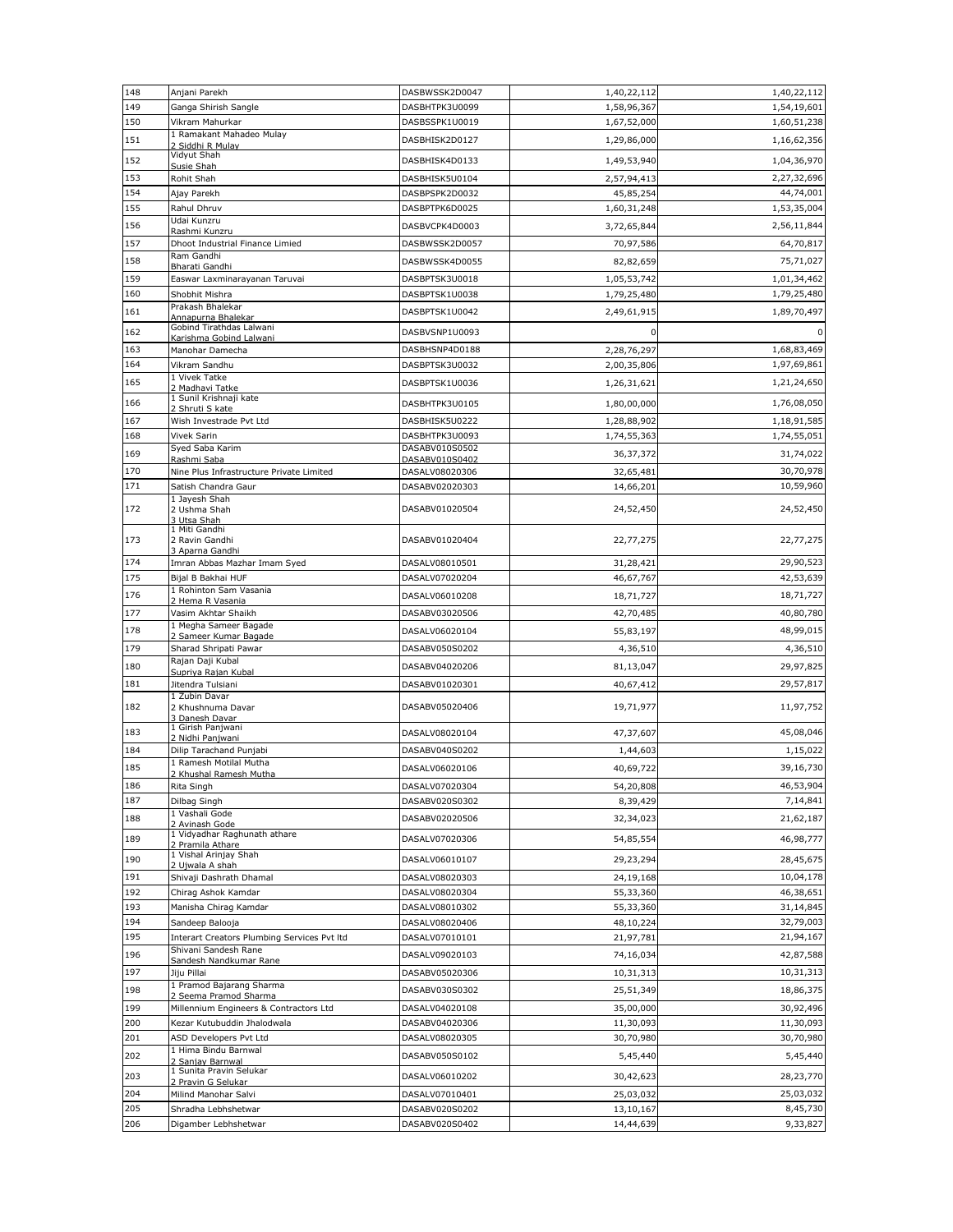| | | | | |
|---|---|---|---|---|
| 148 | Anjani Parekh | DASBWSSK2D0047 | 1,40,22,112 | 1,40,22,112 |
| 149 | Ganga Shirish Sangle | DASBHTPK3U0099 | 1,58,96,367 | 1,54,19,601 |
| 150 | Vikram Mahurkar | DASBSSPK1U0019 | 1,67,52,000 | 1,60,51,238 |
| 151 | 1 Ramakant Mahadeo Mulay<br>2 Siddhi R Mulay | DASBHISK2D0127 | 1,29,86,000 | 1,16,62,356 |
| 152 | Vidyut Shah<br>Susie Shah | DASBHISK4D0133 | 1,49,53,940 | 1,04,36,970 |
| 153 | Rohit Shah | DASBHISK5U0104 | 2,57,94,413 | 2,27,32,696 |
| 154 | Ajay Parekh | DASBPSPK2D0032 | 45,85,254 | 44,74,001 |
| 155 | Rahul Dhruv | DASBPTPK6D0025 | 1,60,31,248 | 1,53,35,004 |
| 156 | Udai Kunzru<br>Rashmi Kunzru | DASBVCPK4D0003 | 3,72,65,844 | 2,56,11,844 |
| 157 | Dhoot Industrial Finance Limied | DASBWSSK2D0057 | 70,97,586 | 64,70,817 |
| 158 | Ram Gandhi<br>Bharati Gandhi | DASBWSSK4D0055 | 82,82,659 | 75,71,027 |
| 159 | Easwar Laxminarayanan Taruvai | DASBPTSK3U0018 | 1,05,53,742 | 1,01,34,462 |
| 160 | Shobhit Mishra | DASBPTSK1U0038 | 1,79,25,480 | 1,79,25,480 |
| 161 | Prakash Bhalekar<br>Annapurna Bhalekar | DASBPTSK1U0042 | 2,49,61,915 | 1,89,70,497 |
| 162 | Gobind Tirathdas Lalwani<br>Karishma Gobind Lalwani | DASBVSNP1U0093 | 0 | 0 |
| 163 | Manohar Damecha | DASBHSNP4D0188 | 2,28,76,297 | 1,68,83,469 |
| 164 | Vikram Sandhu | DASBPTSK3U0032 | 2,00,35,806 | 1,97,69,861 |
| 165 | 1 Vivek Tatke<br>2 Madhavi Tatke | DASBPTSK1U0036 | 1,26,31,621 | 1,21,24,650 |
| 166 | 1 Sunil Krishnaji kate<br>2 Shruti S kate | DASBHTPK3U0105 | 1,80,00,000 | 1,76,08,050 |
| 167 | Wish Investrade Pvt Ltd | DASBHISK5U0222 | 1,28,88,902 | 1,18,91,585 |
| 168 | Vivek Sarin | DASBHTPK3U0093 | 1,74,55,363 | 1,74,55,051 |
| 169 | Syed Saba Karim<br>Rashmi Saba | DASABV010S0502<br>DASABV010S0402 | 36,37,372 | 31,74,022 |
| 170 | Nine Plus Infrastructure Private Limited | DASALV08020306 | 32,65,481 | 30,70,978 |
| 171 | Satish Chandra Gaur | DASABV02020303 | 14,66,201 | 10,59,960 |
| 172 | 1 Jayesh Shah<br>2 Ushma Shah<br>3 Utsa Shah | DASABV01020504 | 24,52,450 | 24,52,450 |
| 173 | 1 Miti Gandhi<br>2 Ravin Gandhi<br>3 Aparna Gandhi | DASABV01020404 | 22,77,275 | 22,77,275 |
| 174 | Imran Abbas Mazhar Imam Syed | DASALV08010501 | 31,28,421 | 29,90,523 |
| 175 | Bijal B Bakhai HUF | DASALV07020204 | 46,67,767 | 42,53,639 |
| 176 | 1 Rohinton Sam Vasania<br>2 Hema R Vasania | DASALV06010208 | 18,71,727 | 18,71,727 |
| 177 | Vasim Akhtar Shaikh | DASABV03020506 | 42,70,485 | 40,80,780 |
| 178 | 1 Megha Sameer Bagade<br>2 Sameer Kumar Bagade | DASALV06020104 | 55,83,197 | 48,99,015 |
| 179 | Sharad Shripati Pawar | DASABV050S0202 | 4,36,510 | 4,36,510 |
| 180 | Rajan Daji Kubal<br>Supriya Rajan Kubal | DASABV04020206 | 81,13,047 | 29,97,825 |
| 181 | Jitendra Tulsiani | DASABV01020301 | 40,67,412 | 29,57,817 |
| 182 | 1 Zubin Davar<br>2 Khushnuma Davar<br>3 Danesh Davar | DASABV05020406 | 19,71,977 | 11,97,752 |
| 183 | 1 Girish Panjwani<br>2 Nidhi Panjwani | DASALV08020104 | 47,37,607 | 45,08,046 |
| 184 | Dilip Tarachand Punjabi | DASABV040S0202 | 1,44,603 | 1,15,022 |
| 185 | 1 Ramesh Motilal Mutha<br>2 Khushal Ramesh Mutha | DASALV06020106 | 40,69,722 | 39,16,730 |
| 186 | Rita Singh | DASALV07020304 | 54,20,808 | 46,53,904 |
| 187 | Dilbag Singh | DASABV020S0302 | 8,39,429 | 7,14,841 |
| 188 | 1 Vashali Gode<br>2 Avinash Gode | DASABV02020506 | 32,34,023 | 21,62,187 |
| 189 | 1 Vidyadhar Raghunath athare<br>2 Pramila Athare | DASALV07020306 | 54,85,554 | 46,98,777 |
| 190 | 1 Vishal Arinjay Shah<br>2 Ujwala A shah | DASALV06010107 | 29,23,294 | 28,45,675 |
| 191 | Shivaji Dashrath Dhamal | DASALV08020303 | 24,19,168 | 10,04,178 |
| 192 | Chirag Ashok Kamdar | DASALV08020304 | 55,33,360 | 46,38,651 |
| 193 | Manisha Chirag Kamdar | DASALV08010302 | 55,33,360 | 31,14,845 |
| 194 | Sandeep Balooja | DASALV08020406 | 48,10,224 | 32,79,003 |
| 195 | Interart Creators Plumbing Services Pvt ltd | DASALV07010101 | 21,97,781 | 21,94,167 |
| 196 | Shivani Sandesh Rane<br>Sandesh Nandkumar Rane | DASALV09020103 | 74,16,034 | 42,87,588 |
| 197 | Jiju Pillai | DASABV05020306 | 10,31,313 | 10,31,313 |
| 198 | 1 Pramod Bajarang Sharma<br>2 Seema Pramod Sharma | DASABV030S0302 | 25,51,349 | 18,86,375 |
| 199 | Millennium Engineers & Contractors Ltd | DASALV04020108 | 35,00,000 | 30,92,496 |
| 200 | Kezar Kutubuddin Jhalodwala | DASABV04020306 | 11,30,093 | 11,30,093 |
| 201 | ASD Developers Pvt Ltd | DASALV08020305 | 30,70,980 | 30,70,980 |
| 202 | 1 Hima Bindu Barnwal<br>2 Sanjay Barnwal | DASABV050S0102 | 5,45,440 | 5,45,440 |
| 203 | 1 Sunita Pravin Selukar<br>2 Pravin G Selukar | DASALV06010202 | 30,42,623 | 28,23,770 |
| 204 | Milind Manohar Salvi | DASALV07010401 | 25,03,032 | 25,03,032 |
| 205 | Shradha Lebhshetwar | DASABV020S0202 | 13,10,167 | 8,45,730 |
| 206 | Digamber Lebhshetwar | DASABV020S0402 | 14,44,639 | 9,33,827 |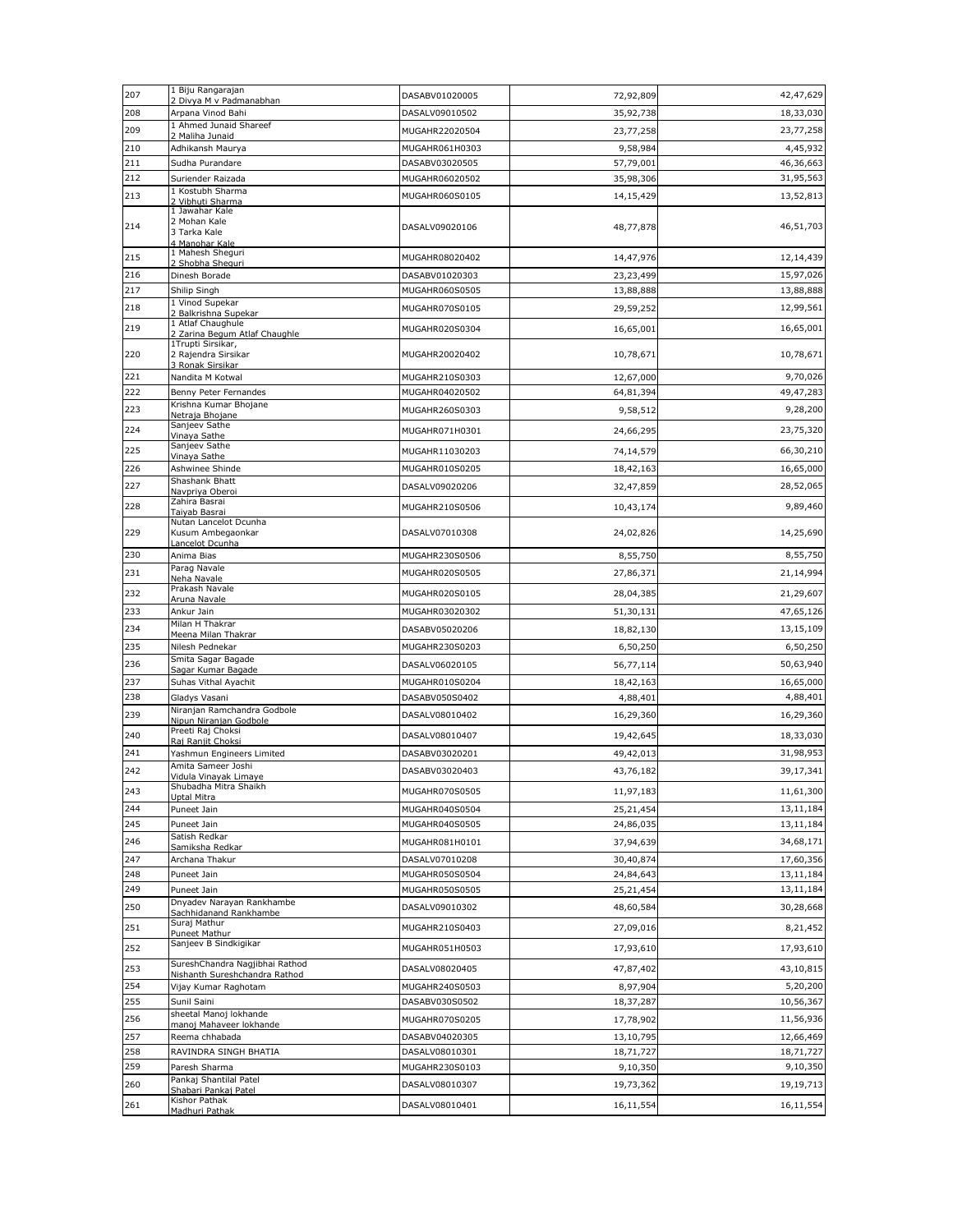| | | | | |
|---|---|---|---|---|
| 207 | 1 Biju Rangarajan<br>2 Divya M v Padmanabhan | DASABV01020005 | 72,92,809 | 42,47,629 |
| 208 | Arpana Vinod Bahi | DASALV09010502 | 35,92,738 | 18,33,030 |
| 209 | 1 Ahmed Junaid Shareef<br>2 Maliha Junaid | MUGAHR22020504 | 23,77,258 | 23,77,258 |
| 210 | Adhikansh Maurya | MUGAHR061H0303 | 9,58,984 | 4,45,932 |
| 211 | Sudha Purandare | DASABV03020505 | 57,79,001 | 46,36,663 |
| 212 | Suriender Raizada | MUGAHR06020502 | 35,98,306 | 31,95,563 |
| 213 | 1 Kostubh Sharma<br>2 Vibhuti Sharma | MUGAHR060S0105 | 14,15,429 | 13,52,813 |
| 214 | 1 Jawahar Kale<br>2 Mohan Kale<br>3 Tarka Kale<br>4 Manohar Kale | DASALV09020106 | 48,77,878 | 46,51,703 |
| 215 | 1 Mahesh Sheguri<br>2 Shobha Sheguri | MUGAHR08020402 | 14,47,976 | 12,14,439 |
| 216 | Dinesh Borade | DASABV01020303 | 23,23,499 | 15,97,026 |
| 217 | Shilip Singh | MUGAHR060S0505 | 13,88,888 | 13,88,888 |
| 218 | 1 Vinod Supekar<br>2 Balkrishna Supekar | MUGAHR070S0105 | 29,59,252 | 12,99,561 |
| 219 | 1 Atlaf Chaughule<br>2 Zarina Begum Atlaf Chaughle | MUGAHR020S0304 | 16,65,001 | 16,65,001 |
| 220 | 1Trupti Sirsikar,<br>2 Rajendra Sirsikar<br>3 Ronak Sirsikar | MUGAHR20020402 | 10,78,671 | 10,78,671 |
| 221 | Nandita M Kotwal | MUGAHR210S0303 | 12,67,000 | 9,70,026 |
| 222 | Benny Peter Fernandes | MUGAHR04020502 | 64,81,394 | 49,47,283 |
| 223 | Krishna Kumar Bhojane<br>Netraja Bhojane | MUGAHR260S0303 | 9,58,512 | 9,28,200 |
| 224 | Sanjeev Sathe<br>Vinaya Sathe | MUGAHR071H0301 | 24,66,295 | 23,75,320 |
| 225 | Sanjeev Sathe<br>Vinaya Sathe | MUGAHR11030203 | 74,14,579 | 66,30,210 |
| 226 | Ashwinee Shinde | MUGAHR010S0205 | 18,42,163 | 16,65,000 |
| 227 | Shashank Bhatt<br>Navpriya Oberoi | DASALV09020206 | 32,47,859 | 28,52,065 |
| 228 | Zahira Basrai<br>Taiyab Basrai | MUGAHR210S0506 | 10,43,174 | 9,89,460 |
| 229 | Nutan Lancelot Dcunha<br>Kusum Ambegaonkar<br>Lancelot Dcunha | DASALV07010308 | 24,02,826 | 14,25,690 |
| 230 | Anima Bias | MUGAHR230S0506 | 8,55,750 | 8,55,750 |
| 231 | Parag Navale<br>Neha Navale | MUGAHR020S0505 | 27,86,371 | 21,14,994 |
| 232 | Prakash Navale<br>Aruna Navale | MUGAHR020S0105 | 28,04,385 | 21,29,607 |
| 233 | Ankur Jain | MUGAHR03020302 | 51,30,131 | 47,65,126 |
| 234 | Milan H Thakrar<br>Meena Milan Thakrar | DASABV05020206 | 18,82,130 | 13,15,109 |
| 235 | Nilesh Pednekar | MUGAHR230S0203 | 6,50,250 | 6,50,250 |
| 236 | Smita Sagar Bagade<br>Sagar Kumar Bagade | DASALV06020105 | 56,77,114 | 50,63,940 |
| 237 | Suhas Vithal Ayachit | MUGAHR010S0204 | 18,42,163 | 16,65,000 |
| 238 | Gladys Vasani | DASABV050S0402 | 4,88,401 | 4,88,401 |
| 239 | Niranjan Ramchandra Godbole<br>Nipun Niranjan Godbole | DASALV08010402 | 16,29,360 | 16,29,360 |
| 240 | Preeti Raj Choksi<br>Raj Ranjit Choksi | DASALV08010407 | 19,42,645 | 18,33,030 |
| 241 | Yashmun Engineers Limited | DASABV03020201 | 49,42,013 | 31,98,953 |
| 242 | Amita Sameer Joshi<br>Vidula Vinayak Limaye | DASABV03020403 | 43,76,182 | 39,17,341 |
| 243 | Shubadha Mitra Shaikh<br>Uptal Mitra | MUGAHR070S0505 | 11,97,183 | 11,61,300 |
| 244 | Puneet Jain | MUGAHR040S0504 | 25,21,454 | 13,11,184 |
| 245 | Puneet Jain | MUGAHR040S0505 | 24,86,035 | 13,11,184 |
| 246 | Satish Redkar<br>Samiksha Redkar | MUGAHR081H0101 | 37,94,639 | 34,68,171 |
| 247 | Archana Thakur | DASALV07010208 | 30,40,874 | 17,60,356 |
| 248 | Puneet Jain | MUGAHR050S0504 | 24,84,643 | 13,11,184 |
| 249 | Puneet Jain | MUGAHR050S0505 | 25,21,454 | 13,11,184 |
| 250 | Dnyadev Narayan Rankhambe<br>Sachhidanand Rankhambe | DASALV09010302 | 48,60,584 | 30,28,668 |
| 251 | Suraj Mathur<br>Puneet Mathur | MUGAHR210S0403 | 27,09,016 | 8,21,452 |
| 252 | Sanjeev B Sindkigikar | MUGAHR051H0503 | 17,93,610 | 17,93,610 |
| 253 | SureshChandra Nagjibhai Rathod<br>Nishanth Sureshchandra Rathod | DASALV08020405 | 47,87,402 | 43,10,815 |
| 254 | Vijay Kumar Raghotam | MUGAHR240S0503 | 8,97,904 | 5,20,200 |
| 255 | Sunil Saini | DASABV030S0502 | 18,37,287 | 10,56,367 |
| 256 | sheetal Manoj lokhande<br>manoj Mahaveer lokhande | MUGAHR070S0205 | 17,78,902 | 11,56,936 |
| 257 | Reema chhabada | DASABV04020305 | 13,10,795 | 12,66,469 |
| 258 | RAVINDRA SINGH BHATIA | DASALV08010301 | 18,71,727 | 18,71,727 |
| 259 | Paresh Sharma | MUGAHR230S0103 | 9,10,350 | 9,10,350 |
| 260 | Pankaj Shantilal Patel<br>Shabari Pankaj Patel | DASALV08010307 | 19,73,362 | 19,19,713 |
| 261 | Kishor Pathak<br>Madhuri Pathak | DASALV08010401 | 16,11,554 | 16,11,554 |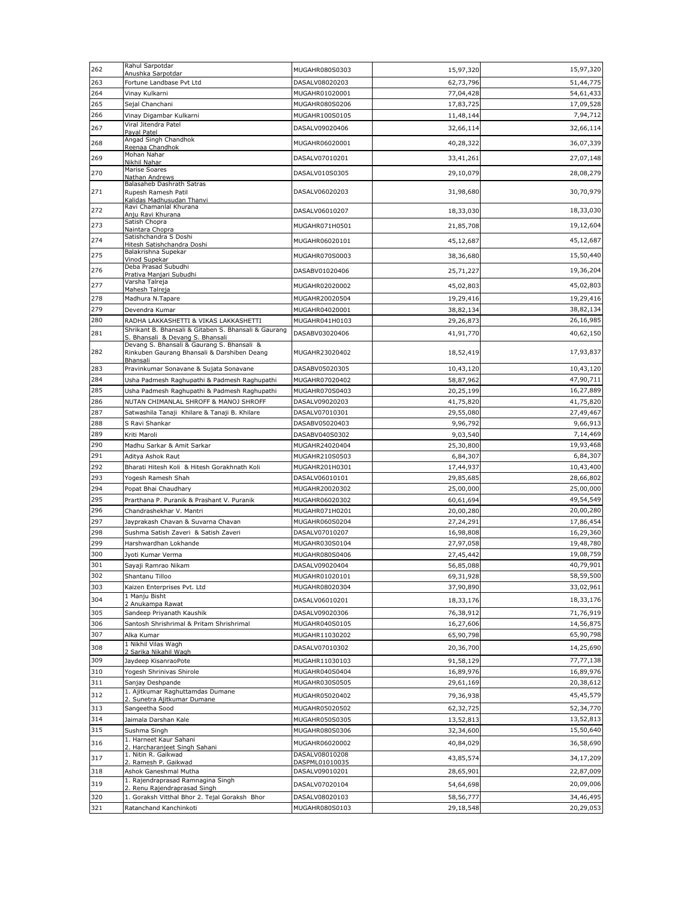| | | | | |
|---|---|---|---|---|
| 262 | Rahul Sarpotdar<br>Anushka Sarpotdar | MUGAHR080S0303 | 15,97,320 | 15,97,320 |
| 263 | Fortune Landbase Pvt Ltd | DASALV08020203 | 62,73,796 | 51,44,775 |
| 264 | Vinay Kulkarni | MUGAHR01020001 | 77,04,428 | 54,61,433 |
| 265 | Sejal Chanchani | MUGAHR080S0206 | 17,83,725 | 17,09,528 |
| 266 | Vinay Digambar Kulkarni | MUGAHR100S0105 | 11,48,144 | 7,94,712 |
| 267 | Viral Jitendra Patel<br>Payal Patel | DASALV09020406 | 32,66,114 | 32,66,114 |
| 268 | Angad Singh Chandhok<br>Reenaa Chandhok | MUGAHR06020001 | 40,28,322 | 36,07,339 |
| 269 | Mohan Nahar<br>Nikhil Nahar | DASALV07010201 | 33,41,261 | 27,07,148 |
| 270 | Marise Soares<br>Nathan Andrews | DASALV010S0305 | 29,10,079 | 28,08,279 |
| 271 | Balasaheb Dashrath Satras<br>Rupesh Ramesh Patil<br>Kalidas Madhusudan Thanvi | DASALV06020203 | 31,98,680 | 30,70,979 |
| 272 | Ravi Chamanlal Khurana<br>Anju Ravi Khurana | DASALV06010207 | 18,33,030 | 18,33,030 |
| 273 | Satish Chopra<br>Naintara Chopra | MUGAHR071H0501 | 21,85,708 | 19,12,604 |
| 274 | Satishchandra S Doshi<br>Hitesh Satishchandra Doshi | MUGAHR06020101 | 45,12,687 | 45,12,687 |
| 275 | Balakrishna Supekar<br>Vinod Supekar | MUGAHR070S0003 | 38,36,680 | 15,50,440 |
| 276 | Deba Prasad Subudhi<br>Prativa Manjari Subudhi | DASABV01020406 | 25,71,227 | 19,36,204 |
| 277 | Varsha Talreja<br>Mahesh Talreja | MUGAHR02020002 | 45,02,803 | 45,02,803 |
| 278 | Madhura N.Tapare | MUGAHR20020504 | 19,29,416 | 19,29,416 |
| 279 | Devendra Kumar | MUGAHR04020001 | 38,82,134 | 38,82,134 |
| 280 | RADHA LAKKASHETTI & VIKAS LAKKASHETTI | MUGAHR041H0103 | 29,26,873 | 26,16,985 |
| 281 | Shrikant B. Bhansali & Gitaben S. Bhansali & Gaurang S. Bhansali & Devang S. Bhansali | DASABV03020406 | 41,91,770 | 40,62,150 |
| 282 | Devang S. Bhansali & Gaurang S. Bhansali & Rinkuben Gaurang Bhansali & Darshiben Deang Bhansali | MUGAHR23020402 | 18,52,419 | 17,93,837 |
| 283 | Pravinkumar Sonavane & Sujata Sonavane | DASABV05020305 | 10,43,120 | 10,43,120 |
| 284 | Usha Padmesh Raghupathi & Padmesh Raghupathi | MUGAHR07020402 | 58,87,962 | 47,90,711 |
| 285 | Usha Padmesh Raghupathi & Padmesh Raghupathi | MUGAHR070S0403 | 20,25,199 | 16,27,889 |
| 286 | NUTAN CHIMANLAL SHROFF & MANOJ SHROFF | DASALV09020203 | 41,75,820 | 41,75,820 |
| 287 | Satwashila Tanaji Khilare & Tanaji B. Khilare | DASALV07010301 | 29,55,080 | 27,49,467 |
| 288 | S Ravi Shankar | DASABV05020403 | 9,96,792 | 9,66,913 |
| 289 | Kriti Maroli | DASABV040S0302 | 9,03,540 | 7,14,469 |
| 290 | Madhu Sarkar & Amit Sarkar | MUGAHR24020404 | 25,30,800 | 19,93,468 |
| 291 | Aditya Ashok Raut | MUGAHR210S0503 | 6,84,307 | 6,84,307 |
| 292 | Bharati Hitesh Koli & Hitesh Gorakhnath Koli | MUGAHR201H0301 | 17,44,937 | 10,43,400 |
| 293 | Yogesh Ramesh Shah | DASALV06010101 | 29,85,685 | 28,66,802 |
| 294 | Popat Bhai Chaudhary | MUGAHR20020302 | 25,00,000 | 25,00,000 |
| 295 | Prarthana P. Puranik & Prashant V. Puranik | MUGAHR06020302 | 60,61,694 | 49,54,549 |
| 296 | Chandrashekhar V. Mantri | MUGAHR071H0201 | 20,00,280 | 20,00,280 |
| 297 | Jayprakash Chavan & Suvarna Chavan | MUGAHR060S0204 | 27,24,291 | 17,86,454 |
| 298 | Sushma Satish Zaveri & Satish Zaveri | DASALV07010207 | 16,98,808 | 16,29,360 |
| 299 | Harshwardhan Lokhande | MUGAHR030S0104 | 27,97,058 | 19,48,780 |
| 300 | Jyoti Kumar Verma | MUGAHR080S0406 | 27,45,442 | 19,08,759 |
| 301 | Sayaji Ramrao Nikam | DASALV09020404 | 56,85,088 | 40,79,901 |
| 302 | Shantanu Tilloo | MUGAHR01020101 | 69,31,928 | 58,59,500 |
| 303 | Kaizen Enterprises Pvt. Ltd | MUGAHR08020304 | 37,90,890 | 33,02,961 |
| 304 | 1 Manju Bisht<br>2 Anukampa Rawat | DASALV06010201 | 18,33,176 | 18,33,176 |
| 305 | Sandeep Priyanath Kaushik | DASALV09020306 | 76,38,912 | 71,76,919 |
| 306 | Santosh Shrishrimal & Pritam Shrishrimal | MUGAHR040S0105 | 16,27,606 | 14,56,875 |
| 307 | Alka Kumar | MUGAHR11030202 | 65,90,798 | 65,90,798 |
| 308 | 1 Nikhil Vilas Wagh<br>2 Sarika Nikahil Wagh | DASALV07010302 | 20,36,700 | 14,25,690 |
| 309 | Jaydeep KisanraoPote | MUGAHR11030103 | 91,58,129 | 77,77,138 |
| 310 | Yogesh Shrinivas Shirole | MUGAHR040S0404 | 16,89,976 | 16,89,976 |
| 311 | Sanjay Deshpande | MUGAHR030S0505 | 29,61,169 | 20,38,612 |
| 312 | 1. Ajitkumar Raghuttamdas Dumane<br>2. Sunetra Ajitkumar Dumane | MUGAHR05020402 | 79,36,938 | 45,45,579 |
| 313 | Sangeetha Sood | MUGAHR05020502 | 62,32,725 | 52,34,770 |
| 314 | Jaimala Darshan Kale | MUGAHR050S0305 | 13,52,813 | 13,52,813 |
| 315 | Sushma Singh | MUGAHR080S0306 | 32,34,600 | 15,50,640 |
| 316 | 1. Harneet Kaur Sahani<br>2. Harcharanjeet Singh Sahani | MUGAHR06020002 | 40,84,029 | 36,58,690 |
| 317 | 1. Nitin R. Gaikwad<br>2. Ramesh P. Gaikwad | DASALV08010208<br>DASPML01010035 | 43,85,574 | 34,17,209 |
| 318 | Ashok Ganeshmal Mutha | DASALV09010201 | 28,65,901 | 22,87,009 |
| 319 | 1. Rajendraprasad Ramnagina Singh<br>2. Renu Rajendraprasad Singh | DASALV07020104 | 54,64,698 | 20,09,006 |
| 320 | 1. Goraksh Vitthal Bhor 2. Tejal Goraksh Bhor | DASALV08020103 | 58,56,777 | 34,46,495 |
| 321 | Ratanchand Kanchinkoti | MUGAHR080S0103 | 29,18,548 | 20,29,053 |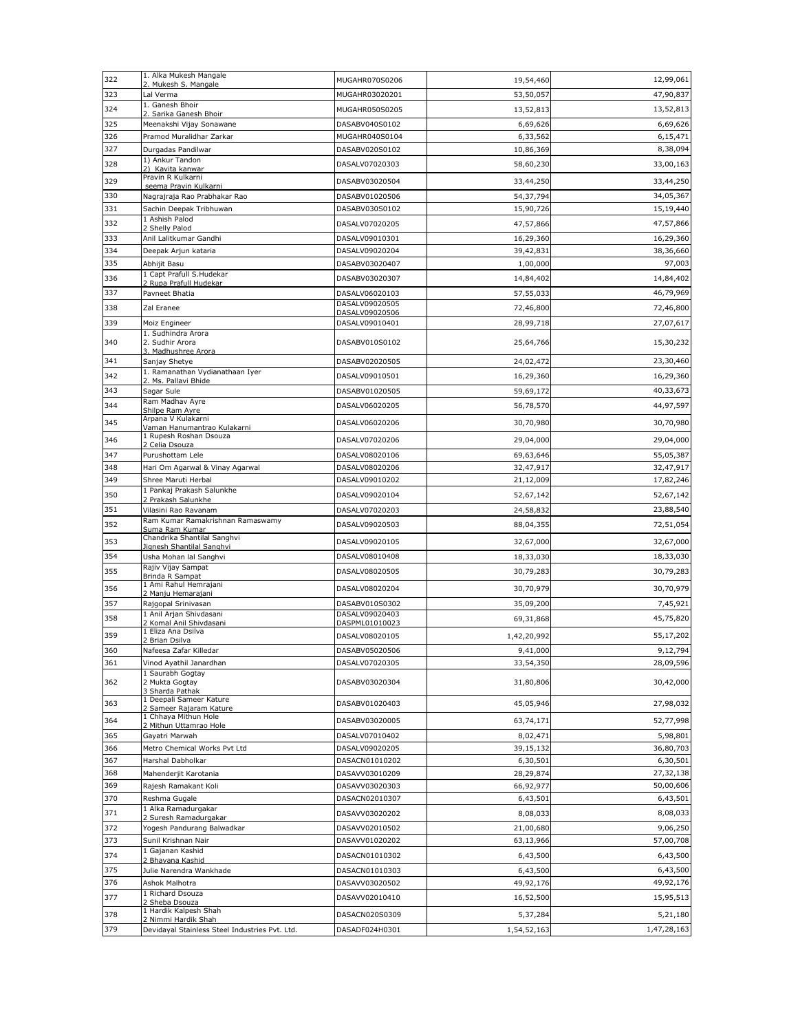| | | | | |
|---|---|---|---|---|
| 322 | 1. Alka Mukesh Mangale<br>2. Mukesh S. Mangale | MUGAHR070S0206 | 19,54,460 | 12,99,061 |
| 323 | Lal Verma | MUGAHR03020201 | 53,50,057 | 47,90,837 |
| 324 | 1. Ganesh Bhoir<br>2. Sarika Ganesh Bhoir | MUGAHR050S0205 | 13,52,813 | 13,52,813 |
| 325 | Meenakshi Vijay Sonawane | DASABV040S0102 | 6,69,626 | 6,69,626 |
| 326 | Pramod Muralidhar Zarkar | MUGAHR040S0104 | 6,33,562 | 6,15,471 |
| 327 | Durgadas Pandilwar | DASABV020S0102 | 10,86,369 | 8,38,094 |
| 328 | 1) Ankur Tandon<br>2) Kavita kanwar | DASALV07020303 | 58,60,230 | 33,00,163 |
| 329 | Pravin R Kulkarni<br>seema Pravin Kulkarni | DASABV03020504 | 33,44,250 | 33,44,250 |
| 330 | Nagrajraja Rao Prabhakar Rao | DASABV01020506 | 54,37,794 | 34,05,367 |
| 331 | Sachin Deepak Tribhuwan | DASABV030S0102 | 15,90,726 | 15,19,440 |
| 332 | 1 Ashish Palod<br>2 Shelly Palod | DASALV07020205 | 47,57,866 | 47,57,866 |
| 333 | Anil Lalitkumar Gandhi | DASALV09010301 | 16,29,360 | 16,29,360 |
| 334 | Deepak Arjun kataria | DASALV09020204 | 39,42,831 | 38,36,660 |
| 335 | Abhijit Basu | DASABV03020407 | 1,00,000 | 97,003 |
| 336 | 1 Capt Prafull S.Hudekar<br>2 Rupa Prafull Hudekar | DASABV03020307 | 14,84,402 | 14,84,402 |
| 337 | Pavneet Bhatia | DASALV06020103 | 57,55,033 | 46,79,969 |
| 338 | Zal Eranee | DASALV09020505<br>DASALV09020506 | 72,46,800 | 72,46,800 |
| 339 | Moiz Engineer | DASALV09010401 | 28,99,718 | 27,07,617 |
| 340 | 1. Sudhindra Arora<br>2. Sudhir Arora<br>3. Madhushree Arora | DASABV010S0102 | 25,64,766 | 15,30,232 |
| 341 | Sanjay Shetye | DASABV02020505 | 24,02,472 | 23,30,460 |
| 342 | 1. Ramanathan Vydianathaan Iyer<br>2. Ms. Pallavi Bhide | DASALV09010501 | 16,29,360 | 16,29,360 |
| 343 | Sagar Sule | DASABV01020505 | 59,69,172 | 40,33,673 |
| 344 | Ram Madhav Ayre<br>Shilpe Ram Ayre | DASALV06020205 | 56,78,570 | 44,97,597 |
| 345 | Arpana V Kulakarni<br>Vaman Hanumantrao Kulakarni | DASALV06020206 | 30,70,980 | 30,70,980 |
| 346 | 1 Rupesh Roshan Dsouza<br>2 Celia Dsouza | DASALV07020206 | 29,04,000 | 29,04,000 |
| 347 | Purushottam Lele | DASALV08020106 | 69,63,646 | 55,05,387 |
| 348 | Hari Om Agarwal & Vinay Agarwal | DASALV08020206 | 32,47,917 | 32,47,917 |
| 349 | Shree Maruti Herbal | DASALV09010202 | 21,12,009 | 17,82,246 |
| 350 | 1 Pankaj Prakash Salunkhe<br>2 Prakash Salunkhe | DASALV09020104 | 52,67,142 | 52,67,142 |
| 351 | Vilasini Rao Ravanam | DASALV07020203 | 24,58,832 | 23,88,540 |
| 352 | Ram Kumar Ramakrishnan Ramaswamy<br>Suma Ram Kumar | DASALV09020503 | 88,04,355 | 72,51,054 |
| 353 | Chandrika Shantilal Sanghvi<br>Jignesh Shantilal Sanghvi | DASALV09020105 | 32,67,000 | 32,67,000 |
| 354 | Usha Mohan lal Sanghvi | DASALV08010408 | 18,33,030 | 18,33,030 |
| 355 | Rajiv Vijay Sampat<br>Brinda R Sampat | DASALV08020505 | 30,79,283 | 30,79,283 |
| 356 | 1 Ami Rahul Hemrajani<br>2 Manju Hemarajani | DASALV08020204 | 30,70,979 | 30,70,979 |
| 357 | Rajgopal Srinivasan | DASABV010S0302 | 35,09,200 | 7,45,921 |
| 358 | 1 Anil Arjan Shivdasani<br>2 Komal Anil Shivdasani | DASALV09020403<br>DASPML01010023 | 69,31,868 | 45,75,820 |
| 359 | 1 Eliza Ana Dsilva<br>2 Brian Dsilva | DASALV08020105 | 1,42,20,992 | 55,17,202 |
| 360 | Nafeesa Zafar Killedar | DASABV05020506 | 9,41,000 | 9,12,794 |
| 361 | Vinod Ayathil Janardhan | DASALV07020305 | 33,54,350 | 28,09,596 |
| 362 | 1 Saurabh Gogtay<br>2 Mukta Gogtay<br>3 Sharda Pathak | DASABV03020304 | 31,80,806 | 30,42,000 |
| 363 | 1 Deepali Sameer Kature<br>2 Sameer Rajaram Kature | DASABV01020403 | 45,05,946 | 27,98,032 |
| 364 | 1 Chhaya Mithun Hole<br>2 Mithun Uttamrao Hole | DASABV03020005 | 63,74,171 | 52,77,998 |
| 365 | Gayatri Marwah | DASALV07010402 | 8,02,471 | 5,98,801 |
| 366 | Metro Chemical Works Pvt Ltd | DASALV09020205 | 39,15,132 | 36,80,703 |
| 367 | Harshal Dabholkar | DASACN01010202 | 6,30,501 | 6,30,501 |
| 368 | Mahenderjit Karotania | DASAVV03010209 | 28,29,874 | 27,32,138 |
| 369 | Rajesh Ramakant Koli | DASAVV03020303 | 66,92,977 | 50,00,606 |
| 370 | Reshma Gugale | DASACN02010307 | 6,43,501 | 6,43,501 |
| 371 | 1 Alka Ramadurgakar<br>2 Suresh Ramadurgakar | DASAVV03020202 | 8,08,033 | 8,08,033 |
| 372 | Yogesh Pandurang Balwadkar | DASAVV02010502 | 21,00,680 | 9,06,250 |
| 373 | Sunil Krishnan Nair | DASAVV01020202 | 63,13,966 | 57,00,708 |
| 374 | 1 Gajanan Kashid<br>2 Bhavana Kashid | DASACN01010302 | 6,43,500 | 6,43,500 |
| 375 | Julie Narendra Wankhade | DASACN01010303 | 6,43,500 | 6,43,500 |
| 376 | Ashok Malhotra | DASAVV03020502 | 49,92,176 | 49,92,176 |
| 377 | 1 Richard Dsouza<br>2 Sheba Dsouza | DASAVV02010410 | 16,52,500 | 15,95,513 |
| 378 | 1 Hardik Kalpesh Shah<br>2 Nimmi Hardik Shah | DASACN020S0309 | 5,37,284 | 5,21,180 |
| 379 | Devidayal Stainless Steel Industries Pvt. Ltd. | DASADF024H0301 | 1,54,52,163 | 1,47,28,163 |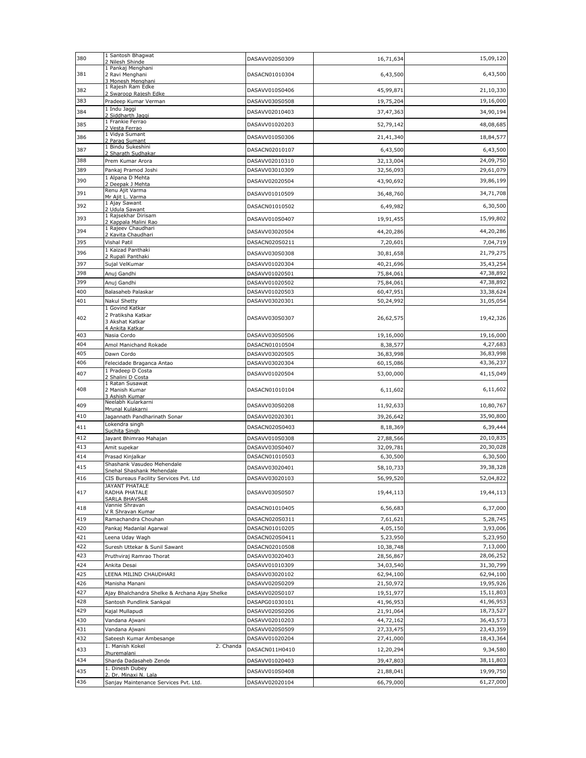| 380 | 1 Santosh Bhagwat<br>2 Nilesh Shinde | DASAVV020S0309 | 16,71,634 | 15,09,120 |
|---|---|---|---|---|
| 381 | 1 Pankaj Menghani<br>2 Ravi Menghani<br>3 Monesh Menghani | DASACN01010304 | 6,43,500 | 6,43,500 |
| 382 | 1 Rajesh Ram Edke<br>2 Swaroop Rajesh Edke | DASAVV010S0406 | 45,99,871 | 21,10,330 |
| 383 | Pradeep Kumar Verman | DASAVV030S0508 | 19,75,204 | 19,16,000 |
| 384 | 1 Indu Jaggi<br>2 Siddharth Jaggi | DASAVV02010403 | 37,47,363 | 34,90,194 |
| 385 | 1 Frankie Ferrao<br>2 Vesta Ferrao | DASAVV01020203 | 52,79,142 | 48,08,685 |
| 386 | 1 Vidya Sumant<br>2 Parag Sumant | DASAVV010S0306 | 21,41,340 | 18,84,577 |
| 387 | 1 Bindu Sukeshini<br>2 Sharath Sudhakar | DASACN02010107 | 6,43,500 | 6,43,500 |
| 388 | Prem Kumar Arora | DASAVV02010310 | 32,13,004 | 24,09,750 |
| 389 | Pankaj Pramod Joshi | DASAVV03010309 | 32,56,093 | 29,61,079 |
| 390 | 1 Alpana D Mehta<br>2 Deepak J Mehta | DASAVV02020504 | 43,90,692 | 39,86,199 |
| 391 | Renu Ajit Varma<br>Mr Ajit L. Varma | DASAVV01010509 | 36,48,760 | 34,71,708 |
| 392 | 1 Ajay Sawant<br>2 Udula Sawant | DASACN01010502 | 6,49,982 | 6,30,500 |
| 393 | 1 Rajsekhar Dirisam<br>2 Kappala Malini Rao | DASAVV010S0407 | 19,91,455 | 15,99,802 |
| 394 | 1 Rajeev Chaudhari<br>2 Kavita Chaudhari | DASAVV03020504 | 44,20,286 | 44,20,286 |
| 395 | Vishal Patil | DASACN020S0211 | 7,20,601 | 7,04,719 |
| 396 | 1 Kaizad Panthaki<br>2 Rupali Panthaki | DASAVV030S0308 | 30,81,658 | 21,79,275 |
| 397 | Sujal VelKumar | DASAVV01020304 | 40,21,696 | 35,43,254 |
| 398 | Anuj Gandhi | DASAVV01020501 | 75,84,061 | 47,38,892 |
| 399 | Anuj Gandhi | DASAVV01020502 | 75,84,061 | 47,38,892 |
| 400 | Balasaheb Palaskar | DASAVV01020503 | 60,47,951 | 33,38,624 |
| 401 | Nakul Shetty | DASAVV03020301 | 50,24,992 | 31,05,054 |
| 402 | 1 Govind Katkar<br>2 Pratiksha Katkar<br>3 Akshat Katkar<br>4 Ankita Katkar | DASAVV030S0307 | 26,62,575 | 19,42,326 |
| 403 | Nasia Cordo | DASAVV030S0506 | 19,16,000 | 19,16,000 |
| 404 | Amol Manichand Rokade | DASACN01010504 | 8,38,577 | 4,27,683 |
| 405 | Dawn Cordo | DASAVV03020505 | 36,83,998 | 36,83,998 |
| 406 | Felecidade Braganca Antao | DASAVV03020304 | 60,15,086 | 43,36,237 |
| 407 | 1 Pradeep D Costa<br>2 Shalini D Costa | DASAVV01020504 | 53,00,000 | 41,15,049 |
| 408 | 1 Ratan Susawat<br>2 Manish Kumar<br>3 Ashish Kumar | DASACN01010104 | 6,11,602 | 6,11,602 |
| 409 | Neelabh Kularkarni<br>Mrunal Kulakarni | DASAVV030S0208 | 11,92,633 | 10,80,767 |
| 410 | Jagannath Pandharinath Sonar | DASAVV02020301 | 39,26,642 | 35,90,800 |
| 411 | Lokendra singh<br>Suchita Singh | DASACN020S0403 | 8,18,369 | 6,39,444 |
| 412 | Jayant Bhimrao Mahajan | DASAVV010S0308 | 27,88,566 | 20,10,835 |
| 413 | Amit supekar | DASAVV030S0407 | 32,09,781 | 20,30,028 |
| 414 | Prasad Kinjalkar | DASACN01010503 | 6,30,500 | 6,30,500 |
| 415 | Shashank Vasudeo Mehendale<br>Snehal Shashank Mehendale | DASAVV03020401 | 58,10,733 | 39,38,328 |
| 416 | CIS Bureaus Facility Services Pvt. Ltd | DASAVV03020103 | 56,99,520 | 52,04,822 |
| 417 | JAYANT PHATALE<br>RADHA PHATALE<br>SARLA BHAVSAR | DASAVV030S0507 | 19,44,113 | 19,44,113 |
| 418 | Vannie Shravan<br>V R Shravan Kumar | DASACN01010405 | 6,56,683 | 6,37,000 |
| 419 | Ramachandra Chouhan | DASACN020S0311 | 7,61,621 | 5,28,745 |
| 420 | Pankaj Madanlal Agarwal | DASACN01010205 | 4,05,150 | 3,93,006 |
| 421 | Leena Uday Wagh | DASACN020S0411 | 5,23,950 | 5,23,950 |
| 422 | Suresh Uttekar & Sunil Sawant | DASACN02010508 | 10,38,748 | 7,13,000 |
| 423 | Pruthviraj Ramrao Thorat | DASAVV03020403 | 28,56,867 | 28,06,252 |
| 424 | Ankita Desai | DASAVV01010309 | 34,03,540 | 31,30,799 |
| 425 | LEENA MILIND CHAUDHARI | DASAVV03020102 | 62,94,100 | 62,94,100 |
| 426 | Manisha Manani | DASAVV020S0209 | 21,50,972 | 19,95,926 |
| 427 | Ajay Bhalchandra Shelke & Archana Ajay Shelke | DASAVV020S0107 | 19,51,977 | 15,11,803 |
| 428 | Santosh Pundlink Sankpal | DASAPG01030101 | 41,96,953 | 41,96,953 |
| 429 | Kajal Mullapudi | DASAVV020S0206 | 21,91,064 | 18,73,527 |
| 430 | Vandana Ajwani | DASAVV02010203 | 44,72,162 | 36,43,573 |
| 431 | Vandana Ajwani | DASAVV020S0509 | 27,33,475 | 23,43,359 |
| 432 | Sateesh Kumar Ambesange | DASAVV01020204 | 27,41,000 | 18,43,364 |
| 433 | 1. Manish Kokel 2. Chanda Jhuremalani | DASACN011H0410 | 12,20,294 | 9,34,580 |
| 434 | Sharda Dadasaheb Zende | DASAVV01020403 | 39,47,803 | 38,11,803 |
| 435 | 1. Dinesh Dubey<br>2. Dr. Minaxi N. Lala | DASAVV010S0408 | 21,88,041 | 19,99,750 |
| 436 | Sanjay Maintenance Services Pvt. Ltd. | DASAVV02020104 | 66,79,000 | 61,27,000 |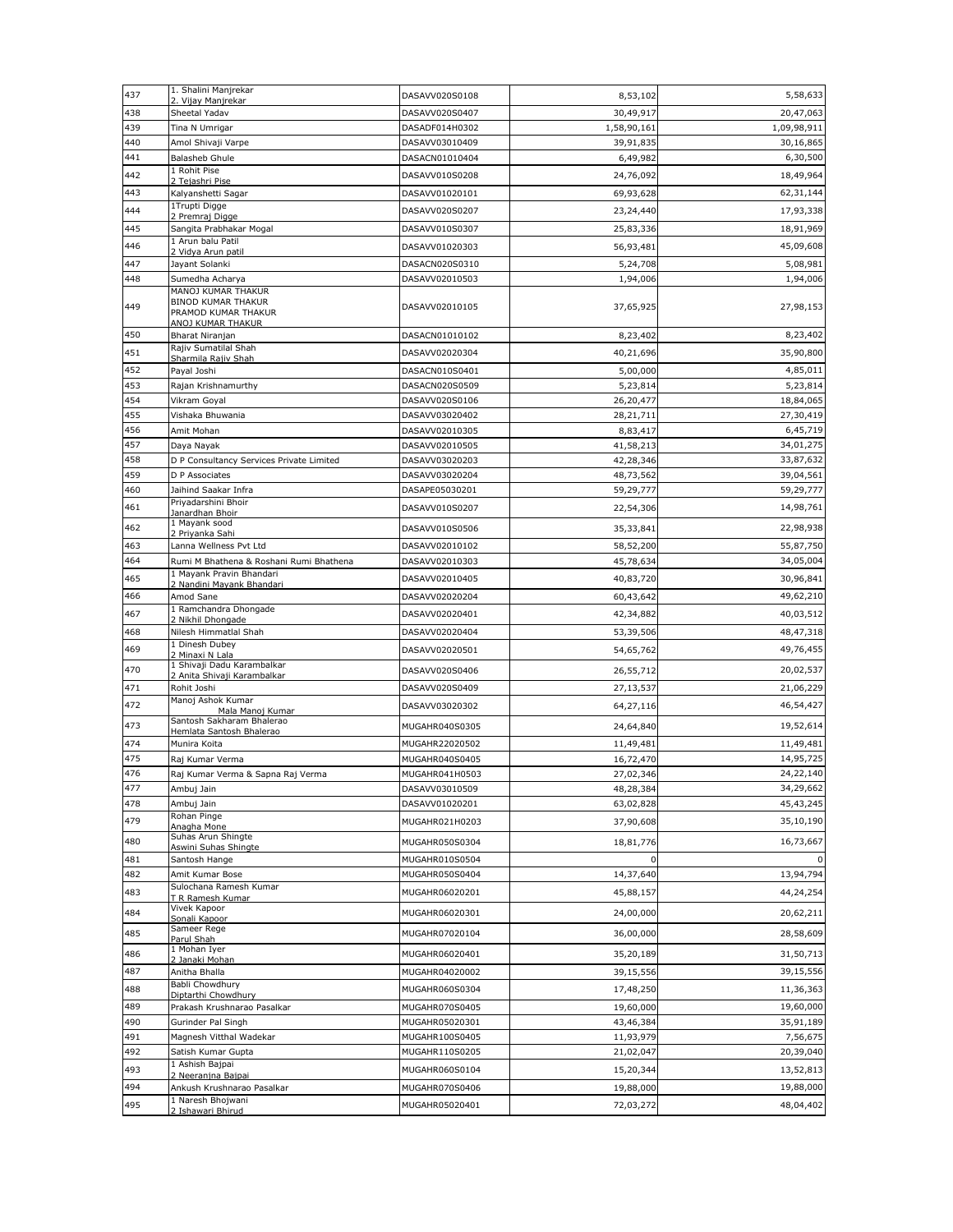| 437 | 1. Shalini Manjrekar<br>2. Vijay Manjrekar | DASAVV020S0108 | 8,53,102 | 5,58,633 |
|---|---|---|---|---|
| 438 | Sheetal Yadav | DASAVV020S0407 | 30,49,917 | 20,47,063 |
| 439 | Tina N Umrigar | DASADF014H0302 | 1,58,90,161 | 1,09,98,911 |
| 440 | Amol Shivaji Varpe | DASAVV03010409 | 39,91,835 | 30,16,865 |
| 441 | Balasheb Ghule | DASACN01010404 | 6,49,982 | 6,30,500 |
| 442 | 1 Rohit Pise<br>2 Tejashri Pise | DASAVV010S0208 | 24,76,092 | 18,49,964 |
| 443 | Kalyanshetti Sagar | DASAVV01020101 | 69,93,628 | 62,31,144 |
| 444 | 1Trupti Digge<br>2 Premraj Digge | DASAVV020S0207 | 23,24,440 | 17,93,338 |
| 445 | Sangita Prabhakar Mogal | DASAVV010S0307 | 25,83,336 | 18,91,969 |
| 446 | 1 Arun balu Patil<br>2 Vidya Arun patil | DASAVV01020303 | 56,93,481 | 45,09,608 |
| 447 | Jayant Solanki | DASACN020S0310 | 5,24,708 | 5,08,981 |
| 448 | Sumedha Acharya | DASAVV02010503 | 1,94,006 | 1,94,006 |
| 449 | MANOJ KUMAR THAKUR<br>BINOD KUMAR THAKUR<br>PRAMOD KUMAR THAKUR<br>ANOJ KUMAR THAKUR | DASAVV02010105 | 37,65,925 | 27,98,153 |
| 450 | Bharat Niranjan | DASACN01010102 | 8,23,402 | 8,23,402 |
| 451 | Rajiv Sumatilal Shah<br>Sharmila Rajiv Shah | DASAVV02020304 | 40,21,696 | 35,90,800 |
| 452 | Payal Joshi | DASACN010S0401 | 5,00,000 | 4,85,011 |
| 453 | Rajan Krishnamurthy | DASACN020S0509 | 5,23,814 | 5,23,814 |
| 454 | Vikram Goyal | DASAVV020S0106 | 26,20,477 | 18,84,065 |
| 455 | Vishaka Bhuwania | DASAVV03020402 | 28,21,711 | 27,30,419 |
| 456 | Amit Mohan | DASAVV02010305 | 8,83,417 | 6,45,719 |
| 457 | Daya Nayak | DASAVV02010505 | 41,58,213 | 34,01,275 |
| 458 | D P Consultancy Services Private Limited | DASAVV03020203 | 42,28,346 | 33,87,632 |
| 459 | D P Associates | DASAVV03020204 | 48,73,562 | 39,04,561 |
| 460 | Jaihind Saakar Infra | DASAPE05030201 | 59,29,777 | 59,29,777 |
| 461 | Priyadarshini Bhoir<br>Janardhan Bhoir | DASAVV010S0207 | 22,54,306 | 14,98,761 |
| 462 | 1 Mayank sood<br>2 Priyanka Sahi | DASAVV010S0506 | 35,33,841 | 22,98,938 |
| 463 | Lanna Wellness Pvt Ltd | DASAVV02010102 | 58,52,200 | 55,87,750 |
| 464 | Rumi M Bhathena & Roshani Rumi Bhathena | DASAVV02010303 | 45,78,634 | 34,05,004 |
| 465 | 1 Mayank Pravin Bhandari<br>2 Nandini Mayank Bhandari | DASAVV02010405 | 40,83,720 | 30,96,841 |
| 466 | Amod Sane | DASAVV02020204 | 60,43,642 | 49,62,210 |
| 467 | 1 Ramchandra Dhongade<br>2 Nikhil Dhongade | DASAVV02020401 | 42,34,882 | 40,03,512 |
| 468 | Nilesh Himmatlal Shah | DASAVV02020404 | 53,39,506 | 48,47,318 |
| 469 | 1 Dinesh Dubey<br>2 Minaxi N Lala | DASAVV02020501 | 54,65,762 | 49,76,455 |
| 470 | 1 Shivaji Dadu Karambalkar<br>2 Anita Shivaji Karambalkar | DASAVV020S0406 | 26,55,712 | 20,02,537 |
| 471 | Rohit Joshi | DASAVV020S0409 | 27,13,537 | 21,06,229 |
| 472 | Manoj Ashok Kumar<br>Mala Manoj Kumar | DASAVV03020302 | 64,27,116 | 46,54,427 |
| 473 | Santosh Sakharam Bhalerao<br>Hemlata Santosh Bhalerao | MUGAHR040S0305 | 24,64,840 | 19,52,614 |
| 474 | Munira Koita | MUGAHR22020502 | 11,49,481 | 11,49,481 |
| 475 | Raj Kumar Verma | MUGAHR040S0405 | 16,72,470 | 14,95,725 |
| 476 | Raj Kumar Verma & Sapna Raj Verma | MUGAHR041H0503 | 27,02,346 | 24,22,140 |
| 477 | Ambuj Jain | DASAVV03010509 | 48,28,384 | 34,29,662 |
| 478 | Ambuj Jain | DASAVV01020201 | 63,02,828 | 45,43,245 |
| 479 | Rohan Pinge<br>Anagha Mone | MUGAHR021H0203 | 37,90,608 | 35,10,190 |
| 480 | Suhas Arun Shingte<br>Aswini Suhas Shingte | MUGAHR050S0304 | 18,81,776 | 16,73,667 |
| 481 | Santosh Hange | MUGAHR010S0504 | 0 | 0 |
| 482 | Amit Kumar Bose | MUGAHR050S0404 | 14,37,640 | 13,94,794 |
| 483 | Sulochana Ramesh Kumar<br>T R Ramesh Kumar | MUGAHR06020201 | 45,88,157 | 44,24,254 |
| 484 | Vivek Kapoor<br>Sonali Kapoor | MUGAHR06020301 | 24,00,000 | 20,62,211 |
| 485 | Sameer Rege<br>Parul Shah | MUGAHR07020104 | 36,00,000 | 28,58,609 |
| 486 | 1 Mohan Iyer<br>2 Janaki Mohan | MUGAHR06020401 | 35,20,189 | 31,50,713 |
| 487 | Anitha Bhalla | MUGAHR04020002 | 39,15,556 | 39,15,556 |
| 488 | Babli Chowdhury<br>Diptarthi Chowdhury | MUGAHR060S0304 | 17,48,250 | 11,36,363 |
| 489 | Prakash Krushnarao Pasalkar | MUGAHR070S0405 | 19,60,000 | 19,60,000 |
| 490 | Gurinder Pal Singh | MUGAHR05020301 | 43,46,384 | 35,91,189 |
| 491 | Magnesh Vitthal Wadekar | MUGAHR100S0405 | 11,93,979 | 7,56,675 |
| 492 | Satish Kumar Gupta | MUGAHR110S0205 | 21,02,047 | 20,39,040 |
| 493 | 1 Ashish Bajpai<br>2 Neeranjna Bajpai | MUGAHR060S0104 | 15,20,344 | 13,52,813 |
| 494 | Ankush Krushnarao Pasalkar | MUGAHR070S0406 | 19,88,000 | 19,88,000 |
| 495 | 1 Naresh Bhojwani<br>2 Ishawari Bhirud | MUGAHR05020401 | 72,03,272 | 48,04,402 |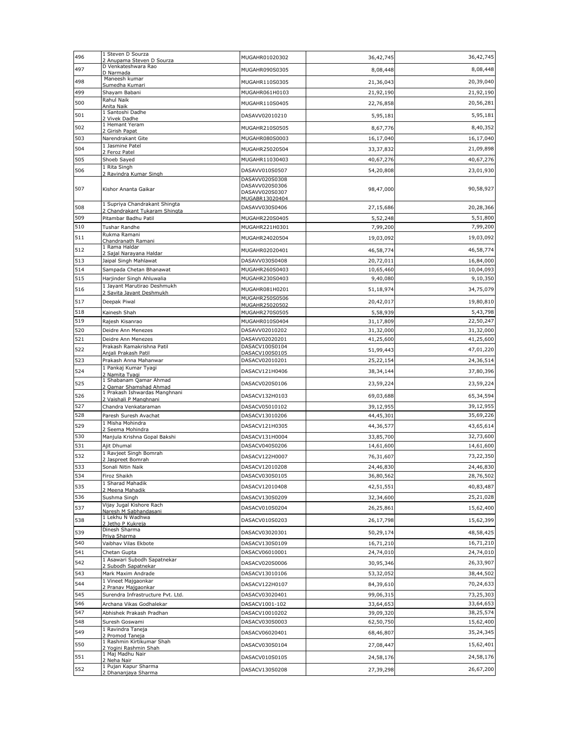| | | | | |
|---|---|---|---|---|
| 496 | 1 Steven D Sourza<br>2 Anupama Steven D Sourza | MUGAHR01020302 | 36,42,745 | 36,42,745 |
| 497 | D Venkateshwara Rao<br>D Narmada | MUGAHR090S0305 | 8,08,448 | 8,08,448 |
| 498 | Maneesh kumar<br>Sumedha Kumari | MUGAHR110S0305 | 21,36,043 | 20,39,040 |
| 499 | Shayam Babani | MUGAHR061H0103 | 21,92,190 | 21,92,190 |
| 500 | Rahul Naik<br>Anita Naik | MUGAHR110S0405 | 22,76,858 | 20,56,281 |
| 501 | 1 Santoshi Dadhe<br>2 Vivek Dadhe | DASAVV02010210 | 5,95,181 | 5,95,181 |
| 502 | 1 Hemant Yeram<br>2 Girish Papat | MUGAHR210S0505 | 8,67,776 | 8,40,352 |
| 503 | Narendrakant Gite | MUGAHR080S0003 | 16,17,040 | 16,17,040 |
| 504 | 1 Jasmine Patel<br>2 Feroz Patel | MUGAHR25020504 | 33,37,832 | 21,09,898 |
| 505 | Shoeb Sayed | MUGAHR11030403 | 40,67,276 | 40,67,276 |
| 506 | 1 Rita Singh<br>2 Ravindra Kumar Singh | DASAVV010S0507 | 54,20,808 | 23,01,930 |
| 507 | Kishor Ananta Gaikar | DASAVV020S0308<br>DASAVV020S0306<br>DASAVV020S0307<br>MUGABR13020404 | 98,47,000 | 90,58,927 |
| 508 | 1 Supriya Chandrakant Shingta<br>2 Chandrakant Tukaram Shingta | DASAVV030S0406 | 27,15,686 | 20,28,366 |
| 509 | Pitambar Badhu Patil | MUGAHR220S0405 | 5,52,248 | 5,51,800 |
| 510 | Tushar Randhe | MUGAHR221H0301 | 7,99,200 | 7,99,200 |
| 511 | Rukma Ramani<br>Chandranath Ramani | MUGAHR24020504 | 19,03,092 | 19,03,092 |
| 512 | 1 Rama Haldar<br>2 Sajal Narayana Haldar | MUGAHR02020401 | 46,58,774 | 46,58,774 |
| 513 | Jaipal Singh Mahlawat | DASAVV030S0408 | 20,72,011 | 16,84,000 |
| 514 | Sampada Chetan Bhanawat | MUGAHR260S0403 | 10,65,460 | 10,04,093 |
| 515 | Harjinder Singh Ahluwalia | MUGAHR230S0403 | 9,40,080 | 9,10,350 |
| 516 | 1 Jayant Marutirao Deshmukh<br>2 Savita Jayant Deshmukh | MUGAHR081H0201 | 51,18,974 | 34,75,079 |
| 517 | Deepak Piwal | MUGAHR250S0506<br>MUGAHR25020502 | 20,42,017 | 19,80,810 |
| 518 | Kainesh Shah | MUGAHR270S0505 | 5,58,939 | 5,43,798 |
| 519 | Rajesh Kisanrao | MUGAHR010S0404 | 31,17,809 | 22,50,247 |
| 520 | Deidre Ann Menezes | DASAVV02010202 | 31,32,000 | 31,32,000 |
| 521 | Deidre Ann Menezes | DASAVV02020201 | 41,25,600 | 41,25,600 |
| 522 | Prakash Ramakrishna Patil<br>Anjali Prakash Patil | DASACV100S0104<br>DASACV100S0105 | 51,99,443 | 47,01,220 |
| 523 | Prakash Anna Mahanwar | DASACV02010201 | 25,22,154 | 24,36,514 |
| 524 | 1 Pankaj Kumar Tyagi<br>2 Namita Tyagi | DASACV121H0406 | 38,34,144 | 37,80,396 |
| 525 | 1 Shabanam Qamar Ahmad<br>2 Qamar Shamshad Ahmad | DASACV020S0106 | 23,59,224 | 23,59,224 |
| 526 | 1 Prakash Ishwardas Manghnani<br>2 Vaishali P Manghnani | DASACV132H0103 | 69,03,688 | 65,34,594 |
| 527 | Chandra Venkataraman | DASACV05010102 | 39,12,955 | 39,12,955 |
| 528 | Paresh Suresh Avachat | DASACV13010206 | 44,45,301 | 35,69,226 |
| 529 | 1 Misha Mohindra<br>2 Seema Mohindra | DASACV121H0305 | 44,36,577 | 43,65,614 |
| 530 | Manjula Krishna Gopal Bakshi | DASACV131H0004 | 33,85,700 | 32,73,600 |
| 531 | Ajit Dhumal | DASACV040S0206 | 14,61,600 | 14,61,600 |
| 532 | 1 Ravjeet Singh Bomrah<br>2 Jaspreet Bomrah | DASACV122H0007 | 76,31,607 | 73,22,350 |
| 533 | Sonali Nitin Naik | DASACV12010208 | 24,46,830 | 24,46,830 |
| 534 | Firoz Shaikh | DASACV030S0105 | 36,80,562 | 28,76,502 |
| 535 | 1 Sharad Mahadik<br>2 Meena Mahadik | DASACV12010408 | 42,51,551 | 40,83,487 |
| 536 | Sushma Singh | DASACV130S0209 | 32,34,600 | 25,21,028 |
| 537 | Vijay Jugal Kishore Rach<br>Naresh M Sabhandasani | DASACV010S0204 | 26,25,861 | 15,62,400 |
| 538 | 1 Lekhu N Wadhwa<br>2 Jetho P Kukreja | DASACV010S0203 | 26,17,798 | 15,62,399 |
| 539 | Dinesh Sharma<br>Priya Sharma | DASACV03020301 | 50,29,174 | 48,58,425 |
| 540 | Vaibhav Vilas Ekbote | DASACV130S0109 | 16,71,210 | 16,71,210 |
| 541 | Chetan Gupta | DASACV06010001 | 24,74,010 | 24,74,010 |
| 542 | 1 Asawari Subodh Sapatnekar<br>2 Subodh Sapatnekar | DASACV020S0006 | 30,95,346 | 26,33,907 |
| 543 | Mark Maxim Andrade | DASACV13010106 | 53,32,052 | 38,44,502 |
| 544 | 1 Vineet Majgaonkar<br>2 Pranav Majgaonkar | DASACV122H0107 | 84,39,610 | 70,24,633 |
| 545 | Surendra Infrastructure Pvt. Ltd. | DASACV03020401 | 99,06,315 | 73,25,303 |
| 546 | Archana Vikas Godhalekar | DASACV1001-102 | 33,64,653 | 33,64,653 |
| 547 | Abhishek Prakash Pradhan | DASACV10010202 | 39,09,320 | 38,25,574 |
| 548 | Suresh Goswami | DASACV030S0003 | 62,50,750 | 15,62,400 |
| 549 | 1 Ravindra Taneja<br>2 Promod Taneja | DASACV06020401 | 68,46,807 | 35,24,345 |
| 550 | 1 Rashmin Kirtikumar Shah<br>2 Yogini Rashmin Shah | DASACV030S0104 | 27,08,447 | 15,62,401 |
| 551 | 1 Maj Madhu Nair<br>2 Neha Nair | DASACV010S0105 | 24,58,176 | 24,58,176 |
| 552 | 1 Pujan Kapur Sharma<br>2 Dhananjaya Sharma | DASACV130S0208 | 27,39,298 | 26,67,200 |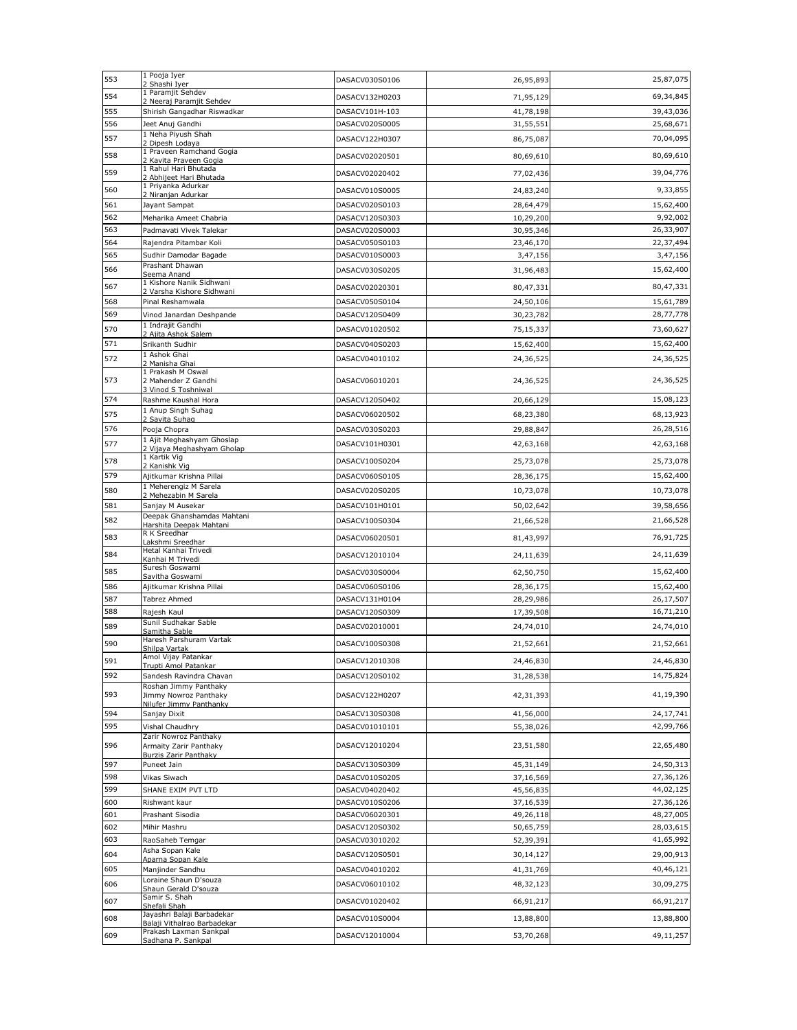| 553 | 1 Pooja Iyer<br>2 Shashi Iyer | DASACV030S0106 | 26,95,893 | 25,87,075 |
|---|---|---|---|---|
| 554 | 1 Paramjit Sehdev<br>2 Neeraj Paramjit Sehdev | DASACV132H0203 | 71,95,129 | 69,34,845 |
| 555 | Shirish Gangadhar Riswadkar | DASACV101H-103 | 41,78,198 | 39,43,036 |
| 556 | Jeet Anuj Gandhi | DASACV020S0005 | 31,55,551 | 25,68,671 |
| 557 | 1 Neha Piyush Shah<br>2 Dipesh Lodaya | DASACV122H0307 | 86,75,087 | 70,04,095 |
| 558 | 1 Praveen Ramchand Gogia<br>2 Kavita Praveen Gogia | DASACV02020501 | 80,69,610 | 80,69,610 |
| 559 | 1 Rahul Hari Bhutada<br>2 Abhijeet Hari Bhutada | DASACV02020402 | 77,02,436 | 39,04,776 |
| 560 | 1 Priyanka Adurkar<br>2 Niranjan Adurkar | DASACV010S0005 | 24,83,240 | 9,33,855 |
| 561 | Jayant Sampat | DASACV020S0103 | 28,64,479 | 15,62,400 |
| 562 | Meharika Ameet Chabria | DASACV120S0303 | 10,29,200 | 9,92,002 |
| 563 | Padmavati Vivek Talekar | DASACV020S0003 | 30,95,346 | 26,33,907 |
| 564 | Rajendra Pitambar Koli | DASACV050S0103 | 23,46,170 | 22,37,494 |
| 565 | Sudhir Damodar Bagade | DASACV010S0003 | 3,47,156 | 3,47,156 |
| 566 | Prashant Dhawan<br>Seema Anand | DASACV030S0205 | 31,96,483 | 15,62,400 |
| 567 | 1 Kishore Nanik Sidhwani<br>2 Varsha Kishore Sidhwani | DASACV02020301 | 80,47,331 | 80,47,331 |
| 568 | Pinal Reshamwala | DASACV050S0104 | 24,50,106 | 15,61,789 |
| 569 | Vinod Janardan Deshpande | DASACV120S0409 | 30,23,782 | 28,77,778 |
| 570 | 1 Indrajit Gandhi<br>2 Ajita Ashok Salem | DASACV01020502 | 75,15,337 | 73,60,627 |
| 571 | Srikanth Sudhir | DASACV040S0203 | 15,62,400 | 15,62,400 |
| 572 | 1 Ashok Ghai<br>2 Manisha Ghai | DASACV04010102 | 24,36,525 | 24,36,525 |
| 573 | 1 Prakash M Oswal<br>2 Mahender Z Gandhi<br>3 Vinod S Toshniwal | DASACV06010201 | 24,36,525 | 24,36,525 |
| 574 | Rashme Kaushal Hora | DASACV120S0402 | 20,66,129 | 15,08,123 |
| 575 | 1 Anup Singh Suhag<br>2 Savita Suhag | DASACV06020502 | 68,23,380 | 68,13,923 |
| 576 | Pooja Chopra | DASACV030S0203 | 29,88,847 | 26,28,516 |
| 577 | 1 Ajit Meghashyam Ghoslap<br>2 Vijaya Meghashyam Gholap | DASACV101H0301 | 42,63,168 | 42,63,168 |
| 578 | 1 Kartik Vig<br>2 Kanishk Vig | DASACV100S0204 | 25,73,078 | 25,73,078 |
| 579 | Ajitkumar Krishna Pillai | DASACV060S0105 | 28,36,175 | 15,62,400 |
| 580 | 1 Meherengiz M Sarela<br>2 Mehezabin M Sarela | DASACV020S0205 | 10,73,078 | 10,73,078 |
| 581 | Sanjay M Ausekar | DASACV101H0101 | 50,02,642 | 39,58,656 |
| 582 | Deepak Ghanshamdas Mahtani<br>Harshita Deepak Mahtani | DASACV100S0304 | 21,66,528 | 21,66,528 |
| 583 | R K Sreedhar<br>Lakshmi Sreedhar | DASACV06020501 | 81,43,997 | 76,91,725 |
| 584 | Hetal Kanhai Trivedi<br>Kanhai M Trivedi | DASACV12010104 | 24,11,639 | 24,11,639 |
| 585 | Suresh Goswami<br>Savitha Goswami | DASACV030S0004 | 62,50,750 | 15,62,400 |
| 586 | Ajitkumar Krishna Pillai | DASACV060S0106 | 28,36,175 | 15,62,400 |
| 587 | Tabrez Ahmed | DASACV131H0104 | 28,29,986 | 26,17,507 |
| 588 | Rajesh Kaul | DASACV120S0309 | 17,39,508 | 16,71,210 |
| 589 | Sunil Sudhakar Sable<br>Samitha Sable | DASACV02010001 | 24,74,010 | 24,74,010 |
| 590 | Haresh Parshuram Vartak<br>Shilpa Vartak | DASACV100S0308 | 21,52,661 | 21,52,661 |
| 591 | Amol Vijay Patankar<br>Trupti Amol Patankar | DASACV12010308 | 24,46,830 | 24,46,830 |
| 592 | Sandesh Ravindra Chavan | DASACV120S0102 | 31,28,538 | 14,75,824 |
| 593 | Roshan Jimmy Panthaky<br>Jimmy Nowroz Panthaky<br>Nilufer Jimmy Panthanky | DASACV122H0207 | 42,31,393 | 41,19,390 |
| 594 | Sanjay Dixit | DASACV130S0308 | 41,56,000 | 24,17,741 |
| 595 | Vishal Chaudhry | DASACV01010101 | 55,38,026 | 42,99,766 |
| 596 | Zarir Nowroz Panthaky<br>Armaity Zarir Panthaky<br>Burzis Zarir Panthaky | DASACV12010204 | 23,51,580 | 22,65,480 |
| 597 | Puneet Jain | DASACV130S0309 | 45,31,149 | 24,50,313 |
| 598 | Vikas Siwach | DASACV010S0205 | 37,16,569 | 27,36,126 |
| 599 | SHANE EXIM PVT LTD | DASACV04020402 | 45,56,835 | 44,02,125 |
| 600 | Rishwant kaur | DASACV010S0206 | 37,16,539 | 27,36,126 |
| 601 | Prashant Sisodia | DASACV06020301 | 49,26,118 | 48,27,005 |
| 602 | Mihir Mashru | DASACV120S0302 | 50,65,759 | 28,03,615 |
| 603 | RaoSaheb Temgar | DASACV03010202 | 52,39,391 | 41,65,992 |
| 604 | Asha Sopan Kale<br>Aparna Sopan Kale | DASACV120S0501 | 30,14,127 | 29,00,913 |
| 605 | Manjinder Sandhu | DASACV04010202 | 41,31,769 | 40,46,121 |
| 606 | Loraine Shaun D'souza<br>Shaun Gerald D'souza | DASACV06010102 | 48,32,123 | 30,09,275 |
| 607 | Samir S. Shah<br>Shefali Shah | DASACV01020402 | 66,91,217 | 66,91,217 |
| 608 | Jayashri Balaji Barbadekar<br>Balaji Vithalrao Barbadekar | DASACV010S0004 | 13,88,800 | 13,88,800 |
| 609 | Prakash Laxman Sankpal<br>Sadhana P. Sankpal | DASACV12010004 | 53,70,268 | 49,11,257 |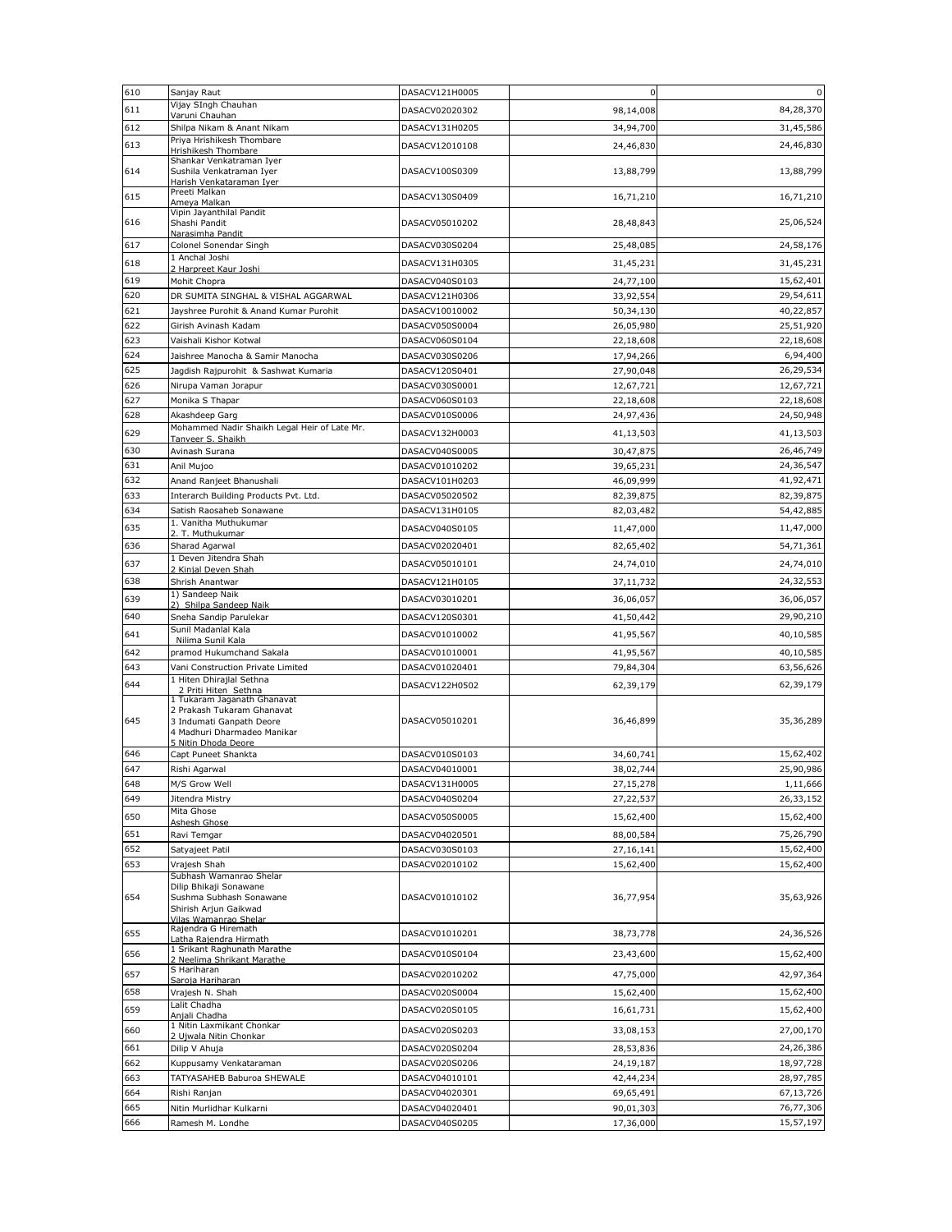| 610 | Sanjay Raut | DASACV121H0005 | 0 | 0 |
|---|---|---|---|---|
| 611 | Vijay SIngh Chauhan<br>Varuni Chauhan | DASACV02020302 | 98,14,008 | 84,28,370 |
| 612 | Shilpa Nikam & Anant Nikam | DASACV131H0205 | 34,94,700 | 31,45,586 |
| 613 | Priya Hrishikesh Thombare<br>Hrishikesh Thombare | DASACV12010108 | 24,46,830 | 24,46,830 |
| 614 | Shankar Venkatraman Iyer<br>Sushila Venkatraman Iyer<br>Harish Venkataraman Iyer | DASACV100S0309 | 13,88,799 | 13,88,799 |
| 615 | Preeti Malkan<br>Ameya Malkan | DASACV130S0409 | 16,71,210 | 16,71,210 |
| 616 | Vipin Jayanthilal Pandit<br>Shashi Pandit<br>Narasimha Pandit | DASACV05010202 | 28,48,843 | 25,06,524 |
| 617 | Colonel Sonendar Singh | DASACV030S0204 | 25,48,085 | 24,58,176 |
| 618 | 1 Anchal Joshi<br>2 Harpreet Kaur Joshi | DASACV131H0305 | 31,45,231 | 31,45,231 |
| 619 | Mohit Chopra | DASACV040S0103 | 24,77,100 | 15,62,401 |
| 620 | DR SUMITA SINGHAL & VISHAL AGGARWAL | DASACV121H0306 | 33,92,554 | 29,54,611 |
| 621 | Jayshree Purohit & Anand Kumar Purohit | DASACV10010002 | 50,34,130 | 40,22,857 |
| 622 | Girish Avinash Kadam | DASACV050S0004 | 26,05,980 | 25,51,920 |
| 623 | Vaishali Kishor Kotwal | DASACV060S0104 | 22,18,608 | 22,18,608 |
| 624 | Jaishree Manocha & Samir Manocha | DASACV030S0206 | 17,94,266 | 6,94,400 |
| 625 | Jagdish Rajpurohit & Sashwat Kumaria | DASACV120S0401 | 27,90,048 | 26,29,534 |
| 626 | Nirupa Vaman Jorapur | DASACV030S0001 | 12,67,721 | 12,67,721 |
| 627 | Monika S Thapar | DASACV060S0103 | 22,18,608 | 22,18,608 |
| 628 | Akashdeep Garg | DASACV010S0006 | 24,97,436 | 24,50,948 |
| 629 | Mohammed Nadir Shaikh Legal Heir of Late Mr. Tanveer S. Shaikh | DASACV132H0003 | 41,13,503 | 41,13,503 |
| 630 | Avinash Surana | DASACV040S0005 | 30,47,875 | 26,46,749 |
| 631 | Anil Mujoo | DASACV01010202 | 39,65,231 | 24,36,547 |
| 632 | Anand Ranjeet Bhanushali | DASACV101H0203 | 46,09,999 | 41,92,471 |
| 633 | Interarch Building Products Pvt. Ltd. | DASACV05020502 | 82,39,875 | 82,39,875 |
| 634 | Satish Raosaheb Sonawane | DASACV131H0105 | 82,03,482 | 54,42,885 |
| 635 | 1. Vanitha Muthukumar<br>2. T. Muthukumar | DASACV040S0105 | 11,47,000 | 11,47,000 |
| 636 | Sharad Agarwal | DASACV02020401 | 82,65,402 | 54,71,361 |
| 637 | 1 Deven Jitendra Shah<br>2 Kinjal Deven Shah | DASACV05010101 | 24,74,010 | 24,74,010 |
| 638 | Shrish Anantwar | DASACV121H0105 | 37,11,732 | 24,32,553 |
| 639 | 1) Sandeep Naik<br>2) Shilpa Sandeep Naik | DASACV03010201 | 36,06,057 | 36,06,057 |
| 640 | Sneha Sandip Parulekar | DASACV120S0301 | 41,50,442 | 29,90,210 |
| 641 | Sunil Madanlal Kala<br>Nilima Sunil Kala | DASACV01010002 | 41,95,567 | 40,10,585 |
| 642 | pramod Hukumchand Sakala | DASACV01010001 | 41,95,567 | 40,10,585 |
| 643 | Vani Construction Private Limited | DASACV01020401 | 79,84,304 | 63,56,626 |
| 644 | 1 Hiten Dhirajlal Sethna<br>2 Priti Hiten Sethna | DASACV122H0502 | 62,39,179 | 62,39,179 |
| 645 | 1 Tukaram Jaganath Ghanavat<br>2 Prakash Tukaram Ghanavat<br>3 Indumati Ganpath Deore<br>4 Madhuri Dharmadeo Manikar<br>5 Nitin Dhoda Deore | DASACV05010201 | 36,46,899 | 35,36,289 |
| 646 | Capt Puneet Shankta | DASACV010S0103 | 34,60,741 | 15,62,402 |
| 647 | Rishi Agarwal | DASACV04010001 | 38,02,744 | 25,90,986 |
| 648 | M/S Grow Well | DASACV131H0005 | 27,15,278 | 1,11,666 |
| 649 | Jitendra Mistry | DASACV040S0204 | 27,22,537 | 26,33,152 |
| 650 | Mita Ghose<br>Ashesh Ghose | DASACV050S0005 | 15,62,400 | 15,62,400 |
| 651 | Ravi Temgar | DASACV04020501 | 88,00,584 | 75,26,790 |
| 652 | Satyajeet Patil | DASACV030S0103 | 27,16,141 | 15,62,400 |
| 653 | Vrajesh Shah | DASACV02010102 | 15,62,400 | 15,62,400 |
| 654 | Subhash Wamanrao Shelar<br>Dilip Bhikaji Sonawane<br>Sushma Subhash Sonawane<br>Shirish Arjun Gaikwad<br>Vilas Wamanrao Shelar | DASACV01010102 | 36,77,954 | 35,63,926 |
| 655 | Rajendra G Hiremath<br>Latha Rajendra Hirmath | DASACV01010201 | 38,73,778 | 24,36,526 |
| 656 | 1 Srikant Raghunath Marathe<br>2 Neelima Shrikant Marathe | DASACV010S0104 | 23,43,600 | 15,62,400 |
| 657 | S Hariharan<br>Saroja Hariharan | DASACV02010202 | 47,75,000 | 42,97,364 |
| 658 | Vrajesh N. Shah | DASACV020S0004 | 15,62,400 | 15,62,400 |
| 659 | Lalit Chadha<br>Anjali Chadha | DASACV020S0105 | 16,61,731 | 15,62,400 |
| 660 | 1 Nitin Laxmikant Chonkar<br>2 Ujwala Nitin Chonkar | DASACV020S0203 | 33,08,153 | 27,00,170 |
| 661 | Dilip V Ahuja | DASACV020S0204 | 28,53,836 | 24,26,386 |
| 662 | Kuppusamy Venkataraman | DASACV020S0206 | 24,19,187 | 18,97,728 |
| 663 | TATYASAHEB Baburoa SHEWALE | DASACV04010101 | 42,44,234 | 28,97,785 |
| 664 | Rishi Ranjan | DASACV04020301 | 69,65,491 | 67,13,726 |
| 665 | Nitin Murlidhar Kulkarni | DASACV04020401 | 90,01,303 | 76,77,306 |
| 666 | Ramesh M. Londhe | DASACV040S0205 | 17,36,000 | 15,57,197 |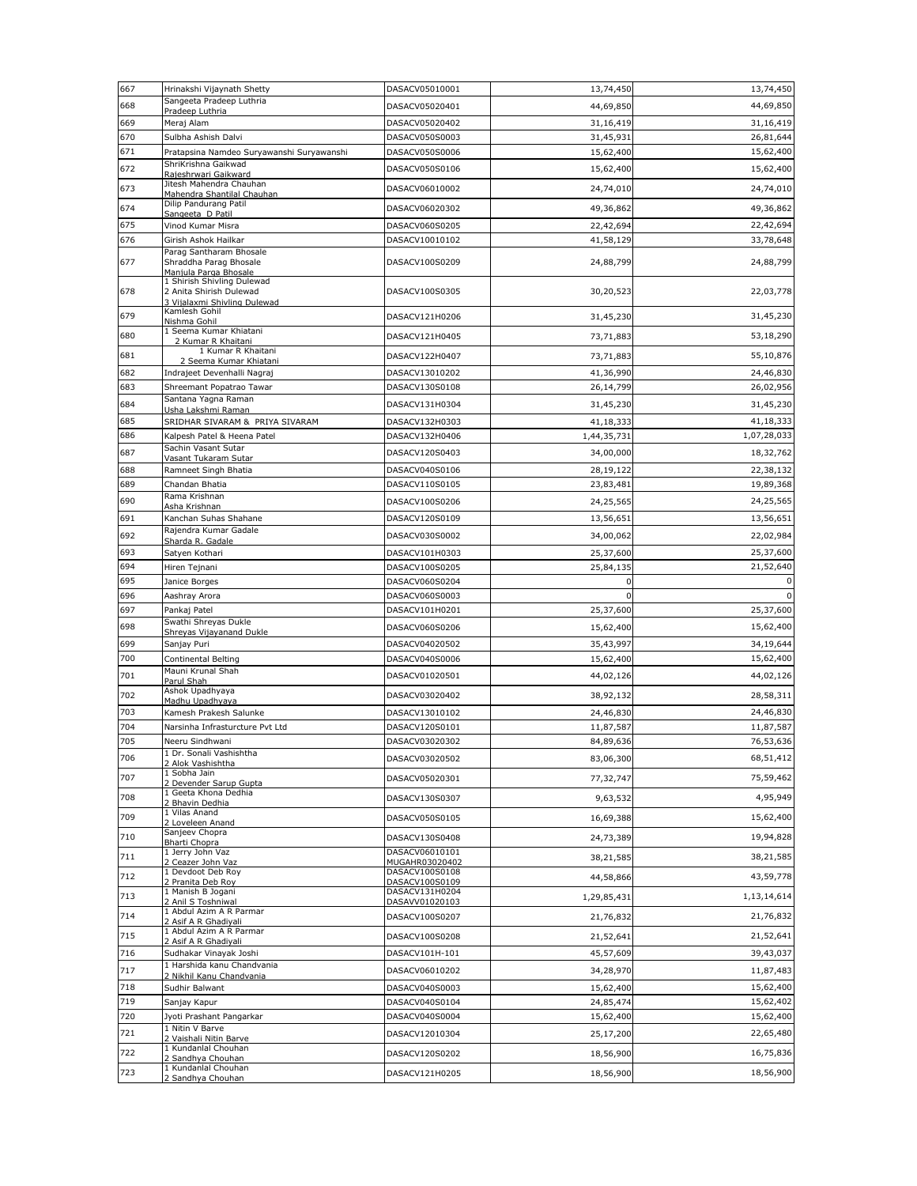| 667 | Hrinakshi Vijaynath Shetty | DASACV05010001 | 13,74,450 | 13,74,450 |
|---|---|---|---|---|
| 668 | Sangeeta Pradeep Luthria<br>Pradeep Luthria | DASACV05020401 | 44,69,850 | 44,69,850 |
| 669 | Meraj Alam | DASACV05020402 | 31,16,419 | 31,16,419 |
| 670 | Sulbha Ashish Dalvi | DASACV050S0003 | 31,45,931 | 26,81,644 |
| 671 | Pratapsina Namdeo Suryawanshi Suryawanshi | DASACV050S0006 | 15,62,400 | 15,62,400 |
| 672 | ShriKrishna Gaikwad<br>Rajeshrwari Gaikward | DASACV050S0106 | 15,62,400 | 15,62,400 |
| 673 | Jitesh Mahendra Chauhan<br>Mahendra Shantilal Chauhan | DASACV06010002 | 24,74,010 | 24,74,010 |
| 674 | Dilip Pandurang Patil<br>Sangeeta D Patil | DASACV06020302 | 49,36,862 | 49,36,862 |
| 675 | Vinod Kumar Misra | DASACV060S0205 | 22,42,694 | 22,42,694 |
| 676 | Girish Ashok Hailkar | DASACV10010102 | 41,58,129 | 33,78,648 |
| 677 | Parag Santharam Bhosale<br>Shraddha Parag Bhosale<br>Manjula Parga Bhosale | DASACV100S0209 | 24,88,799 | 24,88,799 |
| 678 | 1 Shirish Shivling Dulewad<br>2 Anita Shirish Dulewad<br>3 Vijalaxmi Shivling Dulewad | DASACV100S0305 | 30,20,523 | 22,03,778 |
| 679 | Kamlesh Gohil<br>Nishma Gohil | DASACV121H0206 | 31,45,230 | 31,45,230 |
| 680 | 1 Seema Kumar Khiatani<br>2 Kumar R Khaitani | DASACV121H0405 | 73,71,883 | 53,18,290 |
| 681 | 1 Kumar R Khaitani<br>2 Seema Kumar Khiatani | DASACV122H0407 | 73,71,883 | 55,10,876 |
| 682 | Indrajeet Devenhalli Nagraj | DASACV13010202 | 41,36,990 | 24,46,830 |
| 683 | Shreemant Popatrao Tawar | DASACV130S0108 | 26,14,799 | 26,02,956 |
| 684 | Santana Yagna Raman<br>Usha Lakshmi Raman | DASACV131H0304 | 31,45,230 | 31,45,230 |
| 685 | SRIDHAR SIVARAM & PRIYA SIVARAM | DASACV132H0303 | 41,18,333 | 41,18,333 |
| 686 | Kalpesh Patel & Heena Patel | DASACV132H0406 | 1,44,35,731 | 1,07,28,033 |
| 687 | Sachin Vasant Sutar<br>Vasant Tukaram Sutar | DASACV120S0403 | 34,00,000 | 18,32,762 |
| 688 | Ramneet Singh Bhatia | DASACV040S0106 | 28,19,122 | 22,38,132 |
| 689 | Chandan Bhatia | DASACV110S0105 | 23,83,481 | 19,89,368 |
| 690 | Rama Krishnan<br>Asha Krishnan | DASACV100S0206 | 24,25,565 | 24,25,565 |
| 691 | Kanchan Suhas Shahane | DASACV120S0109 | 13,56,651 | 13,56,651 |
| 692 | Rajendra Kumar Gadale<br>Sharda R. Gadale | DASACV030S0002 | 34,00,062 | 22,02,984 |
| 693 | Satyen Kothari | DASACV101H0303 | 25,37,600 | 25,37,600 |
| 694 | Hiren Tejnani | DASACV100S0205 | 25,84,135 | 21,52,640 |
| 695 | Janice Borges | DASACV060S0204 | 0 | 0 |
| 696 | Aashray Arora | DASACV060S0003 | 0 | 0 |
| 697 | Pankaj Patel | DASACV101H0201 | 25,37,600 | 25,37,600 |
| 698 | Swathi Shreyas Dukle<br>Shreyas Vijayanand Dukle | DASACV060S0206 | 15,62,400 | 15,62,400 |
| 699 | Sanjay Puri | DASACV04020502 | 35,43,997 | 34,19,644 |
| 700 | Continental Belting | DASACV040S0006 | 15,62,400 | 15,62,400 |
| 701 | Mauni Krunal Shah<br>Parul Shah | DASACV01020501 | 44,02,126 | 44,02,126 |
| 702 | Ashok Upadhyaya<br>Madhu Upadhyaya | DASACV03020402 | 38,92,132 | 28,58,311 |
| 703 | Kamesh Prakesh Salunke | DASACV13010102 | 24,46,830 | 24,46,830 |
| 704 | Narsinha Infrasturcture Pvt Ltd | DASACV120S0101 | 11,87,587 | 11,87,587 |
| 705 | Neeru Sindhwani | DASACV03020302 | 84,89,636 | 76,53,636 |
| 706 | 1 Dr. Sonali Vashishtha<br>2 Alok Vashishtha | DASACV03020502 | 83,06,300 | 68,51,412 |
| 707 | 1 Sobha Jain<br>2 Devender Sarup Gupta | DASACV05020301 | 77,32,747 | 75,59,462 |
| 708 | 1 Geeta Khona Dedhia<br>2 Bhavin Dedhia | DASACV130S0307 | 9,63,532 | 4,95,949 |
| 709 | 1 Vilas Anand<br>2 Loveleen Anand | DASACV050S0105 | 16,69,388 | 15,62,400 |
| 710 | Sanjeev Chopra<br>Bharti Chopra | DASACV130S0408 | 24,73,389 | 19,94,828 |
| 711 | 1 Jerry John Vaz<br>2 Ceazer John Vaz | DASACV06010101<br>MUGAHR03020402 | 38,21,585 | 38,21,585 |
| 712 | 1 Devdoot Deb Roy<br>2 Pranita Deb Roy | DASACV100S0108<br>DASACV100S0109 | 44,58,866 | 43,59,778 |
| 713 | 1 Manish B Jogani<br>2 Anil S Toshniwal | DASACV131H0204<br>DASAVV01020103 | 1,29,85,431 | 1,13,14,614 |
| 714 | 1 Abdul Azim A R Parmar<br>2 Asif A R Ghadiyali | DASACV100S0207 | 21,76,832 | 21,76,832 |
| 715 | 1 Abdul Azim A R Parmar<br>2 Asif A R Ghadiyali | DASACV100S0208 | 21,52,641 | 21,52,641 |
| 716 | Sudhakar Vinayak Joshi | DASACV101H-101 | 45,57,609 | 39,43,037 |
| 717 | 1 Harshida kanu Chandvania<br>2 Nikhil Kanu Chandvania | DASACV06010202 | 34,28,970 | 11,87,483 |
| 718 | Sudhir Balwant | DASACV040S0003 | 15,62,400 | 15,62,400 |
| 719 | Sanjay Kapur | DASACV040S0104 | 24,85,474 | 15,62,402 |
| 720 | Jyoti Prashant Pangarkar | DASACV040S0004 | 15,62,400 | 15,62,400 |
| 721 | 1 Nitin V Barve<br>2 Vaishali Nitin Barve | DASACV12010304 | 25,17,200 | 22,65,480 |
| 722 | 1 Kundanlal Chouhan<br>2 Sandhya Chouhan | DASACV120S0202 | 18,56,900 | 16,75,836 |
| 723 | 1 Kundanlal Chouhan<br>2 Sandhya Chouhan | DASACV121H0205 | 18,56,900 | 18,56,900 |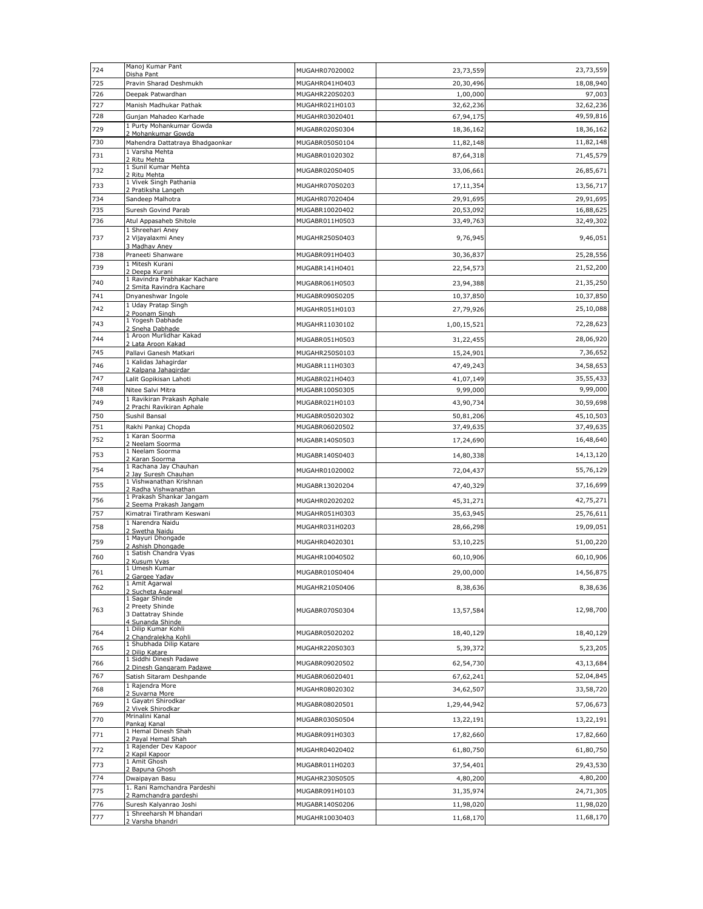| 724 | Manoj Kumar Pant<br>Disha Pant | MUGAHR07020002 | 23,73,559 | 23,73,559 |
|---|---|---|---|---|
| 725 | Pravin Sharad Deshmukh | MUGAHR041H0403 | 20,30,496 | 18,08,940 |
| 726 | Deepak Patwardhan | MUGAHR220S0203 | 1,00,000 | 97,003 |
| 727 | Manish Madhukar Pathak | MUGAHR021H0103 | 32,62,236 | 32,62,236 |
| 728 | Gunjan Mahadeo Karhade | MUGAHR03020401 | 67,94,175 | 49,59,816 |
| 729 | 1 Purty Mohankumar Gowda<br>2 Mohankumar Gowda | MUGABR020S0304 | 18,36,162 | 18,36,162 |
| 730 | Mahendra Dattatraya Bhadgaonkar | MUGABR050S0104 | 11,82,148 | 11,82,148 |
| 731 | 1 Varsha Mehta<br>2 Ritu Mehta | MUGABR01020302 | 87,64,318 | 71,45,579 |
| 732 | 1 Sunil Kumar Mehta<br>2 Ritu Mehta | MUGABR020S0405 | 33,06,661 | 26,85,671 |
| 733 | 1 Vivek Singh Pathania<br>2 Pratiksha Langeh | MUGAHR070S0203 | 17,11,354 | 13,56,717 |
| 734 | Sandeep Malhotra | MUGAHR07020404 | 29,91,695 | 29,91,695 |
| 735 | Suresh Govind Parab | MUGABR10020402 | 20,53,092 | 16,88,625 |
| 736 | Atul Appasaheb Shitole | MUGABR011H0503 | 33,49,763 | 32,49,302 |
| 737 | 1 Shreehari Aney<br>2 Vijayalaxmi Aney<br>3 Madhav Aney | MUGAHR250S0403 | 9,76,945 | 9,46,051 |
| 738 | Praneeti Shanware | MUGABR091H0403 | 30,36,837 | 25,28,556 |
| 739 | 1 Mitesh Kurani<br>2 Deepa Kurani | MUGABR141H0401 | 22,54,573 | 21,52,200 |
| 740 | 1 Ravindra Prabhakar Kachare<br>2 Smita Ravindra Kachare | MUGABR061H0503 | 23,94,388 | 21,35,250 |
| 741 | Dnyaneshwar Ingole | MUGABR090S0205 | 10,37,850 | 10,37,850 |
| 742 | 1 Uday Pratap Singh<br>2 Poonam Singh | MUGAHR051H0103 | 27,79,926 | 25,10,088 |
| 743 | 1 Yogesh Dabhade<br>2 Sneha Dabhade | MUGAHR11030102 | 1,00,15,521 | 72,28,623 |
| 744 | 1 Aroon Murlidhar Kakad<br>2 Lata Aroon Kakad | MUGABR051H0503 | 31,22,455 | 28,06,920 |
| 745 | Pallavi Ganesh Matkari | MUGAHR250S0103 | 15,24,901 | 7,36,652 |
| 746 | 1 Kalidas Jahagirdar<br>2 Kalpana Jahagirdar | MUGABR111H0303 | 47,49,243 | 34,58,653 |
| 747 | Lalit Gopikisan Lahoti | MUGABR021H0403 | 41,07,149 | 35,55,433 |
| 748 | Nitee Salvi Mitra | MUGABR100S0305 | 9,99,000 | 9,99,000 |
| 749 | 1 Ravikiran Prakash Aphale<br>2 Prachi Ravikiran Aphale | MUGABR021H0103 | 43,90,734 | 30,59,698 |
| 750 | Sushil Bansal | MUGABR05020302 | 50,81,206 | 45,10,503 |
| 751 | Rakhi Pankaj Chopda | MUGABR06020502 | 37,49,635 | 37,49,635 |
| 752 | 1 Karan Soorma<br>2 Neelam Soorma | MUGABR140S0503 | 17,24,690 | 16,48,640 |
| 753 | 1 Neelam Soorma<br>2 Karan Soorma | MUGABR140S0403 | 14,80,338 | 14,13,120 |
| 754 | 1 Rachana Jay Chauhan<br>2 Jay Suresh Chauhan | MUGAHR01020002 | 72,04,437 | 55,76,129 |
| 755 | 1 Vishwanathan Krishnan<br>2 Radha Vishwanathan | MUGABR13020204 | 47,40,329 | 37,16,699 |
| 756 | 1 Prakash Shankar Jangam<br>2 Seema Prakash Jangam | MUGAHR02020202 | 45,31,271 | 42,75,271 |
| 757 | Kimatrai Tirathram Keswani | MUGAHR051H0303 | 35,63,945 | 25,76,611 |
| 758 | 1 Narendra Naidu<br>2 Swetha Naidu | MUGAHR031H0203 | 28,66,298 | 19,09,051 |
| 759 | 1 Mayuri Dhongade<br>2 Ashish Dhongade | MUGAHR04020301 | 53,10,225 | 51,00,220 |
| 760 | 1 Satish Chandra Vyas<br>2 Kusum Vyas | MUGAHR10040502 | 60,10,906 | 60,10,906 |
| 761 | 1 Umesh Kumar<br>2 Gargee Yadav | MUGABR010S0404 | 29,00,000 | 14,56,875 |
| 762 | 1 Amit Agarwal<br>2 Sucheta Agarwal | MUGAHR210S0406 | 8,38,636 | 8,38,636 |
| 763 | 1 Sagar Shinde<br>2 Preety Shinde<br>3 Dattatray Shinde<br>4 Sunanda Shinde | MUGABR070S0304 | 13,57,584 | 12,98,700 |
| 764 | 1 Dilip Kumar Kohli<br>2 Chandralekha Kohli | MUGABR05020202 | 18,40,129 | 18,40,129 |
| 765 | 1 Shubhada Dilip Katare<br>2 Dilip Katare | MUGAHR220S0303 | 5,39,372 | 5,23,205 |
| 766 | 1 Siddhi Dinesh Padawe<br>2 Dinesh Gangaram Padawe | MUGABR09020502 | 62,54,730 | 43,13,684 |
| 767 | Satish Sitaram Deshpande | MUGABR06020401 | 67,62,241 | 52,04,845 |
| 768 | 1 Rajendra More<br>2 Suvarna More | MUGAHR08020302 | 34,62,507 | 33,58,720 |
| 769 | 1 Gayatri Shirodkar<br>2 Vivek Shirodkar | MUGABR08020501 | 1,29,44,942 | 57,06,673 |
| 770 | Mrinalini Kanal<br>Pankaj Kanal | MUGABR030S0504 | 13,22,191 | 13,22,191 |
| 771 | 1 Hemal Dinesh Shah<br>2 Payal Hemal Shah | MUGABR091H0303 | 17,82,660 | 17,82,660 |
| 772 | 1 Rajender Dev Kapoor<br>2 Kapil Kapoor | MUGAHR04020402 | 61,80,750 | 61,80,750 |
| 773 | 1 Amit Ghosh<br>2 Bapuna Ghosh | MUGABR011H0203 | 37,54,401 | 29,43,530 |
| 774 | Dwaipayan Basu | MUGAHR230S0505 | 4,80,200 | 4,80,200 |
| 775 | 1. Rani Ramchandra Pardeshi<br>2 Ramchandra pardeshi | MUGABR091H0103 | 31,35,974 | 24,71,305 |
| 776 | Suresh Kalyanrao Joshi | MUGABR140S0206 | 11,98,020 | 11,98,020 |
| 777 | 1 Shreeharsh M bhandari<br>2 Varsha bhandri | MUGAHR10030403 | 11,68,170 | 11,68,170 |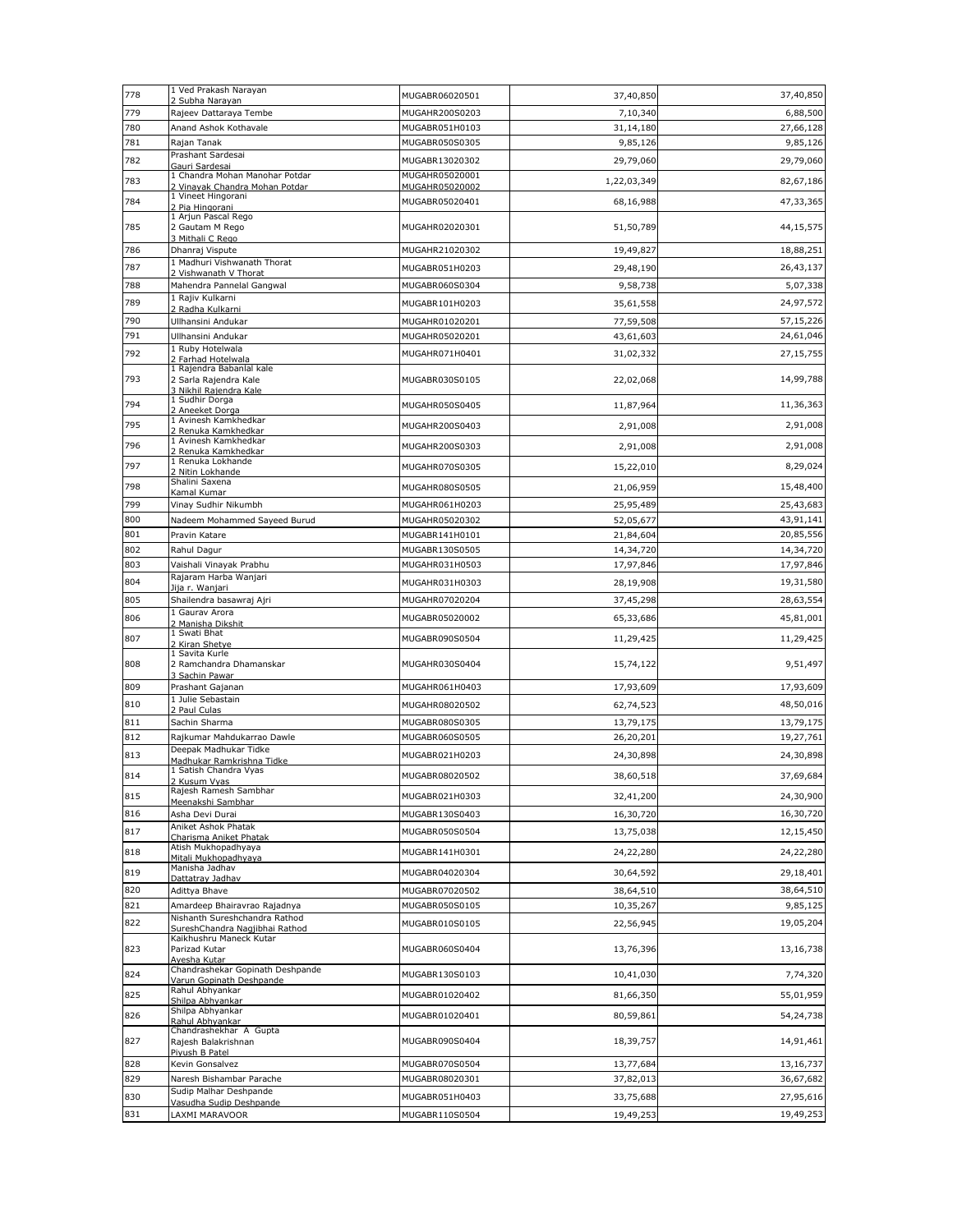| | | | | |
|---|---|---|---|---|
| 778 | 1 Ved Prakash Narayan<br>2 Subha Narayan | MUGABR06020501 | 37,40,850 | 37,40,850 |
| 779 | Rajeev Dattaraya Tembe | MUGAHR200S0203 | 7,10,340 | 6,88,500 |
| 780 | Anand Ashok Kothavale | MUGABR051H0103 | 31,14,180 | 27,66,128 |
| 781 | Rajan Tanak | MUGABR050S0305 | 9,85,126 | 9,85,126 |
| 782 | Prashant Sardesai<br>Gauri Sardesai | MUGABR13020302 | 29,79,060 | 29,79,060 |
| 783 | 1 Chandra Mohan Manohar Potdar<br>2 Vinayak Chandra Mohan Potdar | MUGAHR05020001<br>MUGAHR05020002 | 1,22,03,349 | 82,67,186 |
| 784 | 1 Vineet Hingorani<br>2 Pia Hingorani | MUGABR05020401 | 68,16,988 | 47,33,365 |
| 785 | 1 Arjun Pascal Rego<br>2 Gautam M Rego<br>3 Mithali C Rego | MUGAHR02020301 | 51,50,789 | 44,15,575 |
| 786 | Dhanraj Vispute | MUGAHR21020302 | 19,49,827 | 18,88,251 |
| 787 | 1 Madhuri Vishwanath Thorat<br>2 Vishwanath V Thorat | MUGABR051H0203 | 29,48,190 | 26,43,137 |
| 788 | Mahendra Pannelal Gangwal | MUGABR060S0304 | 9,58,738 | 5,07,338 |
| 789 | 1 Rajiv Kulkarni<br>2 Radha Kulkarni | MUGABR101H0203 | 35,61,558 | 24,97,572 |
| 790 | Ullhansini Andukar | MUGAHR01020201 | 77,59,508 | 57,15,226 |
| 791 | Ullhansini Andukar | MUGAHR05020201 | 43,61,603 | 24,61,046 |
| 792 | 1 Ruby Hotelwala<br>2 Farhad Hotelwala | MUGAHR071H0401 | 31,02,332 | 27,15,755 |
| 793 | 1 Rajendra Babanlal kale<br>2 Sarla Rajendra Kale<br>3 Nikhil Rajendra Kale | MUGABR030S0105 | 22,02,068 | 14,99,788 |
| 794 | 1 Sudhir Dorga<br>2 Aneeket Dorga | MUGAHR050S0405 | 11,87,964 | 11,36,363 |
| 795 | 1 Avinesh Kamkhedkar<br>2 Renuka Kamkhedkar | MUGAHR200S0403 | 2,91,008 | 2,91,008 |
| 796 | 1 Avinesh Kamkhedkar<br>2 Renuka Kamkhedkar | MUGAHR200S0303 | 2,91,008 | 2,91,008 |
| 797 | 1 Renuka Lokhande<br>2 Nitin Lokhande | MUGAHR070S0305 | 15,22,010 | 8,29,024 |
| 798 | Shalini Saxena<br>Kamal Kumar | MUGAHR080S0505 | 21,06,959 | 15,48,400 |
| 799 | Vinay Sudhir Nikumbh | MUGAHR061H0203 | 25,95,489 | 25,43,683 |
| 800 | Nadeem Mohammed Sayeed Burud | MUGAHR05020302 | 52,05,677 | 43,91,141 |
| 801 | Pravin Katare | MUGABR141H0101 | 21,84,604 | 20,85,556 |
| 802 | Rahul Dagur | MUGABR130S0505 | 14,34,720 | 14,34,720 |
| 803 | Vaishali Vinayak Prabhu | MUGAHR031H0503 | 17,97,846 | 17,97,846 |
| 804 | Rajaram Harba Wanjari<br>Jija r. Wanjari | MUGAHR031H0303 | 28,19,908 | 19,31,580 |
| 805 | Shailendra basawraj Ajri | MUGAHR07020204 | 37,45,298 | 28,63,554 |
| 806 | 1 Gaurav Arora<br>2 Manisha Dikshit | MUGABR05020002 | 65,33,686 | 45,81,001 |
| 807 | 1 Swati Bhat<br>2 Kiran Shetye | MUGABR090S0504 | 11,29,425 | 11,29,425 |
| 808 | 1 Savita Kurle<br>2 Ramchandra Dhamanskar<br>3 Sachin Pawar | MUGAHR030S0404 | 15,74,122 | 9,51,497 |
| 809 | Prashant Gajanan | MUGAHR061H0403 | 17,93,609 | 17,93,609 |
| 810 | 1 Julie Sebastain<br>2 Paul Culas | MUGAHR08020502 | 62,74,523 | 48,50,016 |
| 811 | Sachin Sharma | MUGABR080S0305 | 13,79,175 | 13,79,175 |
| 812 | Rajkumar Mahdukarrao Dawle | MUGABR060S0505 | 26,20,201 | 19,27,761 |
| 813 | Deepak Madhukar Tidke<br>Madhukar Ramkrishna Tidke | MUGABR021H0203 | 24,30,898 | 24,30,898 |
| 814 | 1 Satish Chandra Vyas<br>2 Kusum Vyas | MUGABR08020502 | 38,60,518 | 37,69,684 |
| 815 | Rajesh Ramesh Sambhar<br>Meenakshi Sambhar | MUGABR021H0303 | 32,41,200 | 24,30,900 |
| 816 | Asha Devi Durai | MUGABR130S0403 | 16,30,720 | 16,30,720 |
| 817 | Aniket Ashok Phatak<br>Charisma Aniket Phatak | MUGABR050S0504 | 13,75,038 | 12,15,450 |
| 818 | Atish Mukhopadhyaya<br>Mitali Mukhopadhyaya | MUGABR141H0301 | 24,22,280 | 24,22,280 |
| 819 | Manisha Jadhav<br>Dattatray Jadhav | MUGABR04020304 | 30,64,592 | 29,18,401 |
| 820 | Adittya Bhave | MUGABR07020502 | 38,64,510 | 38,64,510 |
| 821 | Amardeep Bhairavrao Rajadnya | MUGABR050S0105 | 10,35,267 | 9,85,125 |
| 822 | Nishanth Sureshchandra Rathod<br>SureshChandra Nagjibhai Rathod | MUGABR010S0105 | 22,56,945 | 19,05,204 |
| 823 | Kaikhushru Maneck Kutar<br>Parizad Kutar<br>Ayesha Kutar | MUGABR060S0404 | 13,76,396 | 13,16,738 |
| 824 | Chandrashekar Gopinath Deshpande<br>Varun Gopinath Deshpande | MUGABR130S0103 | 10,41,030 | 7,74,320 |
| 825 | Rahul Abhyankar<br>Shilpa Abhyankar | MUGABR01020402 | 81,66,350 | 55,01,959 |
| 826 | Shilpa Abhyankar<br>Rahul Abhyankar | MUGABR01020401 | 80,59,861 | 54,24,738 |
| 827 | Chandrashekhar A Gupta<br>Rajesh Balakrishnan<br>Piyush B Patel | MUGABR090S0404 | 18,39,757 | 14,91,461 |
| 828 | Kevin Gonsalvez | MUGABR070S0504 | 13,77,684 | 13,16,737 |
| 829 | Naresh Bishambar Parache | MUGABR08020301 | 37,82,013 | 36,67,682 |
| 830 | Sudip Malhar Deshpande<br>Vasudha Sudip Deshpande | MUGABR051H0403 | 33,75,688 | 27,95,616 |
| 831 | LAXMI MARAVOOR | MUGABR110S0504 | 19,49,253 | 19,49,253 |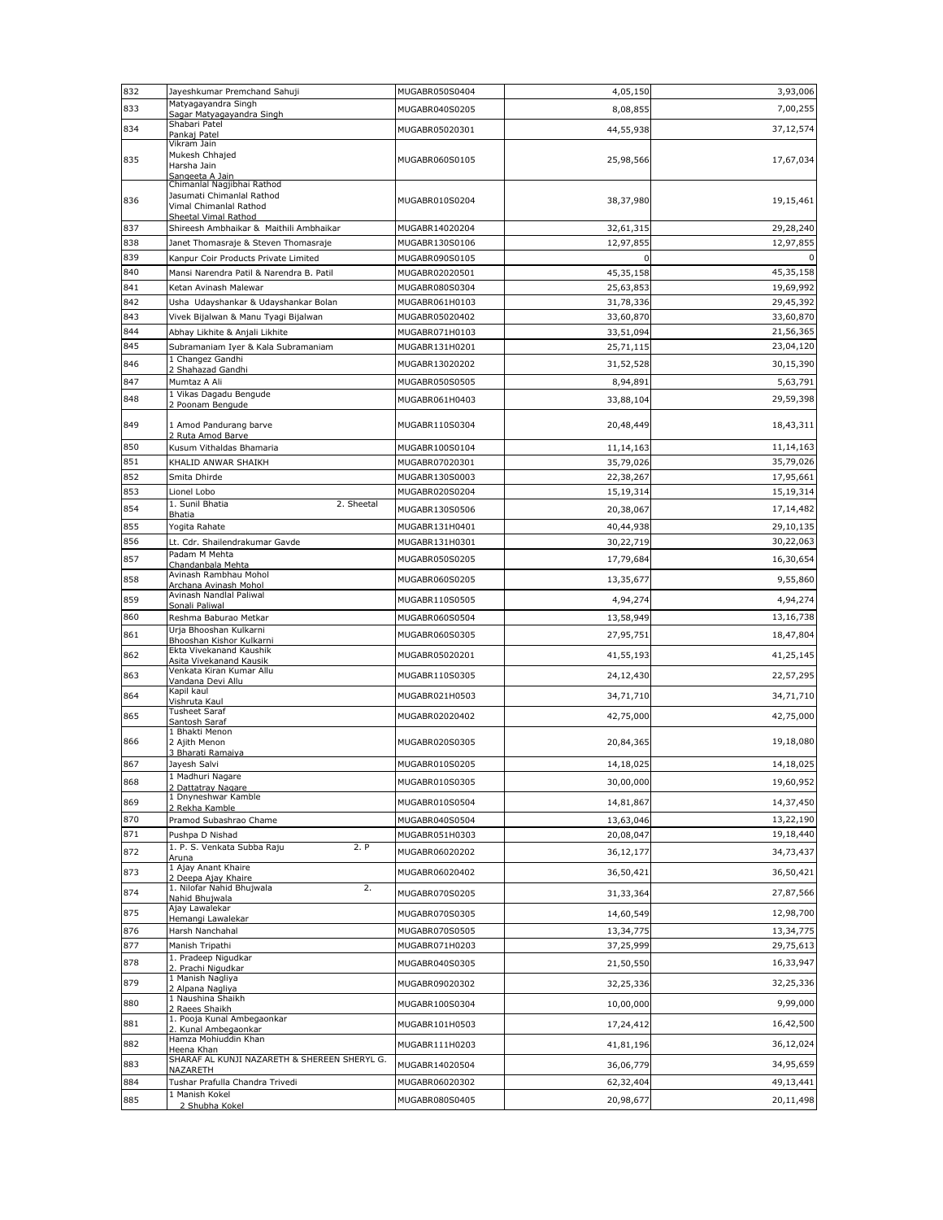| 832 | Jayeshkumar Premchand Sahuji | MUGABR050S0404 | 4,05,150 | 3,93,006 |
|---|---|---|---|---|
| 833 | Matyagayandra Singh<br>Sagar Matyagayandra Singh | MUGABR040S0205 | 8,08,855 | 7,00,255 |
| 834 | Shabari Patel<br>Pankaj Patel | MUGABR05020301 | 44,55,938 | 37,12,574 |
| 835 | Vikram Jain<br>Mukesh Chhajed<br>Harsha Jain<br>Sangeeta A Jain | MUGABR060S0105 | 25,98,566 | 17,67,034 |
| 836 | Chimanlal Nagjibhai Rathod<br>Jasumati Chimanlal Rathod<br>Vimal Chimanlal Rathod<br>Sheetal Vimal Rathod | MUGABR010S0204 | 38,37,980 | 19,15,461 |
| 837 | Shireesh Ambhaikar & Maithili Ambhaikar | MUGABR14020204 | 32,61,315 | 29,28,240 |
| 838 | Janet Thomasraje & Steven Thomasraje | MUGABR130S0106 | 12,97,855 | 12,97,855 |
| 839 | Kanpur Coir Products Private Limited | MUGABR090S0105 | 0 | 0 |
| 840 | Mansi Narendra Patil & Narendra B. Patil | MUGABR02020501 | 45,35,158 | 45,35,158 |
| 841 | Ketan Avinash Malewar | MUGABR080S0304 | 25,63,853 | 19,69,992 |
| 842 | Usha Udayshankar & Udayshankar Bolan | MUGABR061H0103 | 31,78,336 | 29,45,392 |
| 843 | Vivek Bijalwan & Manu Tyagi Bijalwan | MUGABR05020402 | 33,60,870 | 33,60,870 |
| 844 | Abhay Likhite & Anjali Likhite | MUGABR071H0103 | 33,51,094 | 21,56,365 |
| 845 | Subramaniam Iyer & Kala Subramaniam | MUGABR131H0201 | 25,71,115 | 23,04,120 |
| 846 | 1 Changez Gandhi<br>2 Shahazad Gandhi | MUGABR13020202 | 31,52,528 | 30,15,390 |
| 847 | Mumtaz A Ali | MUGABR050S0505 | 8,94,891 | 5,63,791 |
| 848 | 1 Vikas Dagadu Bengude<br>2 Poonam Bengude | MUGABR061H0403 | 33,88,104 | 29,59,398 |
| 849 | 1 Amod Pandurang barve<br>2 Ruta Amod Barve | MUGABR110S0304 | 20,48,449 | 18,43,311 |
| 850 | Kusum Vithaldas Bhamaria | MUGABR100S0104 | 11,14,163 | 11,14,163 |
| 851 | KHALID ANWAR SHAIKH | MUGABR07020301 | 35,79,026 | 35,79,026 |
| 852 | Smita Dhirde | MUGABR130S0003 | 22,38,267 | 17,95,661 |
| 853 | Lionel Lobo | MUGABR020S0204 | 15,19,314 | 15,19,314 |
| 854 | 1. Sunil Bhatia 2. Sheetal Bhatia | MUGABR130S0506 | 20,38,067 | 17,14,482 |
| 855 | Yogita Rahate | MUGABR131H0401 | 40,44,938 | 29,10,135 |
| 856 | Lt. Cdr. Shailendrakumar Gavde | MUGABR131H0301 | 30,22,719 | 30,22,063 |
| 857 | Padam M Mehta<br>Chandanbala Mehta | MUGABR050S0205 | 17,79,684 | 16,30,654 |
| 858 | Avinash Rambhau Mohol<br>Archana Avinash Mohol | MUGABR060S0205 | 13,35,677 | 9,55,860 |
| 859 | Avinash Nandlal Paliwal<br>Sonali Paliwal | MUGABR110S0505 | 4,94,274 | 4,94,274 |
| 860 | Reshma Baburao Metkar | MUGABR060S0504 | 13,58,949 | 13,16,738 |
| 861 | Urja Bhooshan Kulkarni<br>Bhooshan Kishor Kulkarni | MUGABR060S0305 | 27,95,751 | 18,47,804 |
| 862 | Ekta Vivekanand Kaushik<br>Asita Vivekanand Kausik | MUGABR05020201 | 41,55,193 | 41,25,145 |
| 863 | Venkata Kiran Kumar Allu<br>Vandana Devi Allu | MUGABR110S0305 | 24,12,430 | 22,57,295 |
| 864 | Kapil kaul<br>Vishruta Kaul | MUGABR021H0503 | 34,71,710 | 34,71,710 |
| 865 | Tusheet Saraf<br>Santosh Saraf | MUGABR02020402 | 42,75,000 | 42,75,000 |
| 866 | 1 Bhakti Menon<br>2 Ajith Menon<br>3 Bharati Ramaiya | MUGABR020S0305 | 20,84,365 | 19,18,080 |
| 867 | Jayesh Salvi | MUGABR010S0205 | 14,18,025 | 14,18,025 |
| 868 | 1 Madhuri Nagare<br>2 Dattatray Nagare | MUGABR010S0305 | 30,00,000 | 19,60,952 |
| 869 | 1 Dnyneshwar Kamble<br>2 Rekha Kamble | MUGABR010S0504 | 14,81,867 | 14,37,450 |
| 870 | Pramod Subashrao Chame | MUGABR040S0504 | 13,63,046 | 13,22,190 |
| 871 | Pushpa D Nishad | MUGABR051H0303 | 20,08,047 | 19,18,440 |
| 872 | 1. P. S. Venkata Subba Raju 2. P Aruna | MUGABR06020202 | 36,12,177 | 34,73,437 |
| 873 | 1 Ajay Anant Khaire<br>2 Deepa Ajay Khaire | MUGABR06020402 | 36,50,421 | 36,50,421 |
| 874 | 1. Nilofar Nahid Bhujwala 2. Nahid Bhujwala | MUGABR070S0205 | 31,33,364 | 27,87,566 |
| 875 | Ajay Lawalekar<br>Hemangi Lawalekar | MUGABR070S0305 | 14,60,549 | 12,98,700 |
| 876 | Harsh Nanchahal | MUGABR070S0505 | 13,34,775 | 13,34,775 |
| 877 | Manish Tripathi | MUGABR071H0203 | 37,25,999 | 29,75,613 |
| 878 | 1. Pradeep Nigudkar<br>2. Prachi Nigudkar | MUGABR040S0305 | 21,50,550 | 16,33,947 |
| 879 | 1 Manish Nagliya<br>2 Alpana Nagliya | MUGABR09020302 | 32,25,336 | 32,25,336 |
| 880 | 1 Naushina Shaikh<br>2 Raees Shaikh | MUGABR100S0304 | 10,00,000 | 9,99,000 |
| 881 | 1. Pooja Kunal Ambegaonkar<br>2. Kunal Ambegaonkar | MUGABR101H0503 | 17,24,412 | 16,42,500 |
| 882 | Hamza Mohiuddin Khan<br>Heena Khan | MUGABR111H0203 | 41,81,196 | 36,12,024 |
| 883 | SHARAF AL KUNJI NAZARETH & SHEREEN SHERYL G. NAZARETH | MUGABR14020504 | 36,06,779 | 34,95,659 |
| 884 | Tushar Prafulla Chandra Trivedi | MUGABR06020302 | 62,32,404 | 49,13,441 |
| 885 | 1 Manish Kokel<br>2 Shubha Kokel | MUGABR080S0405 | 20,98,677 | 20,11,498 |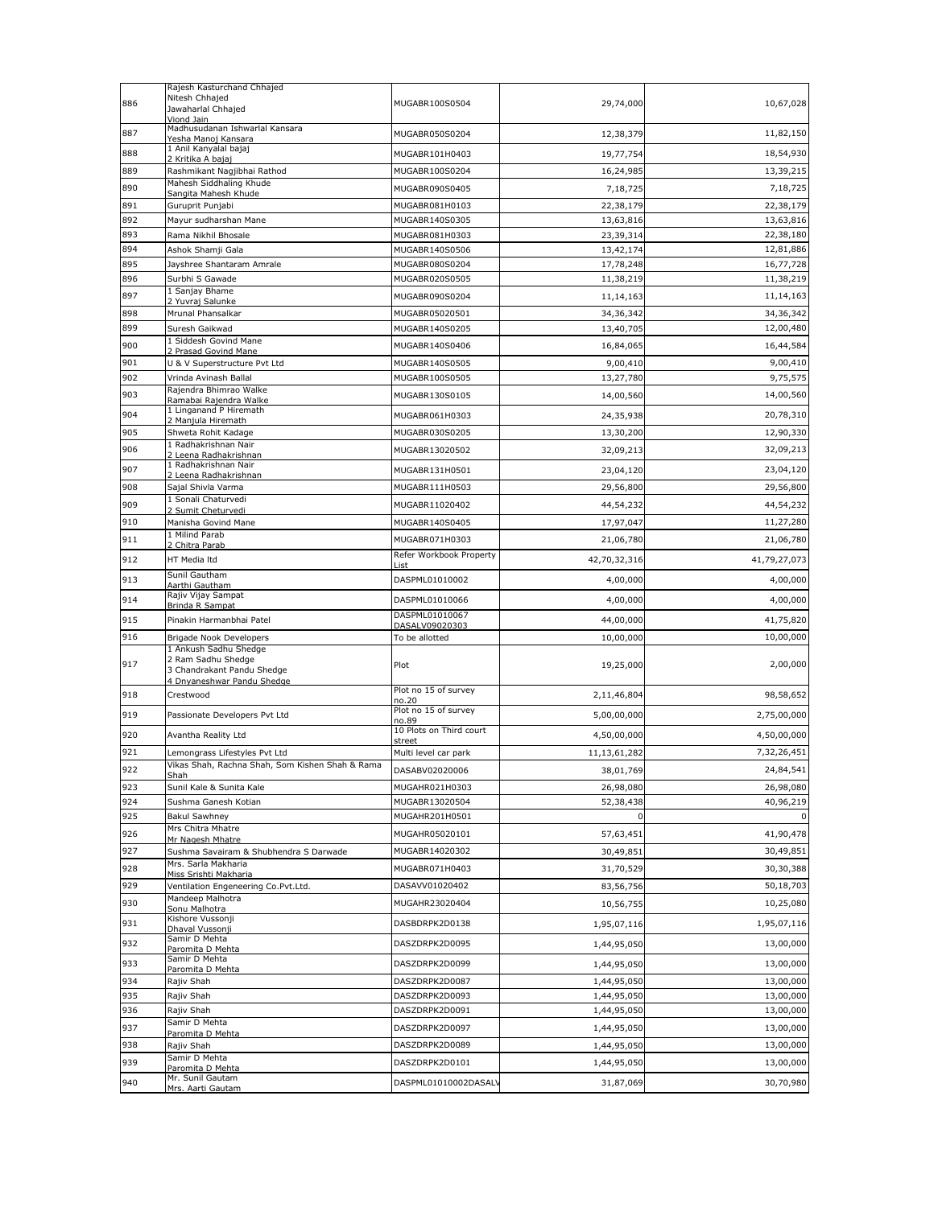| | | | | |
|---|---|---|---|---|
| 886 | Rajesh Kasturchand Chhajed<br>Nitesh Chhajed<br>Jawaharlal Chhajed<br>Viond Jain | MUGABR100S0504 | 29,74,000 | 10,67,028 |
| 887 | Madhusudanan Ishwarlal Kansara<br>Yesha Manoj Kansara | MUGABR050S0204 | 12,38,379 | 11,82,150 |
| 888 | 1 Anil Kanyalal bajaj<br>2 Kritika A bajaj | MUGABR101H0403 | 19,77,754 | 18,54,930 |
| 889 | Rashmikant Nagjibhai Rathod | MUGABR100S0204 | 16,24,985 | 13,39,215 |
| 890 | Mahesh Siddhaling Khude<br>Sangita Mahesh Khude | MUGABR090S0405 | 7,18,725 | 7,18,725 |
| 891 | Guruprit Punjabi | MUGABR081H0103 | 22,38,179 | 22,38,179 |
| 892 | Mayur sudharshan Mane | MUGABR140S0305 | 13,63,816 | 13,63,816 |
| 893 | Rama Nikhil Bhosale | MUGABR081H0303 | 23,39,314 | 22,38,180 |
| 894 | Ashok Shamji Gala | MUGABR140S0506 | 13,42,174 | 12,81,886 |
| 895 | Jayshree Shantaram Amrale | MUGABR080S0204 | 17,78,248 | 16,77,728 |
| 896 | Surbhi S Gawade | MUGABR020S0505 | 11,38,219 | 11,38,219 |
| 897 | 1 Sanjay Bhame<br>2 Yuvraj Salunke | MUGABR090S0204 | 11,14,163 | 11,14,163 |
| 898 | Mrunal Phansalkar | MUGABR05020501 | 34,36,342 | 34,36,342 |
| 899 | Suresh Gaikwad | MUGABR140S0205 | 13,40,705 | 12,00,480 |
| 900 | 1 Siddesh Govind Mane<br>2 Prasad Govind Mane | MUGABR140S0406 | 16,84,065 | 16,44,584 |
| 901 | U & V Superstructure Pvt Ltd | MUGABR140S0505 | 9,00,410 | 9,00,410 |
| 902 | Vrinda Avinash Ballal | MUGABR100S0505 | 13,27,780 | 9,75,575 |
| 903 | Rajendra Bhimrao Walke<br>Ramabai Rajendra Walke | MUGABR130S0105 | 14,00,560 | 14,00,560 |
| 904 | 1 Linganand P Hiremath<br>2 Manjula Hiremath | MUGABR061H0303 | 24,35,938 | 20,78,310 |
| 905 | Shweta Rohit Kadage | MUGABR030S0205 | 13,30,200 | 12,90,330 |
| 906 | 1 Radhakrishnan Nair<br>2 Leena Radhakrishnan | MUGABR13020502 | 32,09,213 | 32,09,213 |
| 907 | 1 Radhakrishnan Nair<br>2 Leena Radhakrishnan | MUGABR131H0501 | 23,04,120 | 23,04,120 |
| 908 | Sajal Shivla Varma | MUGABR111H0503 | 29,56,800 | 29,56,800 |
| 909 | 1 Sonali Chaturvedi<br>2 Sumit Cheturvedi | MUGABR11020402 | 44,54,232 | 44,54,232 |
| 910 | Manisha Govind Mane | MUGABR140S0405 | 17,97,047 | 11,27,280 |
| 911 | 1 Milind Parab<br>2 Chitra Parab | MUGABR071H0303 | 21,06,780 | 21,06,780 |
| 912 | HT Media ltd | Refer Workbook Property List | 42,70,32,316 | 41,79,27,073 |
| 913 | Sunil Gautham<br>Aarthi Gautham | DASPML01010002 | 4,00,000 | 4,00,000 |
| 914 | Rajiv Vijay Sampat<br>Brinda R Sampat | DASPML01010066 | 4,00,000 | 4,00,000 |
| 915 | Pinakin Harmanbhai Patel | DASPML01010067<br>DASALV09020303 | 44,00,000 | 41,75,820 |
| 916 | Brigade Nook Developers | To be allotted | 10,00,000 | 10,00,000 |
| 917 | 1 Ankush Sadhu Shedge<br>2 Ram Sadhu Shedge<br>3 Chandrakant Pandu Shedge<br>4 Dnyaneshwar Pandu Shedge | Plot | 19,25,000 | 2,00,000 |
| 918 | Crestwood | Plot no 15 of survey no.20 | 2,11,46,804 | 98,58,652 |
| 919 | Passionate Developers Pvt Ltd | Plot no 15 of survey no.89 | 5,00,00,000 | 2,75,00,000 |
| 920 | Avantha Reality Ltd | 10 Plots on Third court street | 4,50,00,000 | 4,50,00,000 |
| 921 | Lemongrass Lifestyles Pvt Ltd | Multi level car park | 11,13,61,282 | 7,32,26,451 |
| 922 | Vikas Shah, Rachna Shah, Som Kishen Shah & Rama Shah | DASABV02020006 | 38,01,769 | 24,84,541 |
| 923 | Sunil Kale & Sunita Kale | MUGAHR021H0303 | 26,98,080 | 26,98,080 |
| 924 | Sushma Ganesh Kotian | MUGABR13020504 | 52,38,438 | 40,96,219 |
| 925 | Bakul Sawhney | MUGAHR201H0501 | 0 | 0 |
| 926 | Mrs Chitra Mhatre<br>Mr Nagesh Mhatre | MUGAHR05020101 | 57,63,451 | 41,90,478 |
| 927 | Sushma Savairam & Shubhendra S Darwade | MUGABR14020302 | 30,49,851 | 30,49,851 |
| 928 | Mrs. Sarla Makharia<br>Miss Srishti Makharia | MUGABR071H0403 | 31,70,529 | 30,30,388 |
| 929 | Ventilation Engeneering Co.Pvt.Ltd. | DASAVV01020402 | 83,56,756 | 50,18,703 |
| 930 | Mandeep Malhotra<br>Sonu Malhotra | MUGAHR23020404 | 10,56,755 | 10,25,080 |
| 931 | Kishore Vussonji<br>Dhaval Vussonji | DASBDRPK2D0138 | 1,95,07,116 | 1,95,07,116 |
| 932 | Samir D Mehta<br>Paromita D Mehta | DASZDRPK2D0095 | 1,44,95,050 | 13,00,000 |
| 933 | Samir D Mehta<br>Paromita D Mehta | DASZDRPK2D0099 | 1,44,95,050 | 13,00,000 |
| 934 | Rajiv Shah | DASZDRPK2D0087 | 1,44,95,050 | 13,00,000 |
| 935 | Rajiv Shah | DASZDRPK2D0093 | 1,44,95,050 | 13,00,000 |
| 936 | Rajiv Shah | DASZDRPK2D0091 | 1,44,95,050 | 13,00,000 |
| 937 | Samir D Mehta<br>Paromita D Mehta | DASZDRPK2D0097 | 1,44,95,050 | 13,00,000 |
| 938 | Rajiv Shah | DASZDRPK2D0089 | 1,44,95,050 | 13,00,000 |
| 939 | Samir D Mehta<br>Paromita D Mehta | DASZDRPK2D0101 | 1,44,95,050 | 13,00,000 |
| 940 | Mr. Sunil Gautam<br>Mrs. Aarti Gautam | DASPML01010002DASALV | 31,87,069 | 30,70,980 |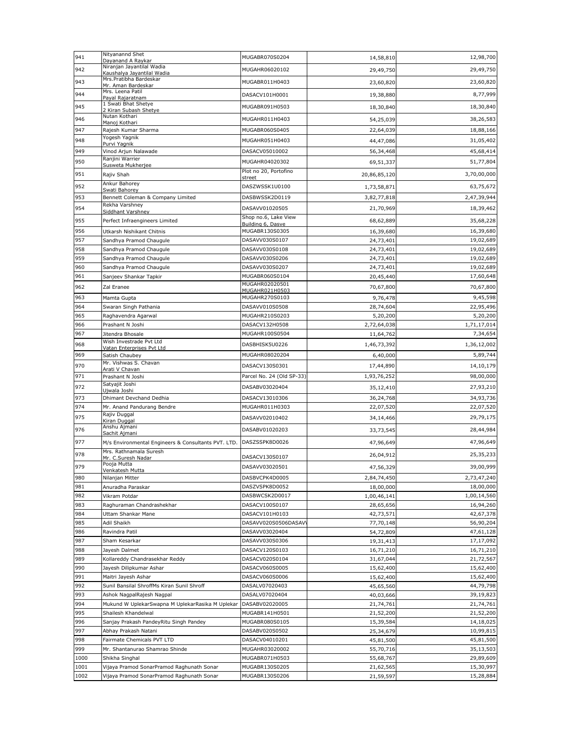| 941 | Nityanannd Shet<br>Dayanand A Raykar | MUGABR070S0204 | 14,58,810 | 12,98,700 |
|---|---|---|---|---|
| 942 | Niranjan Jayantilal Wadia<br>Kaushalya Jayantilal Wadia | MUGAHR06020102 | 29,49,750 | 29,49,750 |
| 943 | Mrs.Pratibha Bardeskar<br>Mr. Aman Bardeskar | MUGABR011H0403 | 23,60,820 | 23,60,820 |
| 944 | Mrs. Leena Patil<br>Payal Rajaratnam | DASACV101H0001 | 19,38,880 | 8,77,999 |
| 945 | 1 Swati Bhat Shetye<br>2 Kiran Subash Shetye | MUGABR091H0503 | 18,30,840 | 18,30,840 |
| 946 | Nutan Kothari<br>Manoj Kothari | MUGAHR011H0403 | 54,25,039 | 38,26,583 |
| 947 | Rajesh Kumar Sharma | MUGABR060S0405 | 22,64,039 | 18,88,166 |
| 948 | Yogesh Yagnik<br>Purvi Yagnik | MUGAHR051H0403 | 44,47,086 | 31,05,402 |
| 949 | Vinod Arjun Nalawade | DASACV05010002 | 56,34,468 | 45,68,414 |
| 950 | Ranjini Warrier<br>Susweta Mukherjee | MUGAHR04020302 | 69,51,337 | 51,77,804 |
| 951 | Rajiv Shah | Plot no 20, Portofino street | 20,86,85,120 | 3,70,00,000 |
| 952 | Ankur Bahorey<br>Swati Bahorey | DASZWSSK1U0100 | 1,73,58,871 | 63,75,672 |
| 953 | Bennett Coleman & Company Limited | DASBWSSK2D0119 | 3,82,77,818 | 2,47,39,944 |
| 954 | Rekha Varshney<br>Siddhant Varshney | DASAVV01020505 | 21,70,969 | 18,39,462 |
| 955 | Perfect Infraengineers Limited | Shop no.6, Lake View Building 6, Dasve | 68,62,889 | 35,68,228 |
| 956 | Utkarsh Nishikant Chitnis | MUGABR130S0305 | 16,39,680 | 16,39,680 |
| 957 | Sandhya Pramod Chaugule | DASAVV030S0107 | 24,73,401 | 19,02,689 |
| 958 | Sandhya Pramod Chaugule | DASAVV030S0108 | 24,73,401 | 19,02,689 |
| 959 | Sandhya Pramod Chaugule | DASAVV030S0206 | 24,73,401 | 19,02,689 |
| 960 | Sandhya Pramod Chaugule | DASAVV030S0207 | 24,73,401 | 19,02,689 |
| 961 | Sanjeev Shankar Tapkir | MUGABR060S0104 | 20,45,440 | 17,60,648 |
| 962 | Zal Eranee | MUGAHR02020501<br>MUGAHR021H0503 | 70,67,800 | 70,67,800 |
| 963 | Mamta Gupta | MUGAHR270S0103 | 9,76,478 | 9,45,598 |
| 964 | Swaran Singh Pathania | DASAVV010S0508 | 28,74,604 | 22,95,496 |
| 965 | Raghavendra Agarwal | MUGAHR210S0203 | 5,20,200 | 5,20,200 |
| 966 | Prashant N Joshi | DASACV132H0508 | 2,72,64,038 | 1,71,17,014 |
| 967 | Jitendra Bhosale | MUGAHR100S0504 | 11,64,762 | 7,34,654 |
| 968 | Wish Investrade Pvt Ltd<br>Vatan Enterprises Pvt Ltd | DASBHISK5U0226 | 1,46,73,392 | 1,36,12,002 |
| 969 | Satish Chaubey | MUGAHR08020204 | 6,40,000 | 5,89,744 |
| 970 | Mr. Vishwas S. Chavan<br>Arati V Chavan | DASACV130S0301 | 17,44,890 | 14,10,179 |
| 971 | Prashant N Joshi | Parcel No. 24 (Old SP-33) | 1,93,76,252 | 98,00,000 |
| 972 | Satyajit Joshi<br>Ujwala Joshi | DASABV03020404 | 35,12,410 | 27,93,210 |
| 973 | Dhimant Devchand Dedhia | DASACV13010306 | 36,24,768 | 34,93,736 |
| 974 | Mr. Anand Pandurang Bendre | MUGAHR011H0303 | 22,07,520 | 22,07,520 |
| 975 | Rajiv Duggal<br>Kiran Duggal | DASAVV02010402 | 34,14,466 | 29,79,175 |
| 976 | Anshu Ajmani<br>Sachit Ajmani | DASABV01020203 | 33,73,545 | 28,44,984 |
| 977 | M/s Environmental Engineers & Consultants PVT. LTD. | DASZSSPK8D0026 | 47,96,649 | 47,96,649 |
| 978 | Mrs. Rathnamala Suresh<br>Mr. C.Suresh Nadar | DASACV130S0107 | 26,04,912 | 25,35,233 |
| 979 | Pooja Mutta<br>Venkatesh Mutta | DASAVV03020501 | 47,56,329 | 39,00,999 |
| 980 | Nilanjan Mitter | DASBVCPK4D0005 | 2,84,74,450 | 2,73,47,240 |
| 981 | Anuradha Paraskar | DASZVSPK8D0052 | 18,00,000 | 18,00,000 |
| 982 | Vikram Potdar | DASBWCSK2D0017 | 1,00,46,141 | 1,00,14,560 |
| 983 | Raghuraman Chandrashekhar | DASACV100S0107 | 28,65,656 | 16,94,260 |
| 984 | Uttam Shankar Mane | DASACV101H0103 | 42,73,571 | 42,67,378 |
| 985 | Adil Shaikh | DASAVV020S0506DASAVV | 77,70,148 | 56,90,204 |
| 986 | Ravindra Patil | DASAVV03020404 | 54,72,809 | 47,61,128 |
| 987 | Sham Kesarkar | DASAVV030S0306 | 19,31,413 | 17,17,092 |
| 988 | Jayesh Dalmet | DASACV120S0103 | 16,71,210 | 16,71,210 |
| 989 | Kollareddy Chandrasekhar Reddy | DASACV020S0104 | 31,67,044 | 21,72,567 |
| 990 | Jayesh Dilipkumar Ashar | DASACV060S0005 | 15,62,400 | 15,62,400 |
| 991 | Maitri Jayesh Ashar | DASACV060S0006 | 15,62,400 | 15,62,400 |
| 992 | Sunil Bansilal ShroffMs Kiran Sunil Shroff | DASALV07020403 | 45,65,560 | 44,79,798 |
| 993 | Ashok NagpalRajesh Nagpal | DASALV07020404 | 40,03,666 | 39,19,823 |
| 994 | Mukund W UplekarSwapna M UplekarRasika M Uplekar | DASABV02020005 | 21,74,761 | 21,74,761 |
| 995 | Shailesh Khandelwal | MUGABR141H0501 | 21,52,200 | 21,52,200 |
| 996 | Sanjay Prakash PandeyRitu Singh Pandey | MUGABR080S0105 | 15,39,584 | 14,18,025 |
| 997 | Abhay Prakash Natani | DASABV020S0502 | 25,34,679 | 10,99,815 |
| 998 | Fairmate Chemicals PVT LTD | DASACV04010201 | 45,81,500 | 45,81,500 |
| 999 | Mr. Shantanurao Shamrao Shinde | MUGAHR03020002 | 55,70,716 | 35,13,503 |
| 1000 | Shikha Singhal | MUGABR071H0503 | 55,68,767 | 29,89,609 |
| 1001 | Vijaya Pramod SonarPramod Raghunath Sonar | MUGABR130S0205 | 21,62,565 | 15,30,997 |
| 1002 | Vijaya Pramod SonarPramod Raghunath Sonar | MUGABR130S0206 | 21,59,597 | 15,28,884 |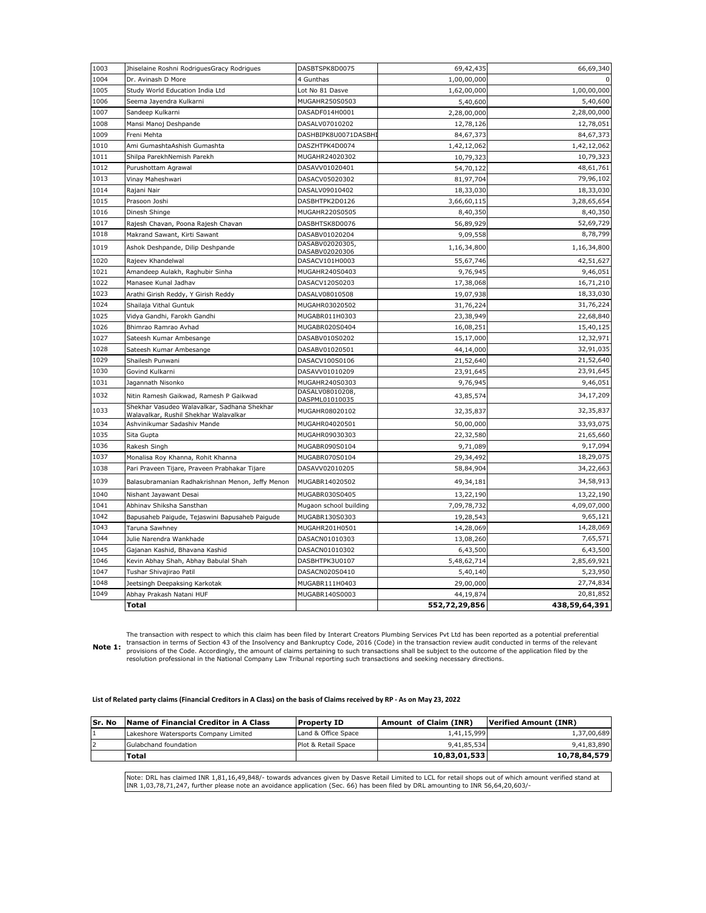| | | | | |
|---|---|---|---|---|
| 1003 | Jhiselaine Roshni RodriguesGracy Rodrigues | DASBTSPK8D0075 | 69,42,435 | 66,69,340 |
| 1004 | Dr. Avinash D More | 4 Gunthas | 1,00,00,000 | 0 |
| 1005 | Study World Education India Ltd | Lot No 81 Dasve | 1,62,00,000 | 1,00,00,000 |
| 1006 | Seema Jayendra Kulkarni | MUGAHR250S0503 | 5,40,600 | 5,40,600 |
| 1007 | Sandeep Kulkarni | DASADF014H0001 | 2,28,00,000 | 2,28,00,000 |
| 1008 | Mansi Manoj Deshpande | DASALV07010202 | 12,78,126 | 12,78,051 |
| 1009 | Freni Mehta | DASHBIPK8U0071DASBHI | 84,67,373 | 84,67,373 |
| 1010 | Ami GumashtaAshish Gumashta | DASZHTPK4D0074 | 1,42,12,062 | 1,42,12,062 |
| 1011 | Shilpa ParekhNemish Parekh | MUGAHR24020302 | 10,79,323 | 10,79,323 |
| 1012 | Purushottam Agrawal | DASAVV01020401 | 54,70,122 | 48,61,761 |
| 1013 | Vinay Maheshwari | DASACV05020302 | 81,97,704 | 79,96,102 |
| 1014 | Rajani Nair | DASALV09010402 | 18,33,030 | 18,33,030 |
| 1015 | Prasoon Joshi | DASBHTPK2D0126 | 3,66,60,115 | 3,28,65,654 |
| 1016 | Dinesh Shinge | MUGAHR220S0505 | 8,40,350 | 8,40,350 |
| 1017 | Rajesh Chavan, Poona Rajesh Chavan | DASBHTSK8D0076 | 56,89,929 | 52,69,729 |
| 1018 | Makrand Sawant, Kirti Sawant | DASABV01020204 | 9,09,558 | 8,78,799 |
| 1019 | Ashok Deshpande, Dilip Deshpande | DASABV02020305, DASABV02020306 | 1,16,34,800 | 1,16,34,800 |
| 1020 | Rajeev Khandelwal | DASACV101H0003 | 55,67,746 | 42,51,627 |
| 1021 | Amandeep Aulakh, Raghubir Sinha | MUGAHR240S0403 | 9,76,945 | 9,46,051 |
| 1022 | Manasee Kunal Jadhav | DASACV120S0203 | 17,38,068 | 16,71,210 |
| 1023 | Arathi Girish Reddy, Y Girish Reddy | DASALV08010508 | 19,07,938 | 18,33,030 |
| 1024 | Shailaja Vithal Guntuk | MUGAHR03020502 | 31,76,224 | 31,76,224 |
| 1025 | Vidya Gandhi, Farokh Gandhi | MUGABR011H0303 | 23,38,949 | 22,68,840 |
| 1026 | Bhimrao Ramrao Avhad | MUGABR020S0404 | 16,08,251 | 15,40,125 |
| 1027 | Sateesh Kumar Ambesange | DASABV010S0202 | 15,17,000 | 12,32,971 |
| 1028 | Sateesh Kumar Ambesange | DASABV01020501 | 44,14,000 | 32,91,035 |
| 1029 | Shailesh Punwani | DASACV100S0106 | 21,52,640 | 21,52,640 |
| 1030 | Govind Kulkarni | DASAVV01010209 | 23,91,645 | 23,91,645 |
| 1031 | Jagannath Nisonko | MUGAHR240S0303 | 9,76,945 | 9,46,051 |
| 1032 | Nitin Ramesh Gaikwad, Ramesh P Gaikwad | DASALV08010208, DASPML01010035 | 43,85,574 | 34,17,209 |
| 1033 | Shekhar Vasudeo Walavalkar, Sadhana Shekhar Walavalkar, Rushil Shekhar Walavalkar | MUGAHR08020102 | 32,35,837 | 32,35,837 |
| 1034 | Ashvinikumar Sadashiv Mande | MUGAHR04020501 | 50,00,000 | 33,93,075 |
| 1035 | Sita Gupta | MUGAHR09030303 | 22,32,580 | 21,65,660 |
| 1036 | Rakesh Singh | MUGABR090S0104 | 9,71,089 | 9,17,094 |
| 1037 | Monalisa Roy Khanna, Rohit Khanna | MUGABR070S0104 | 29,34,492 | 18,29,075 |
| 1038 | Pari Praveen Tijare, Praveen Prabhakar Tijare | DASAVV02010205 | 58,84,904 | 34,22,663 |
| 1039 | Balasubramanian Radhakrishnan Menon, Jeffy Menon | MUGABR14020502 | 49,34,181 | 34,58,913 |
| 1040 | Nishant Jayawant Desai | MUGABR030S0405 | 13,22,190 | 13,22,190 |
| 1041 | Abhinav Shiksha Sansthan | Mugaon school building | 7,09,78,732 | 4,09,07,000 |
| 1042 | Bapusaheb Paigude, Tejaswini Bapusaheb Paigude | MUGABR130S0303 | 19,28,543 | 9,65,121 |
| 1043 | Taruna Sawhney | MUGAHR201H0501 | 14,28,069 | 14,28,069 |
| 1044 | Julie Narendra Wankhade | DASACN01010303 | 13,08,260 | 7,65,571 |
| 1045 | Gajanan Kashid, Bhavana Kashid | DASACN01010302 | 6,43,500 | 6,43,500 |
| 1046 | Kevin Abhay Shah, Abhay Babulal Shah | DASBHTPK3U0107 | 5,48,62,714 | 2,85,69,921 |
| 1047 | Tushar Shivajirao Patil | DASACN020S0410 | 5,40,140 | 5,23,950 |
| 1048 | Jeetsingh Deepaksing Karkotak | MUGABR111H0403 | 29,00,000 | 27,74,834 |
| 1049 | Abhay Prakash Natani HUF | MUGABR140S0003 | 44,19,874 | 20,81,852 |
| | **Total** | | **552,72,29,856** | **438,59,64,391** |

**Note 1:** The transaction with respect to which this claim has been filed by Interart Creators Plumbing Services Pvt Ltd has been reported as a potential preferential transaction in terms of Section 43 of the Insolvency and Bankruptcy Code, 2016 (Code) in the transaction review audit conducted in terms of the relevant provisions of the Code. Accordingly, the amount of claims pertaining to such transactions shall be subject to the outcome of the application filed by the resolution professional in the National Company Law Tribunal reporting such transactions and seeking necessary directions.

**List of Related party claims (Financial Creditors in A Class) on the basis of Claims received by RP - As on May 23, 2022**

| Sr. No | Name of Financial Creditor in A Class | Property ID | Amount of Claim (INR) | Verified Amount (INR) |
|---|---|---|---|---|
| 1 | Lakeshore Watersports Company Limited | Land & Office Space | 1,41,15,999 | 1,37,00,689 |
| 2 | Gulabchand foundation | Plot & Retail Space | 9,41,85,534 | 9,41,83,890 |
| | **Total** | | **10,83,01,533** | **10,78,84,579** |

Note: DRL has claimed INR 1,81,16,49,848/- towards advances given by Dasve Retail Limited to LCL for retail shops out of which amount verified stand at INR 1,03,78,71,247, further please note an avoidance application (Sec. 66) has been filed by DRL amounting to INR 56,64,20,603/-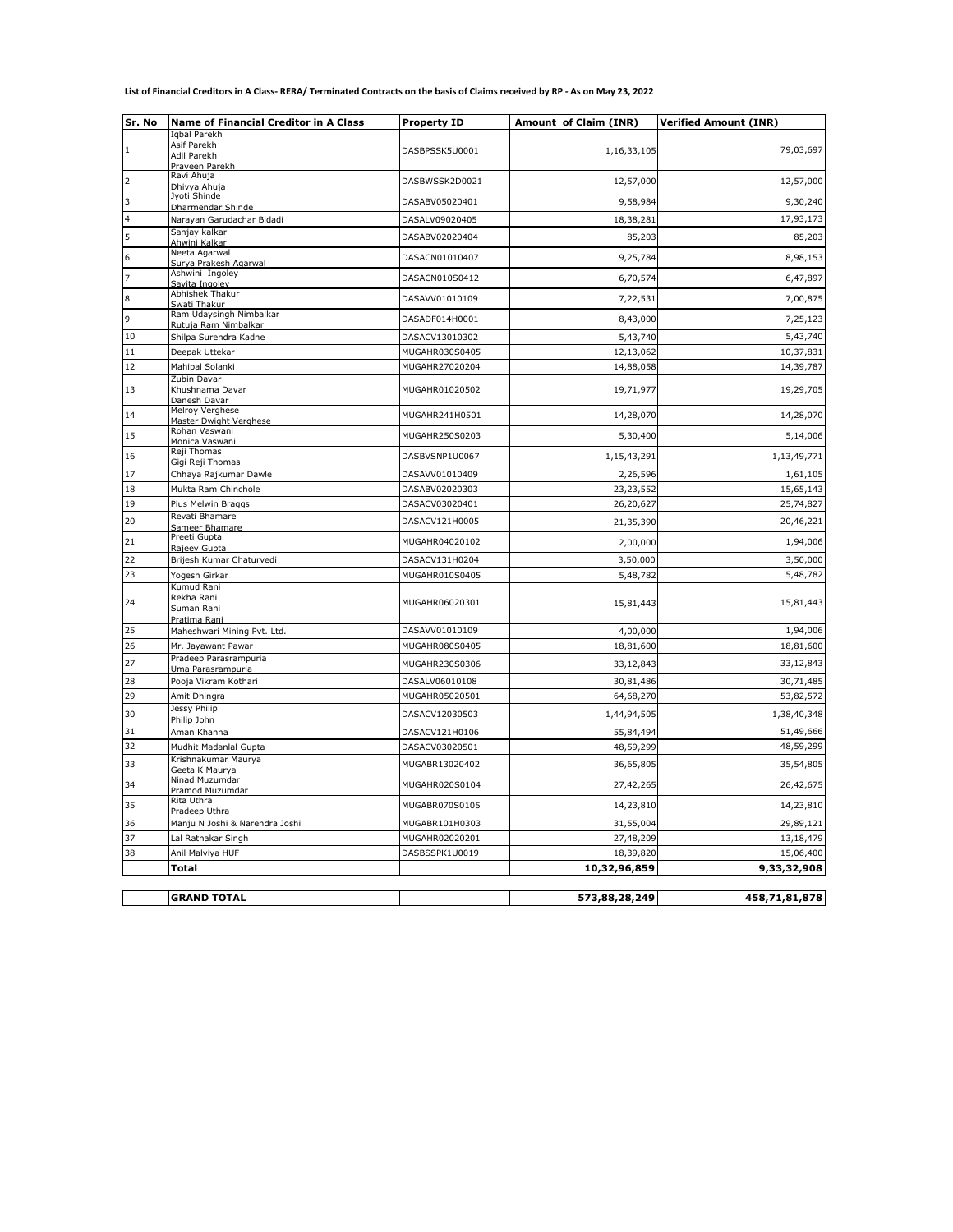**List of Financial Creditors in A Class- RERA/ Terminated Contracts on the basis of Claims received by RP - As on May 23, 2022**

| Sr. No | Name of Financial Creditor in A Class | Property ID | Amount of Claim (INR) | Verified Amount (INR) |
|---|---|---|---|---|
| 1 | Iqbal Parekh<br>Asif Parekh<br>Adil Parekh<br>Praveen Parekh | DASBPSSK5U0001 | 1,16,33,105 | 79,03,697 |
| 2 | Ravi Ahuja<br>Dhivya Ahuja | DASBWSSK2D0021 | 12,57,000 | 12,57,000 |
| 3 | Jyoti Shinde<br>Dharmendar Shinde | DASABV05020401 | 9,58,984 | 9,30,240 |
| 4 | Narayan Garudachar Bidadi | DASALV09020405 | 18,38,281 | 17,93,173 |
| 5 | Sanjay kalkar<br>Ahwini Kalkar | DASABV02020404 | 85,203 | 85,203 |
| 6 | Neeta Agarwal<br>Surya Prakesh Agarwal | DASACN01010407 | 9,25,784 | 8,98,153 |
| 7 | Ashwini Ingoley<br>Savita Ingoley | DASACN010S0412 | 6,70,574 | 6,47,897 |
| 8 | Abhishek Thakur<br>Swati Thakur | DASAVV01010109 | 7,22,531 | 7,00,875 |
| 9 | Ram Udaysingh Nimbalkar<br>Rutuja Ram Nimbalkar | DASADF014H0001 | 8,43,000 | 7,25,123 |
| 10 | Shilpa Surendra Kadne | DASACV13010302 | 5,43,740 | 5,43,740 |
| 11 | Deepak Uttekar | MUGAHR030S0405 | 12,13,062 | 10,37,831 |
| 12 | Mahipal Solanki | MUGAHR27020204 | 14,88,058 | 14,39,787 |
| 13 | Zubin Davar<br>Khushnama Davar<br>Danesh Davar | MUGAHR01020502 | 19,71,977 | 19,29,705 |
| 14 | Melroy Verghese<br>Master Dwight Verghese | MUGAHR241H0501 | 14,28,070 | 14,28,070 |
| 15 | Rohan Vaswani<br>Monica Vaswani | MUGAHR250S0203 | 5,30,400 | 5,14,006 |
| 16 | Reji Thomas<br>Gigi Reji Thomas | DASBVSNP1U0067 | 1,15,43,291 | 1,13,49,771 |
| 17 | Chhaya Rajkumar Dawle | DASAVV01010409 | 2,26,596 | 1,61,105 |
| 18 | Mukta Ram Chinchole | DASABV02020303 | 23,23,552 | 15,65,143 |
| 19 | Pius Melwin Braggs | DASACV03020401 | 26,20,627 | 25,74,827 |
| 20 | Revati Bhamare<br>Sameer Bhamare | DASACV121H0005 | 21,35,390 | 20,46,221 |
| 21 | Preeti Gupta<br>Rajeev Gupta | MUGAHR04020102 | 2,00,000 | 1,94,006 |
| 22 | Brijesh Kumar Chaturvedi | DASACV131H0204 | 3,50,000 | 3,50,000 |
| 23 | Yogesh Girkar | MUGAHR010S0405 | 5,48,782 | 5,48,782 |
| 24 | Kumud Rani<br>Rekha Rani<br>Suman Rani<br>Pratima Rani | MUGAHR06020301 | 15,81,443 | 15,81,443 |
| 25 | Maheshwari Mining Pvt. Ltd. | DASAVV01010109 | 4,00,000 | 1,94,006 |
| 26 | Mr. Jayawant Pawar | MUGAHR080S0405 | 18,81,600 | 18,81,600 |
| 27 | Pradeep Parasrampuria<br>Uma Parasrampuria | MUGAHR230S0306 | 33,12,843 | 33,12,843 |
| 28 | Pooja Vikram Kothari | DASALV06010108 | 30,81,486 | 30,71,485 |
| 29 | Amit Dhingra | MUGAHR05020501 | 64,68,270 | 53,82,572 |
| 30 | Jessy Philip<br>Philip John | DASACV12030503 | 1,44,94,505 | 1,38,40,348 |
| 31 | Aman Khanna | DASACV121H0106 | 55,84,494 | 51,49,666 |
| 32 | Mudhit Madanlal Gupta | DASACV03020501 | 48,59,299 | 48,59,299 |
| 33 | Krishnakumar Maurya<br>Geeta K Maurya | MUGABR13020402 | 36,65,805 | 35,54,805 |
| 34 | Ninad Muzumdar<br>Pramod Muzumdar | MUGAHR020S0104 | 27,42,265 | 26,42,675 |
| 35 | Rita Uthra<br>Pradeep Uthra | MUGABR070S0105 | 14,23,810 | 14,23,810 |
| 36 | Manju N Joshi & Narendra Joshi | MUGABR101H0303 | 31,55,004 | 29,89,121 |
| 37 | Lal Ratnakar Singh | MUGAHR02020201 | 27,48,209 | 13,18,479 |
| 38 | Anil Malviya HUF | DASBSSPK1U0019 | 18,39,820 | 15,06,400 |
| | **Total** | | **10,32,96,859** | **9,33,32,908** |

| | | | | |
|---|---|---|---|---|
| | **GRAND TOTAL** | | **573,88,28,249** | **458,71,81,878** |